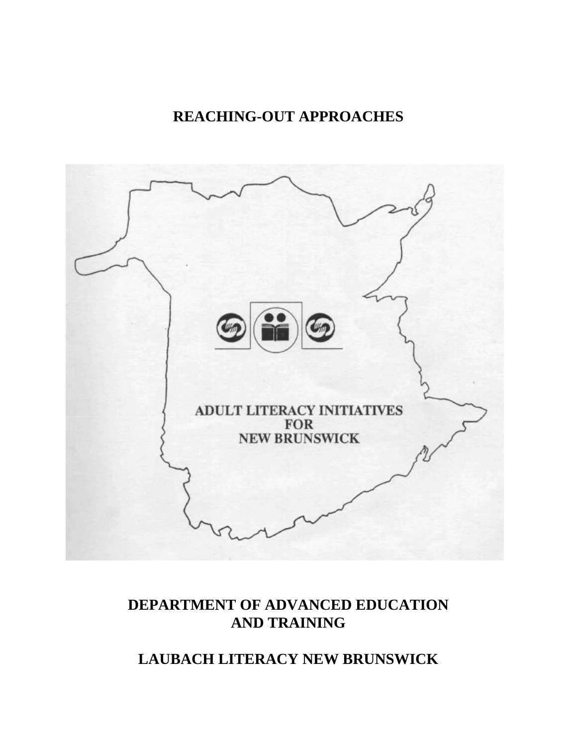# REACHING-OUT APPROACHES

ADULT LITERACY INITIATIVES
FOR
NEW BRUNSWICK

## DEPARTMENT OF ADVANCED EDUCATION AND TRAINING

## LAUBACH LITERACY NEW BRUNSWICK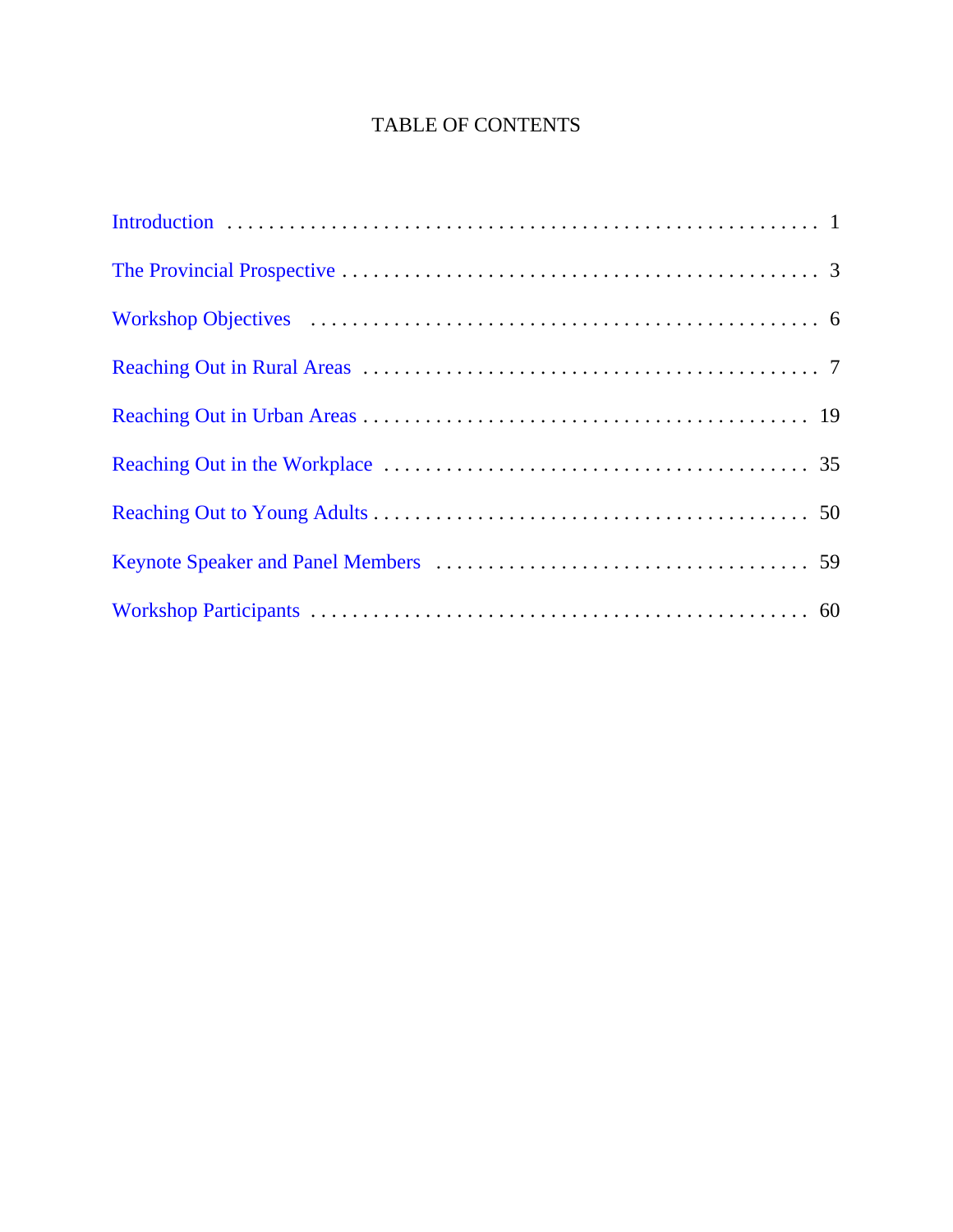# TABLE OF CONTENTS

| Section | Page |
|---|---|
| Introduction | 1 |
| The Provincial Prospective | 3 |
| Workshop Objectives | 6 |
| Reaching Out in Rural Areas | 7 |
| Reaching Out in Urban Areas | 19 |
| Reaching Out in the Workplace | 35 |
| Reaching Out to Young Adults | 50 |
| Keynote Speaker and Panel Members | 59 |
| Workshop Participants | 60 |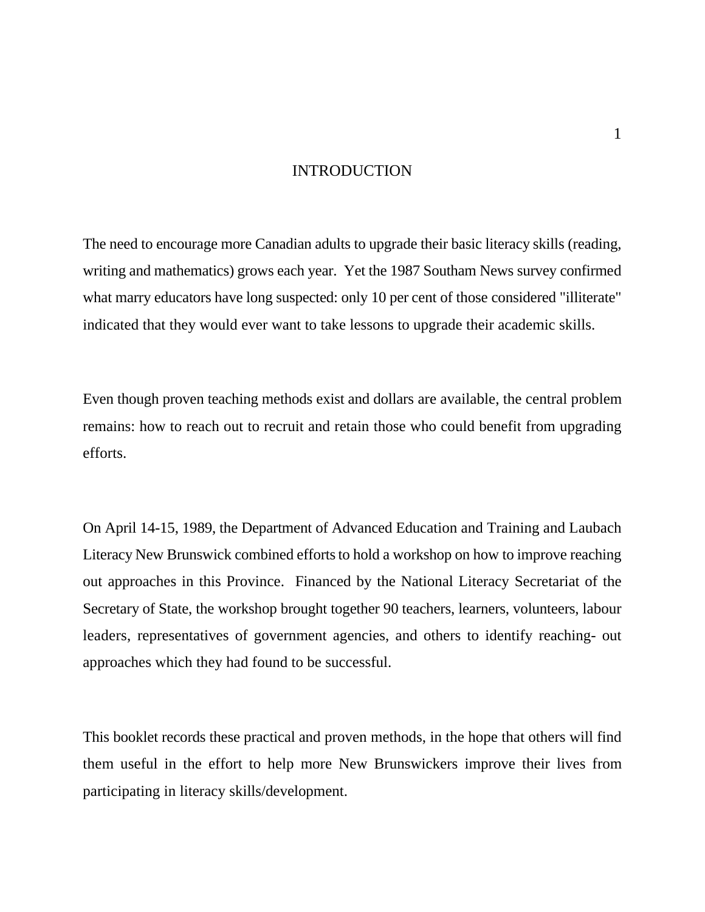# INTRODUCTION

The need to encourage more Canadian adults to upgrade their basic literacy skills (reading, writing and mathematics) grows each year. Yet the 1987 Southam News survey confirmed what marry educators have long suspected: only 10 per cent of those considered "illiterate" indicated that they would ever want to take lessons to upgrade their academic skills.

Even though proven teaching methods exist and dollars are available, the central problem remains: how to reach out to recruit and retain those who could benefit from upgrading efforts.

On April 14-15, 1989, the Department of Advanced Education and Training and Laubach Literacy New Brunswick combined efforts to hold a workshop on how to improve reaching out approaches in this Province. Financed by the National Literacy Secretariat of the Secretary of State, the workshop brought together 90 teachers, learners, volunteers, labour leaders, representatives of government agencies, and others to identify reaching- out approaches which they had found to be successful.

This booklet records these practical and proven methods, in the hope that others will find them useful in the effort to help more New Brunswickers improve their lives from participating in literacy skills/development.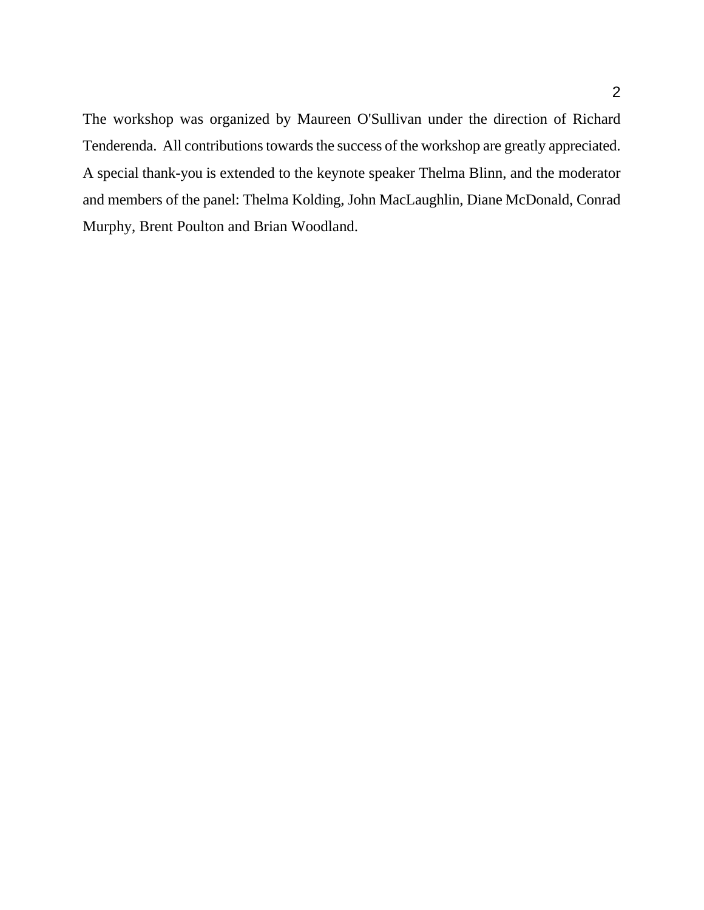The workshop was organized by Maureen O'Sullivan under the direction of Richard Tenderenda. All contributions towards the success of the workshop are greatly appreciated. A special thank-you is extended to the keynote speaker Thelma Blinn, and the moderator and members of the panel: Thelma Kolding, John MacLaughlin, Diane McDonald, Conrad Murphy, Brent Poulton and Brian Woodland.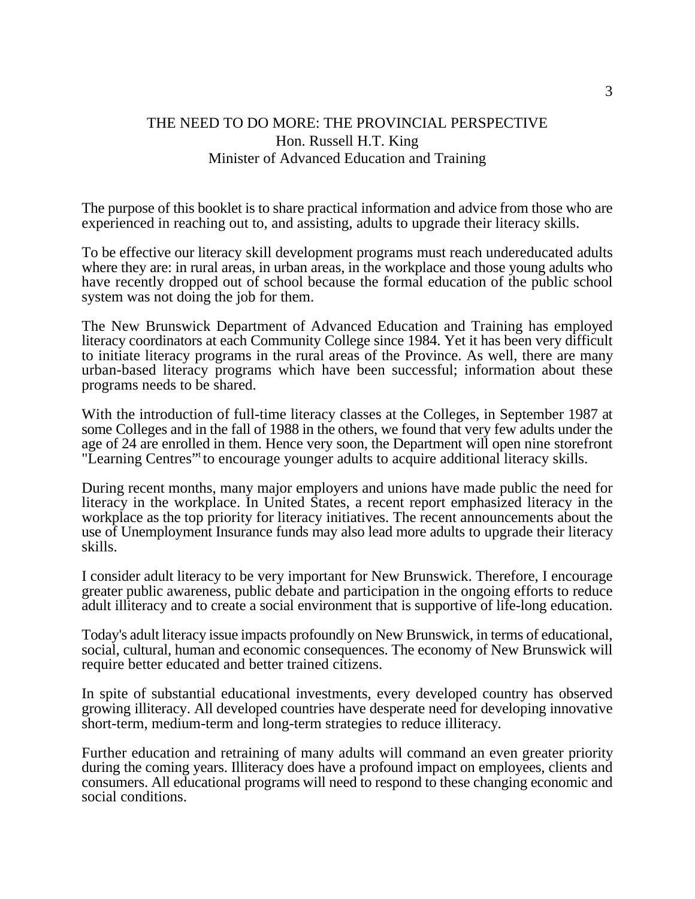## THE NEED TO DO MORE: THE PROVINCIAL PERSPECTIVE

Hon. Russell H.T. King
Minister of Advanced Education and Training

The purpose of this booklet is to share practical information and advice from those who are experienced in reaching out to, and assisting, adults to upgrade their literacy skills.

To be effective our literacy skill development programs must reach undereducated adults where they are: in rural areas, in urban areas, in the workplace and those young adults who have recently dropped out of school because the formal education of the public school system was not doing the job for them.

The New Brunswick Department of Advanced Education and Training has employed literacy coordinators at each Community College since 1984. Yet it has been very difficult to initiate literacy programs in the rural areas of the Province. As well, there are many urban-based literacy programs which have been successful; information about these programs needs to be shared.

With the introduction of full-time literacy classes at the Colleges, in September 1987 at some Colleges and in the fall of 1988 in the others, we found that very few adults under the age of 24 are enrolled in them. Hence very soon, the Department will open nine storefront "Learning Centres"[t] to encourage younger adults to acquire additional literacy skills.

During recent months, many major employers and unions have made public the need for literacy in the workplace. In United States, a recent report emphasized literacy in the workplace as the top priority for literacy initiatives. The recent announcements about the use of Unemployment Insurance funds may also lead more adults to upgrade their literacy skills.

I consider adult literacy to be very important for New Brunswick. Therefore, I encourage greater public awareness, public debate and participation in the ongoing efforts to reduce adult illiteracy and to create a social environment that is supportive of life-long education.

Today's adult literacy issue impacts profoundly on New Brunswick, in terms of educational, social, cultural, human and economic consequences. The economy of New Brunswick will require better educated and better trained citizens.

In spite of substantial educational investments, every developed country has observed growing illiteracy. All developed countries have desperate need for developing innovative short-term, medium-term and long-term strategies to reduce illiteracy.

Further education and retraining of many adults will command an even greater priority during the coming years. Illiteracy does have a profound impact on employees, clients and consumers. All educational programs will need to respond to these changing economic and social conditions.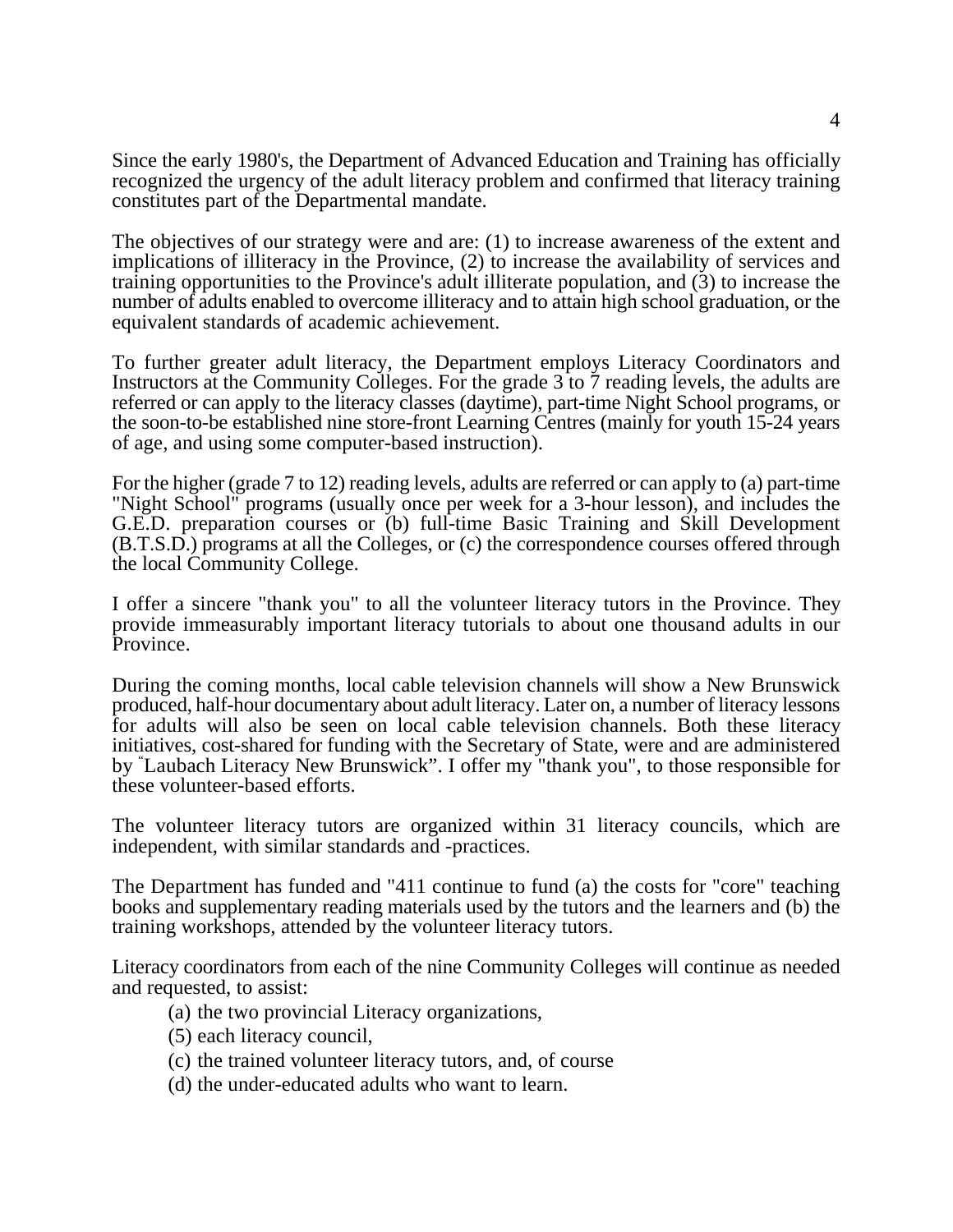Since the early 1980's, the Department of Advanced Education and Training has officially recognized the urgency of the adult literacy problem and confirmed that literacy training constitutes part of the Departmental mandate.

The objectives of our strategy were and are: (1) to increase awareness of the extent and implications of illiteracy in the Province, (2) to increase the availability of services and training opportunities to the Province's adult illiterate population, and (3) to increase the number of adults enabled to overcome illiteracy and to attain high school graduation, or the equivalent standards of academic achievement.

To further greater adult literacy, the Department employs Literacy Coordinators and Instructors at the Community Colleges. For the grade 3 to 7 reading levels, the adults are referred or can apply to the literacy classes (daytime), part-time Night School programs, or the soon-to-be established nine store-front Learning Centres (mainly for youth 15-24 years of age, and using some computer-based instruction).

For the higher (grade 7 to 12) reading levels, adults are referred or can apply to (a) part-time "Night School" programs (usually once per week for a 3-hour lesson), and includes the G.E.D. preparation courses or (b) full-time Basic Training and Skill Development (B.T.S.D.) programs at all the Colleges, or (c) the correspondence courses offered through the local Community College.

I offer a sincere "thank you" to all the volunteer literacy tutors in the Province. They provide immeasurably important literacy tutorials to about one thousand adults in our Province.

During the coming months, local cable television channels will show a New Brunswick produced, half-hour documentary about adult literacy. Later on, a number of literacy lessons for adults will also be seen on local cable television channels. Both these literacy initiatives, cost-shared for funding with the Secretary of State, were and are administered by "Laubach Literacy New Brunswick". I offer my "thank you", to those responsible for these volunteer-based efforts.

The volunteer literacy tutors are organized within 31 literacy councils, which are independent, with similar standards and -practices.

The Department has funded and "411 continue to fund (a) the costs for "core" teaching books and supplementary reading materials used by the tutors and the learners and (b) the training workshops, attended by the volunteer literacy tutors.

Literacy coordinators from each of the nine Community Colleges will continue as needed and requested, to assist:

(a) the two provincial Literacy organizations,
(5) each literacy council,
(c) the trained volunteer literacy tutors, and, of course
(d) the under-educated adults who want to learn.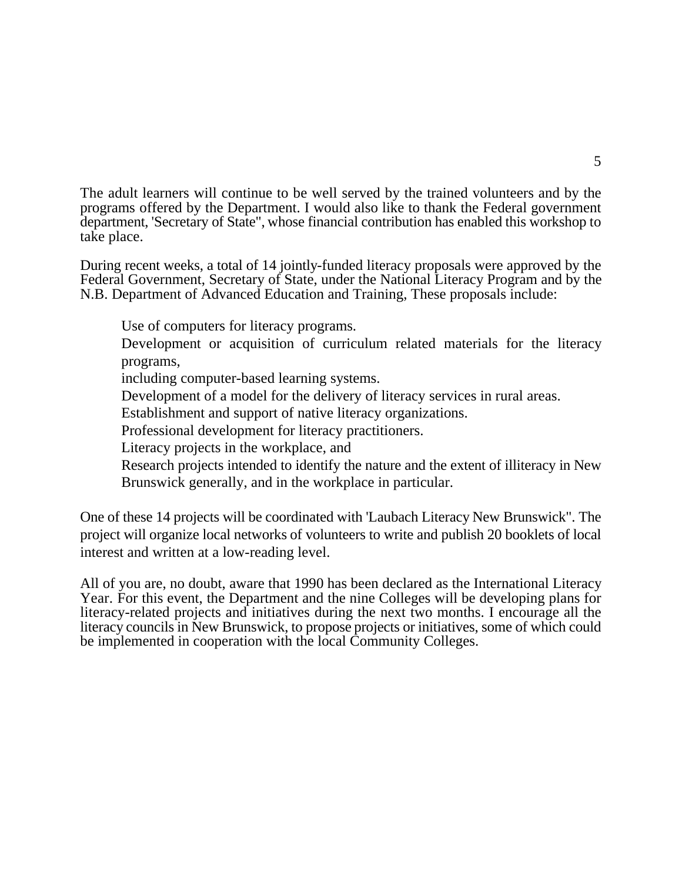The adult learners will continue to be well served by the trained volunteers and by the programs offered by the Department. I would also like to thank the Federal government department, 'Secretary of State", whose financial contribution has enabled this workshop to take place.

During recent weeks, a total of 14 jointly-funded literacy proposals were approved by the Federal Government, Secretary of State, under the National Literacy Program and by the N.B. Department of Advanced Education and Training, These proposals include:

- Use of computers for literacy programs.
- Development or acquisition of curriculum related materials for the literacy programs,
- including computer-based learning systems.
- Development of a model for the delivery of literacy services in rural areas.
- Establishment and support of native literacy organizations.
- Professional development for literacy practitioners.
- Literacy projects in the workplace, and
- Research projects intended to identify the nature and the extent of illiteracy in New Brunswick generally, and in the workplace in particular.

One of these 14 projects will be coordinated with 'Laubach Literacy New Brunswick". The project will organize local networks of volunteers to write and publish 20 booklets of local interest and written at a low-reading level.

All of you are, no doubt, aware that 1990 has been declared as the International Literacy Year. For this event, the Department and the nine Colleges will be developing plans for literacy-related projects and initiatives during the next two months. I encourage all the literacy councils in New Brunswick, to propose projects or initiatives, some of which could be implemented in cooperation with the local Community Colleges.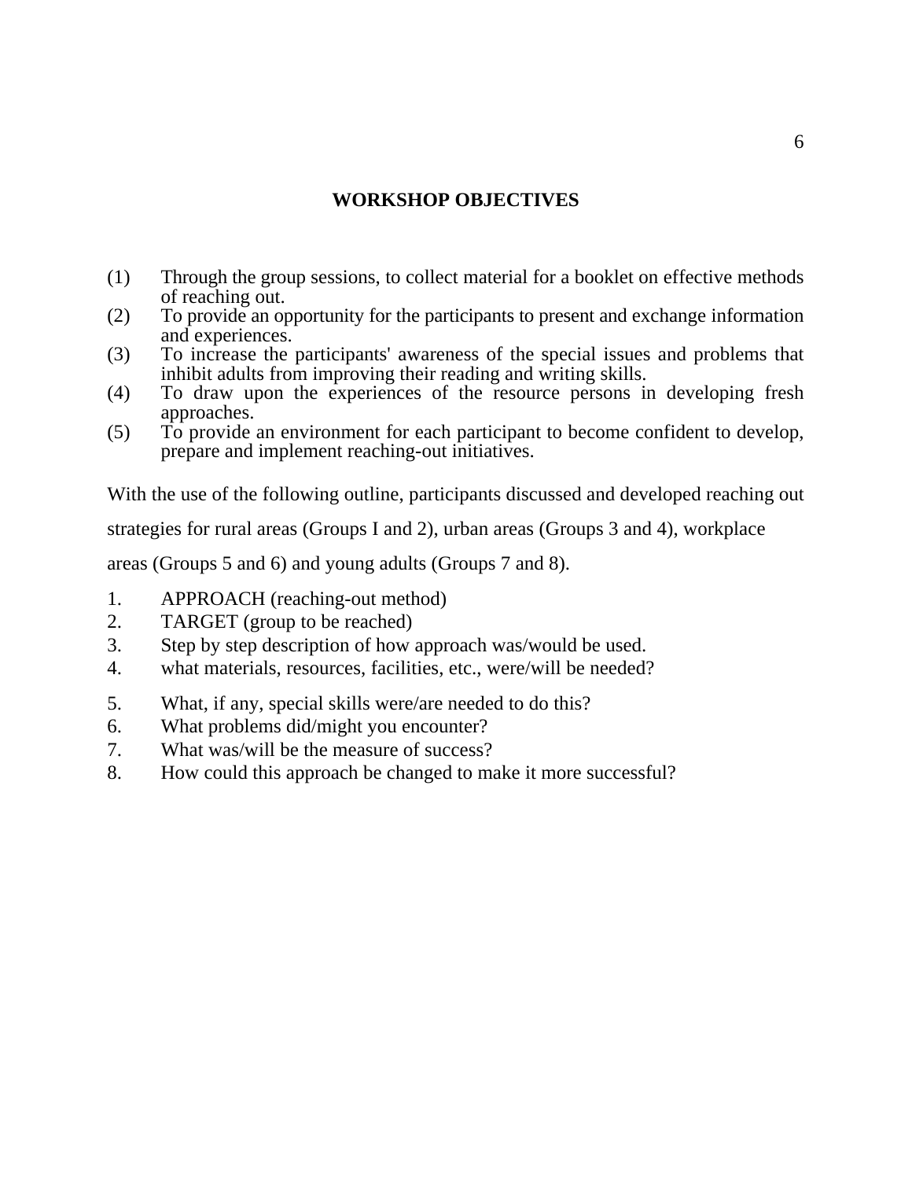## WORKSHOP OBJECTIVES

(1) Through the group sessions, to collect material for a booklet on effective methods of reaching out.
(2) To provide an opportunity for the participants to present and exchange information and experiences.
(3) To increase the participants' awareness of the special issues and problems that inhibit adults from improving their reading and writing skills.
(4) To draw upon the experiences of the resource persons in developing fresh approaches.
(5) To provide an environment for each participant to become confident to develop, prepare and implement reaching-out initiatives.

With the use of the following outline, participants discussed and developed reaching out strategies for rural areas (Groups I and 2), urban areas (Groups 3 and 4), workplace areas (Groups 5 and 6) and young adults (Groups 7 and 8).

1. APPROACH (reaching-out method)
2. TARGET (group to be reached)
3. Step by step description of how approach was/would be used.
4. what materials, resources, facilities, etc., were/will be needed?
5. What, if any, special skills were/are needed to do this?
6. What problems did/might you encounter?
7. What was/will be the measure of success?
8. How could this approach be changed to make it more successful?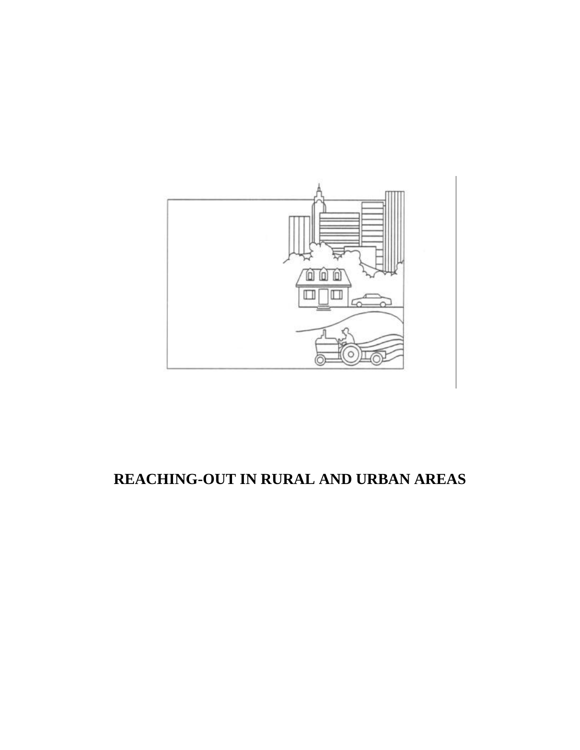# REACHING-OUT IN RURAL AND URBAN AREAS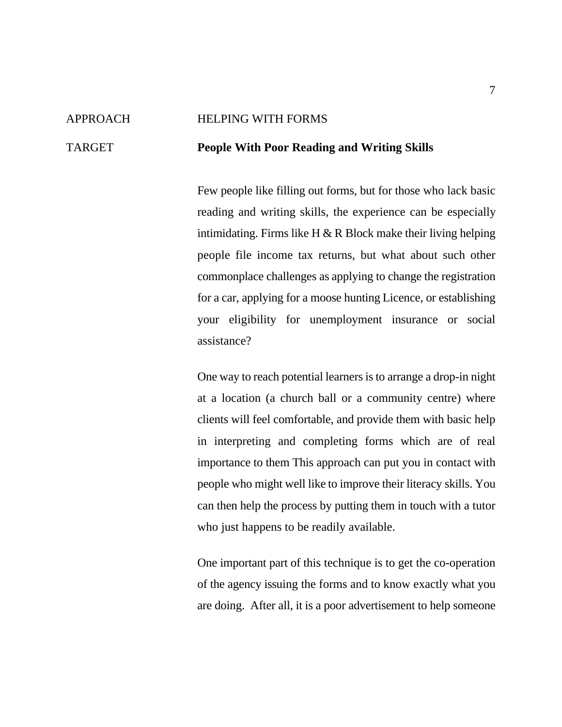APPROACH HELPING WITH FORMS

TARGET **People With Poor Reading and Writing Skills**

Few people like filling out forms, but for those who lack basic reading and writing skills, the experience can be especially intimidating. Firms like H & R Block make their living helping people file income tax returns, but what about such other commonplace challenges as applying to change the registration for a car, applying for a moose hunting Licence, or establishing your eligibility for unemployment insurance or social assistance?

One way to reach potential learners is to arrange a drop-in night at a location (a church ball or a community centre) where clients will feel comfortable, and provide them with basic help in interpreting and completing forms which are of real importance to them This approach can put you in contact with people who might well like to improve their literacy skills. You can then help the process by putting them in touch with a tutor who just happens to be readily available.

One important part of this technique is to get the co-operation of the agency issuing the forms and to know exactly what you are doing. After all, it is a poor advertisement to help someone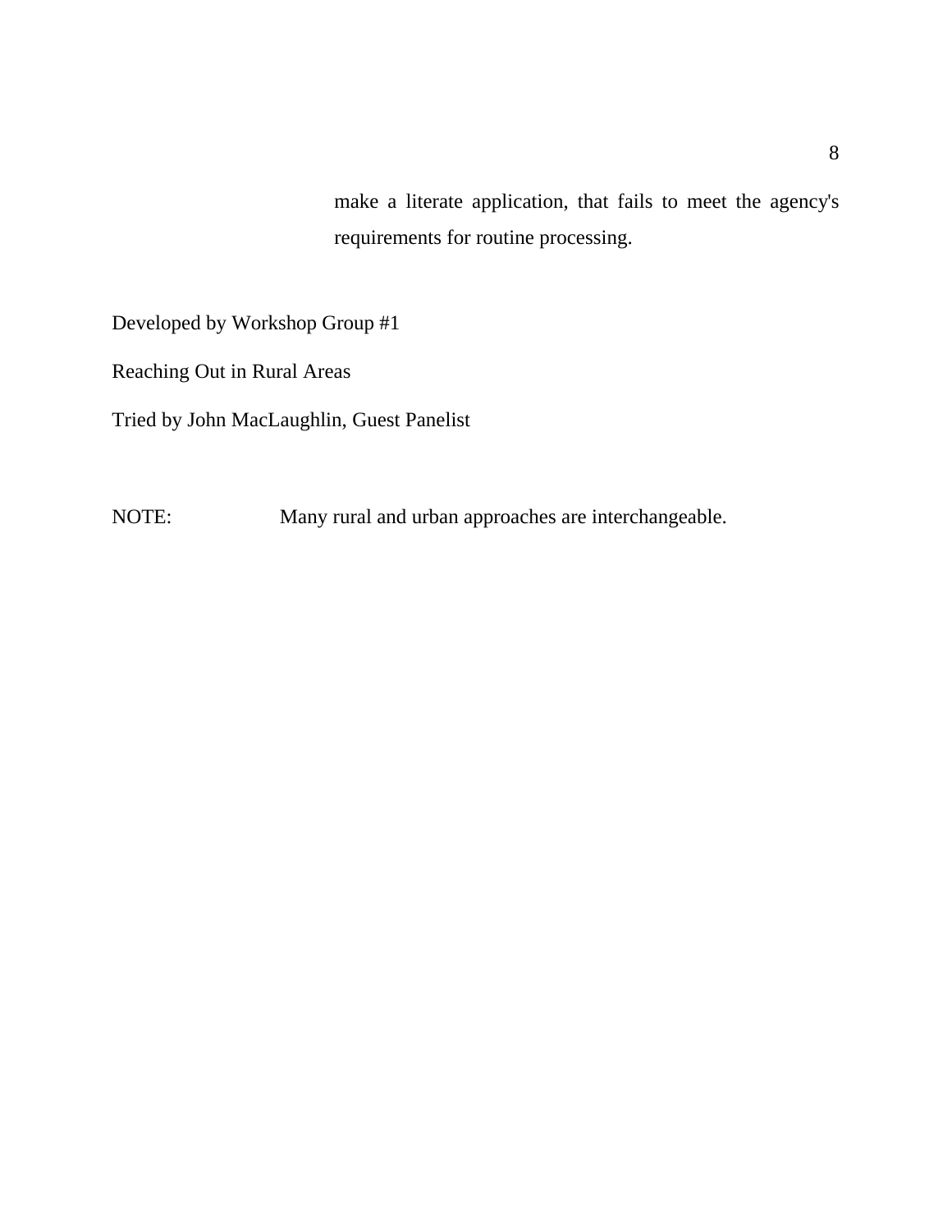make a literate application, that fails to meet the agency's requirements for routine processing.

Developed by Workshop Group #1

Reaching Out in Rural Areas

Tried by John MacLaughlin, Guest Panelist

NOTE: Many rural and urban approaches are interchangeable.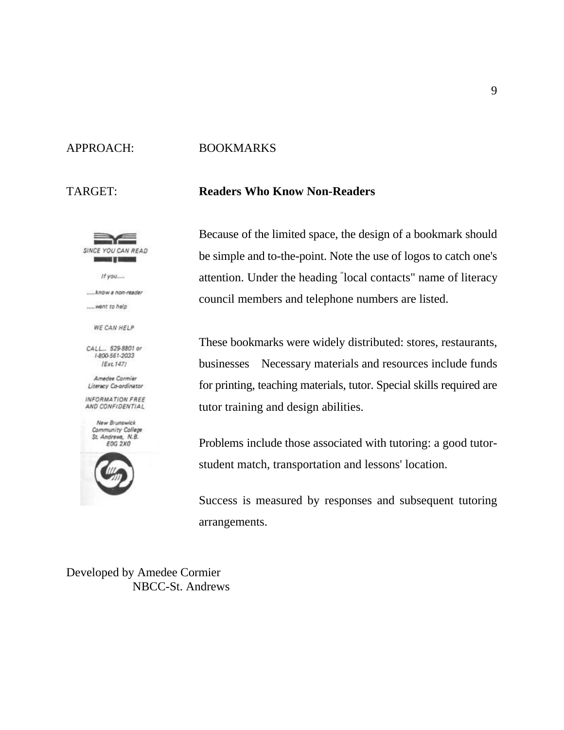APPROACH: BOOKMARKS

TARGET: **Readers Who Know Non-Readers**

SINCE YOU CAN READ

If you.....

.....know a non-reader

.....want to help

WE CAN HELP

CALL... 529-8801 or 1-800-561-2033 (Ext.147)

Amedee Cormier
Literacy Co-ordinator

INFORMATION FREE AND CONFIDENTIAL

New Brunswick
Community College
St. Andrews, N.B.
E0G 2X0

Because of the limited space, the design of a bookmark should be simple and to-the-point. Note the use of logos to catch one's attention. Under the heading "local contacts" name of literacy council members and telephone numbers are listed.

These bookmarks were widely distributed: stores, restaurants, businesses Necessary materials and resources include funds for printing, teaching materials, tutor. Special skills required are tutor training and design abilities.

Problems include those associated with tutoring: a good tutor-student match, transportation and lessons' location.

Success is measured by responses and subsequent tutoring arrangements.

Developed by Amedee Cormier
NBCC-St. Andrews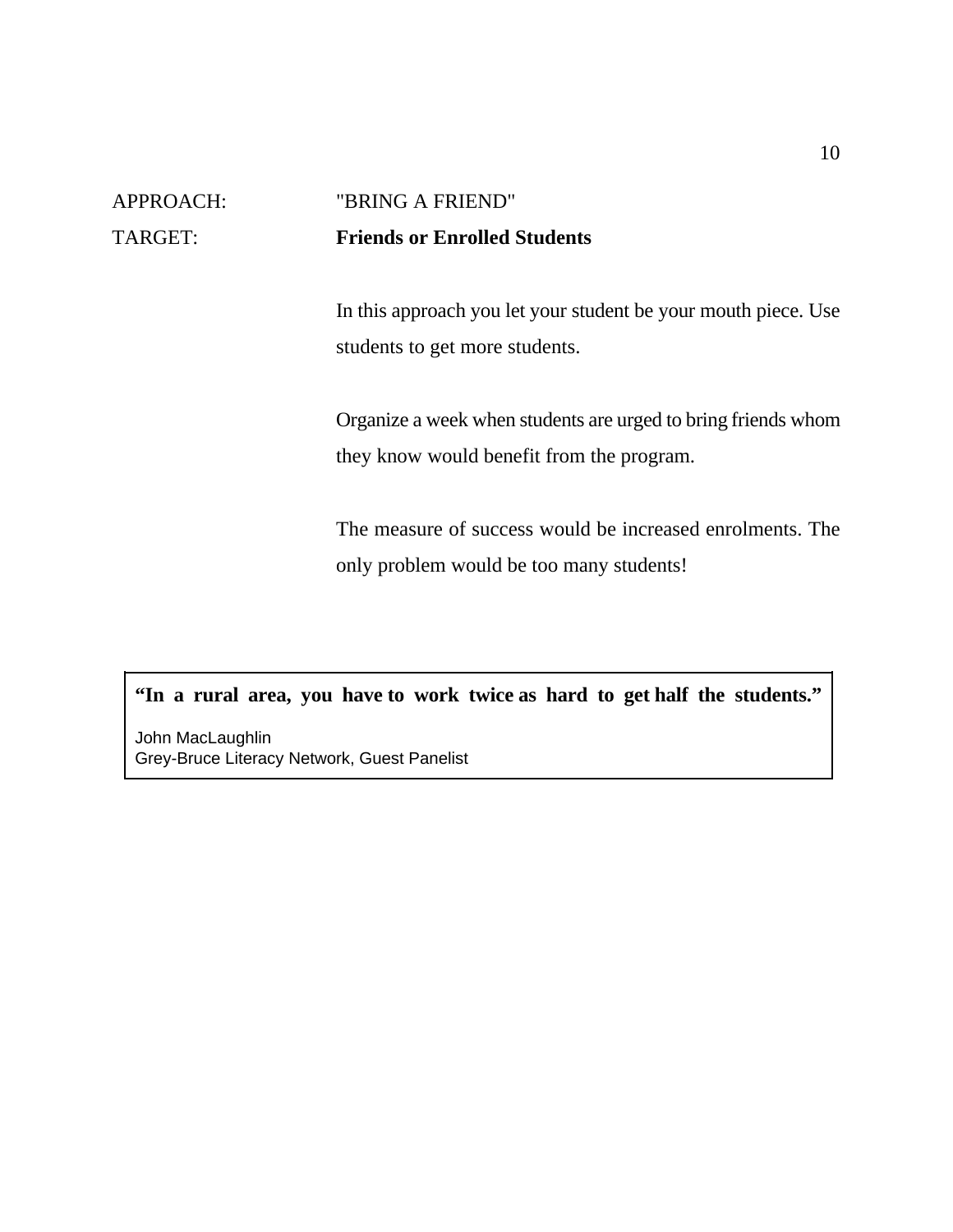APPROACH: "BRING A FRIEND"

TARGET: **Friends or Enrolled Students**

In this approach you let your student be your mouth piece. Use students to get more students.

Organize a week when students are urged to bring friends whom they know would benefit from the program.

The measure of success would be increased enrolments. The only problem would be too many students!

> **"In a rural area, you have to work twice as hard to get half the students."**
>
> John MacLaughlin
> Grey-Bruce Literacy Network, Guest Panelist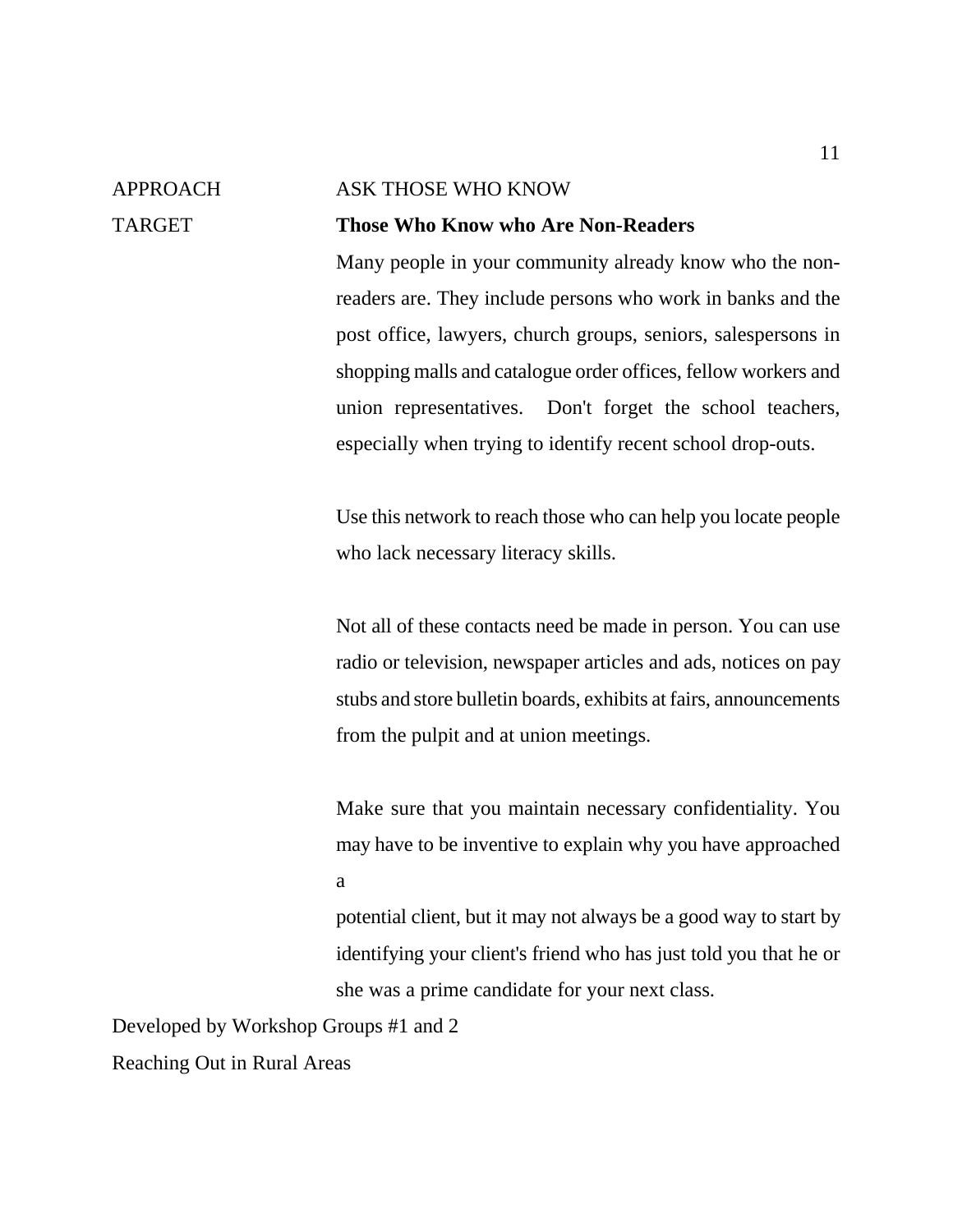APPROACH ASK THOSE WHO KNOW

TARGET **Those Who Know who Are Non-Readers**

Many people in your community already know who the non-readers are. They include persons who work in banks and the post office, lawyers, church groups, seniors, salespersons in shopping malls and catalogue order offices, fellow workers and union representatives. Don't forget the school teachers, especially when trying to identify recent school drop-outs.

Use this network to reach those who can help you locate people who lack necessary literacy skills.

Not all of these contacts need be made in person. You can use radio or television, newspaper articles and ads, notices on pay stubs and store bulletin boards, exhibits at fairs, announcements from the pulpit and at union meetings.

Make sure that you maintain necessary confidentiality. You may have to be inventive to explain why you have approached a potential client, but it may not always be a good way to start by identifying your client's friend who has just told you that he or she was a prime candidate for your next class.

Developed by Workshop Groups #1 and 2

Reaching Out in Rural Areas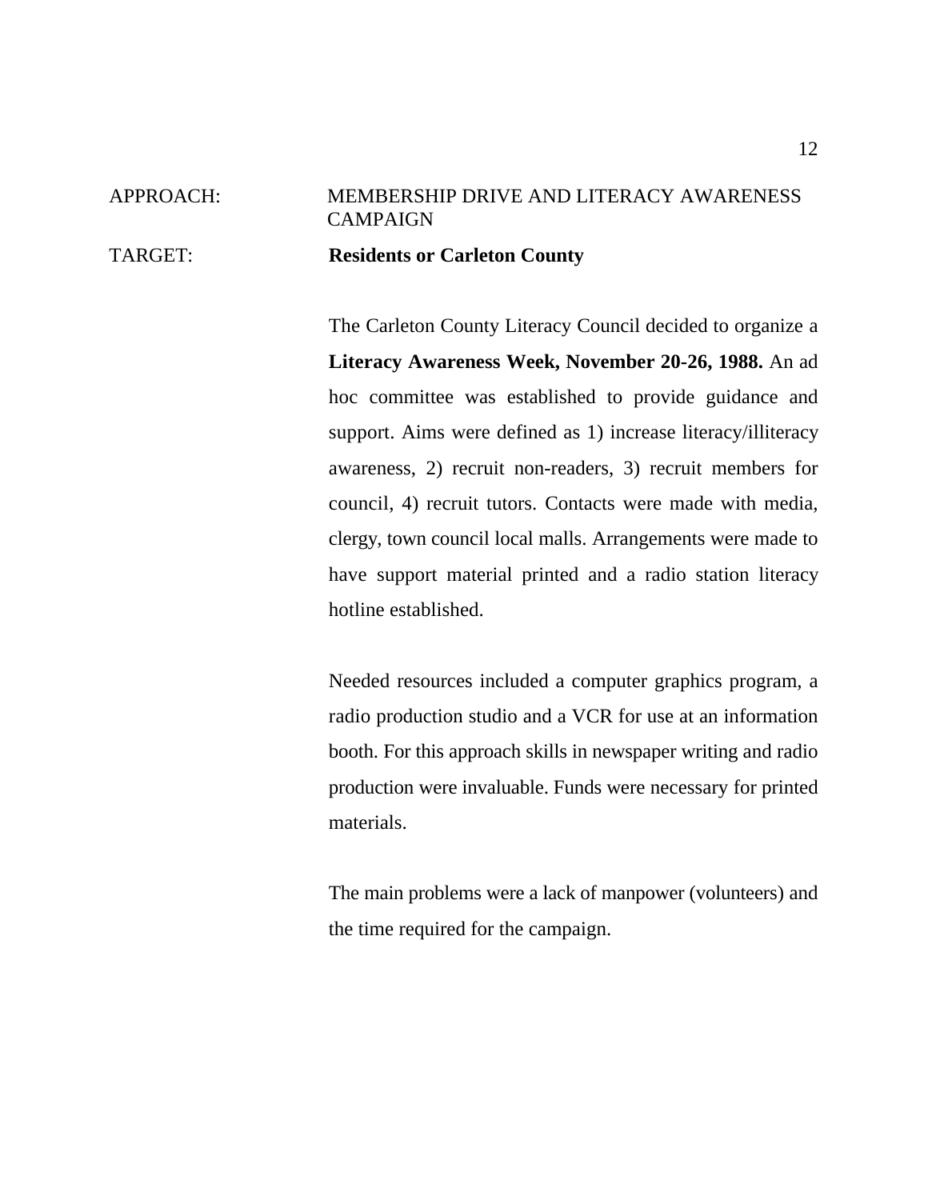APPROACH: MEMBERSHIP DRIVE AND LITERACY AWARENESS CAMPAIGN

TARGET: **Residents or Carleton County**

The Carleton County Literacy Council decided to organize a **Literacy Awareness Week, November 20-26, 1988.** An ad hoc committee was established to provide guidance and support. Aims were defined as 1) increase literacy/illiteracy awareness, 2) recruit non-readers, 3) recruit members for council, 4) recruit tutors. Contacts were made with media, clergy, town council local malls. Arrangements were made to have support material printed and a radio station literacy hotline established.

Needed resources included a computer graphics program, a radio production studio and a VCR for use at an information booth. For this approach skills in newspaper writing and radio production were invaluable. Funds were necessary for printed materials.

The main problems were a lack of manpower (volunteers) and the time required for the campaign.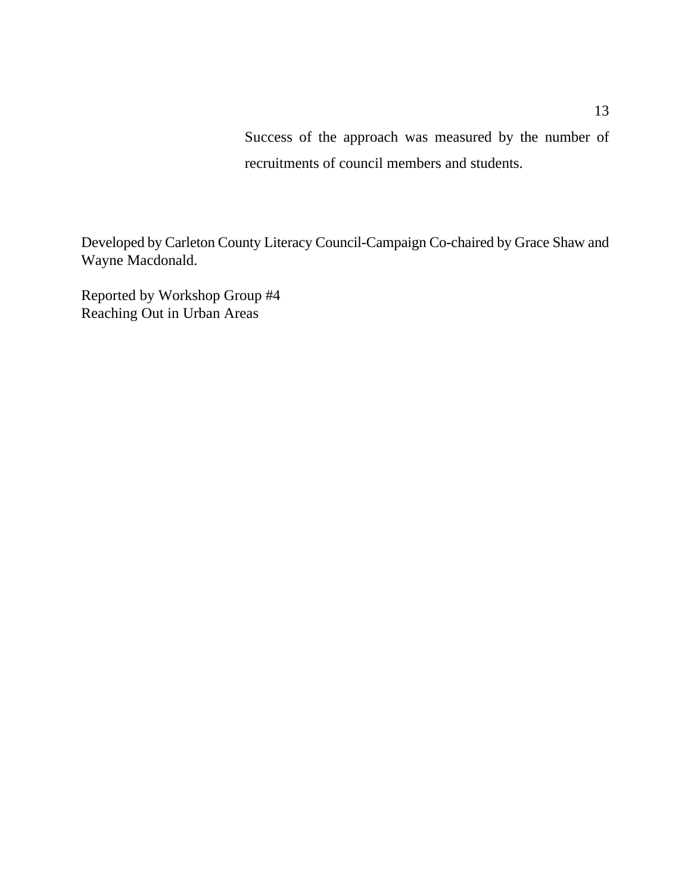Success of the approach was measured by the number of recruitments of council members and students.

Developed by Carleton County Literacy Council-Campaign Co-chaired by Grace Shaw and Wayne Macdonald.

Reported by Workshop Group #4
Reaching Out in Urban Areas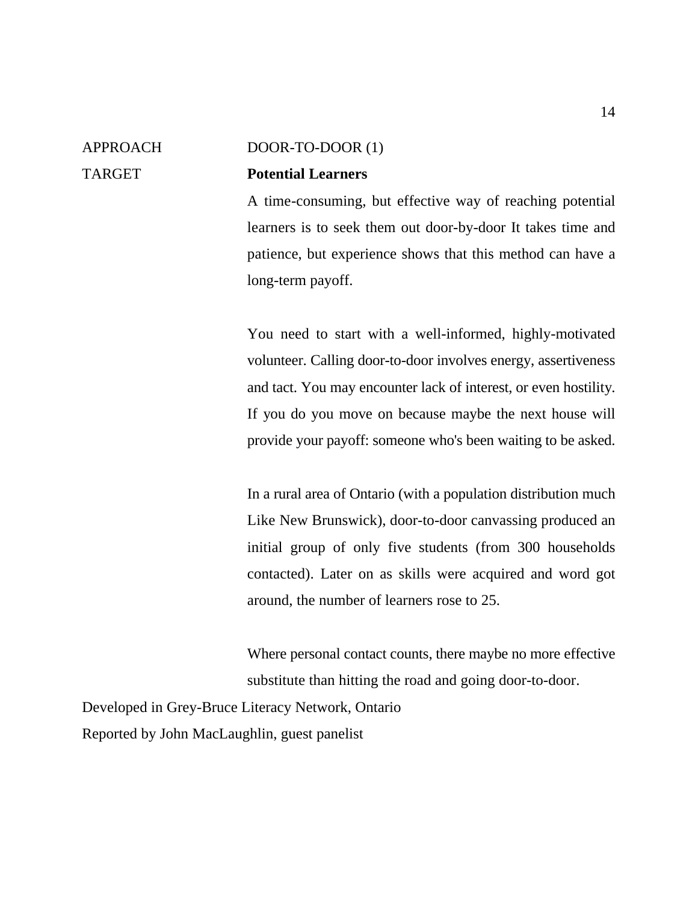APPROACH DOOR-TO-DOOR (1)

TARGET **Potential Learners**

A time-consuming, but effective way of reaching potential learners is to seek them out door-by-door It takes time and patience, but experience shows that this method can have a long-term payoff.

You need to start with a well-informed, highly-motivated volunteer. Calling door-to-door involves energy, assertiveness and tact. You may encounter lack of interest, or even hostility. If you do you move on because maybe the next house will provide your payoff: someone who's been waiting to be asked.

In a rural area of Ontario (with a population distribution much Like New Brunswick), door-to-door canvassing produced an initial group of only five students (from 300 households contacted). Later on as skills were acquired and word got around, the number of learners rose to 25.

Where personal contact counts, there maybe no more effective substitute than hitting the road and going door-to-door.

Developed in Grey-Bruce Literacy Network, Ontario

Reported by John MacLaughlin, guest panelist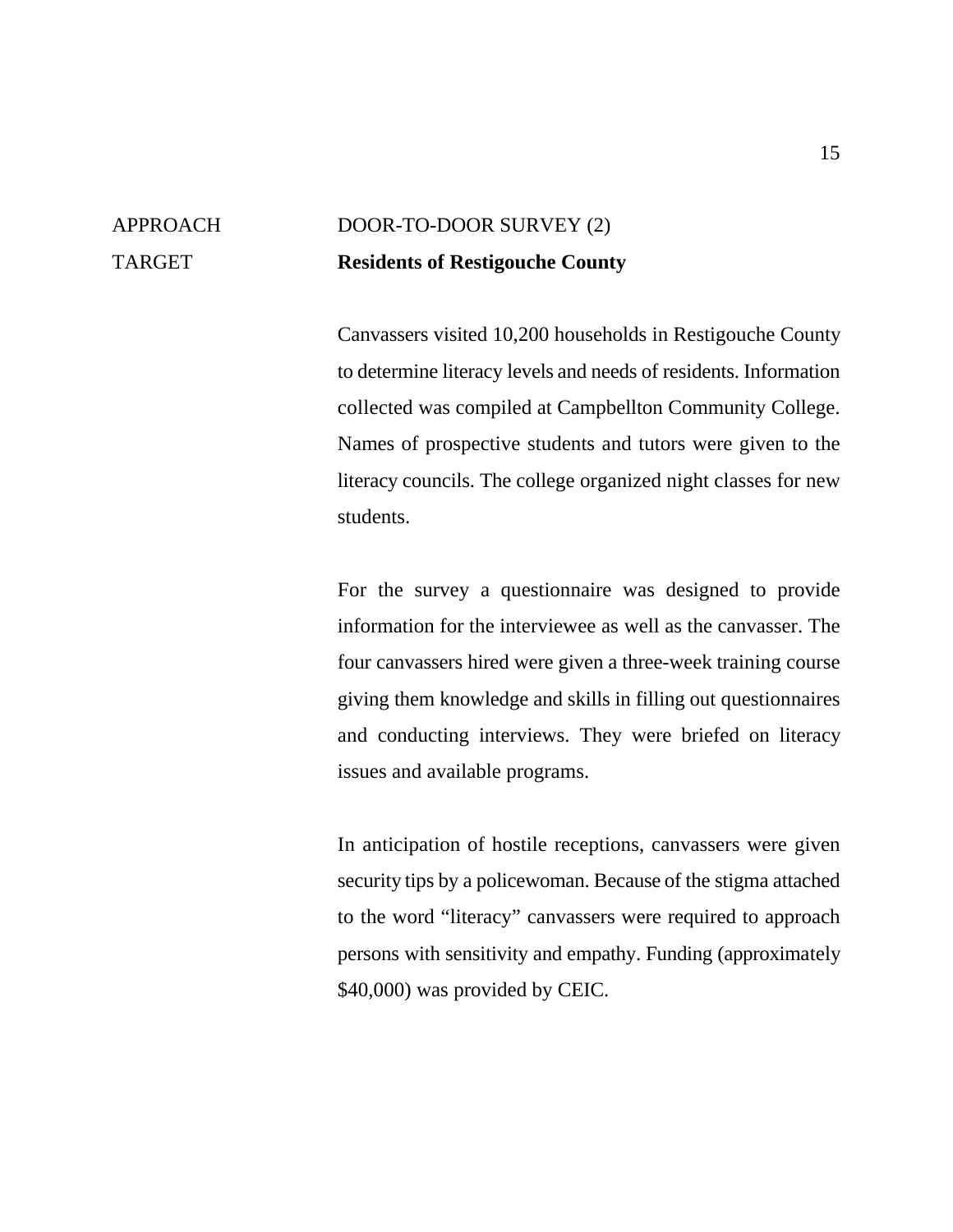| | |
|---|---|
| APPROACH | DOOR-TO-DOOR SURVEY (2) |
| TARGET | **Residents of Restigouche County** |

Canvassers visited 10,200 households in Restigouche County to determine literacy levels and needs of residents. Information collected was compiled at Campbellton Community College. Names of prospective students and tutors were given to the literacy councils. The college organized night classes for new students.

For the survey a questionnaire was designed to provide information for the interviewee as well as the canvasser. The four canvassers hired were given a three-week training course giving them knowledge and skills in filling out questionnaires and conducting interviews. They were briefed on literacy issues and available programs.

In anticipation of hostile receptions, canvassers were given security tips by a policewoman. Because of the stigma attached to the word "literacy" canvassers were required to approach persons with sensitivity and empathy. Funding (approximately $40,000) was provided by CEIC.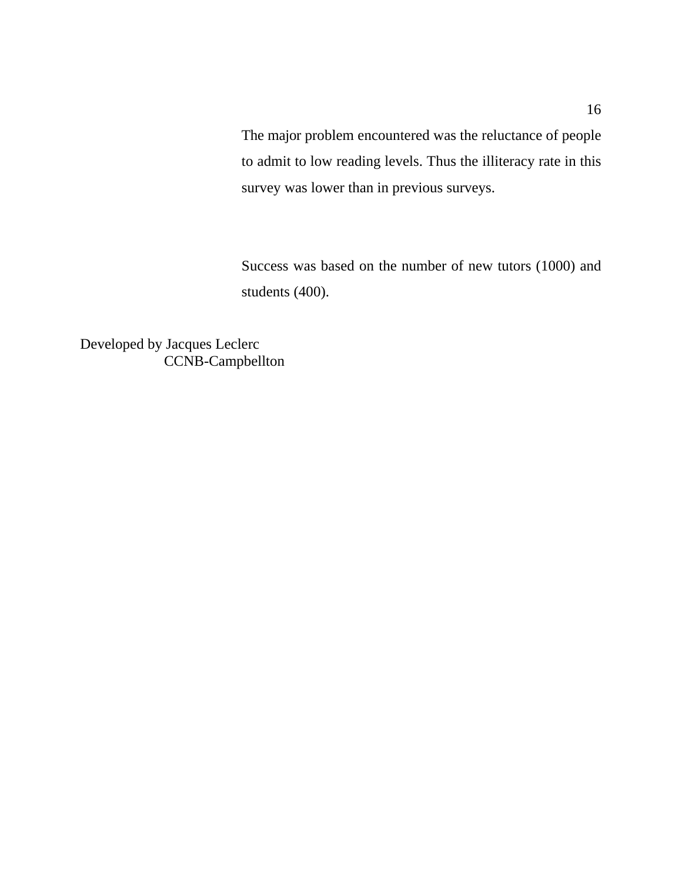The major problem encountered was the reluctance of people to admit to low reading levels. Thus the illiteracy rate in this survey was lower than in previous surveys.

Success was based on the number of new tutors (1000) and students (400).

Developed by Jacques Leclerc
CCNB-Campbellton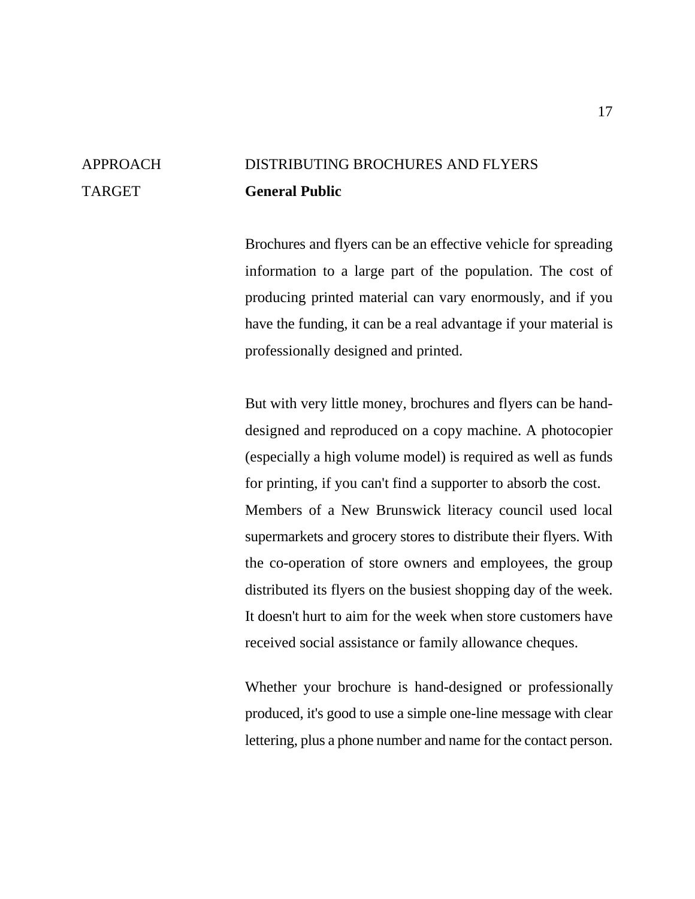APPROACH DISTRIBUTING BROCHURES AND FLYERS

TARGET **General Public**

Brochures and flyers can be an effective vehicle for spreading information to a large part of the population. The cost of producing printed material can vary enormously, and if you have the funding, it can be a real advantage if your material is professionally designed and printed.

But with very little money, brochures and flyers can be hand-designed and reproduced on a copy machine. A photocopier (especially a high volume model) is required as well as funds for printing, if you can't find a supporter to absorb the cost. Members of a New Brunswick literacy council used local supermarkets and grocery stores to distribute their flyers. With the co-operation of store owners and employees, the group distributed its flyers on the busiest shopping day of the week. It doesn't hurt to aim for the week when store customers have received social assistance or family allowance cheques.

Whether your brochure is hand-designed or professionally produced, it's good to use a simple one-line message with clear lettering, plus a phone number and name for the contact person.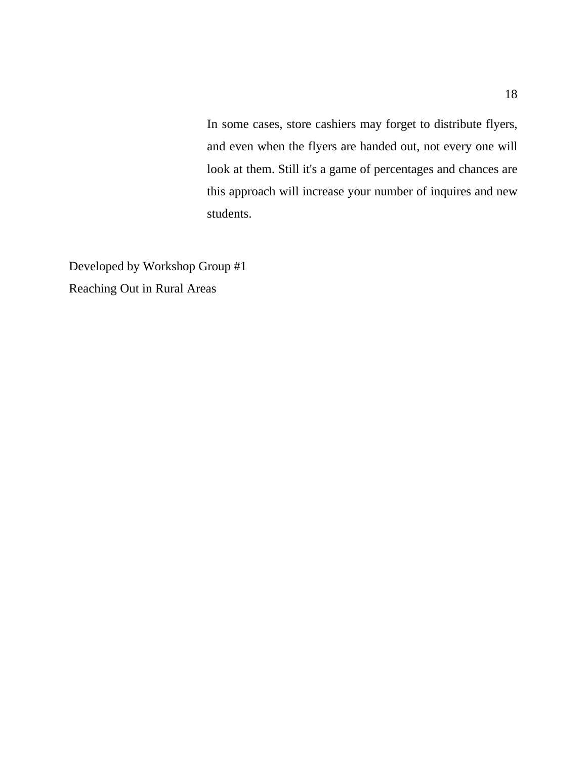In some cases, store cashiers may forget to distribute flyers, and even when the flyers are handed out, not every one will look at them. Still it's a game of percentages and chances are this approach will increase your number of inquires and new students.

Developed by Workshop Group #1
Reaching Out in Rural Areas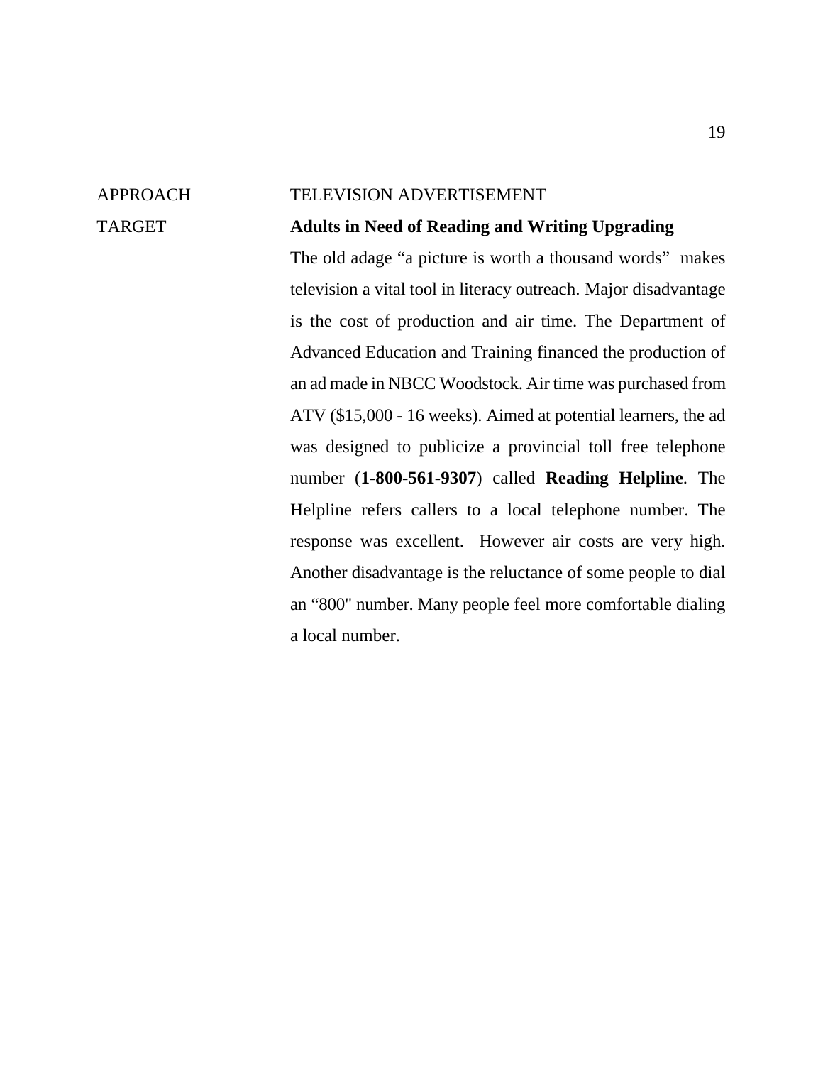APPROACH TELEVISION ADVERTISEMENT

TARGET **Adults in Need of Reading and Writing Upgrading**

The old adage “a picture is worth a thousand words” makes television a vital tool in literacy outreach. Major disadvantage is the cost of production and air time. The Department of Advanced Education and Training financed the production of an ad made in NBCC Woodstock. Air time was purchased from ATV ($15,000 - 16 weeks). Aimed at potential learners, the ad was designed to publicize a provincial toll free telephone number (**1-800-561-9307**) called **Reading Helpline**. The Helpline refers callers to a local telephone number. The response was excellent. However air costs are very high. Another disadvantage is the reluctance of some people to dial an “800" number. Many people feel more comfortable dialing a local number.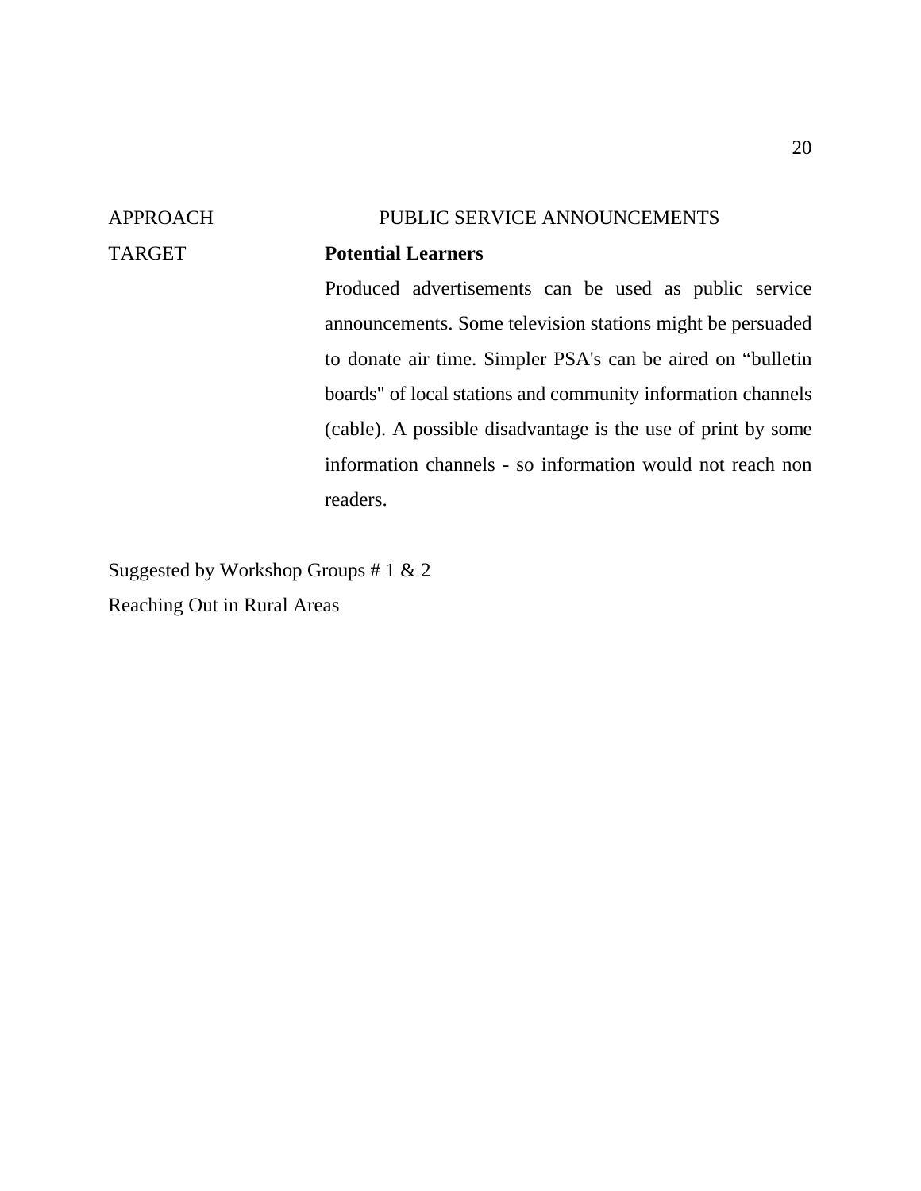APPROACH PUBLIC SERVICE ANNOUNCEMENTS

TARGET **Potential Learners**

Produced advertisements can be used as public service announcements. Some television stations might be persuaded to donate air time. Simpler PSA's can be aired on "bulletin boards" of local stations and community information channels (cable). A possible disadvantage is the use of print by some information channels - so information would not reach non readers.

Suggested by Workshop Groups # 1 & 2

Reaching Out in Rural Areas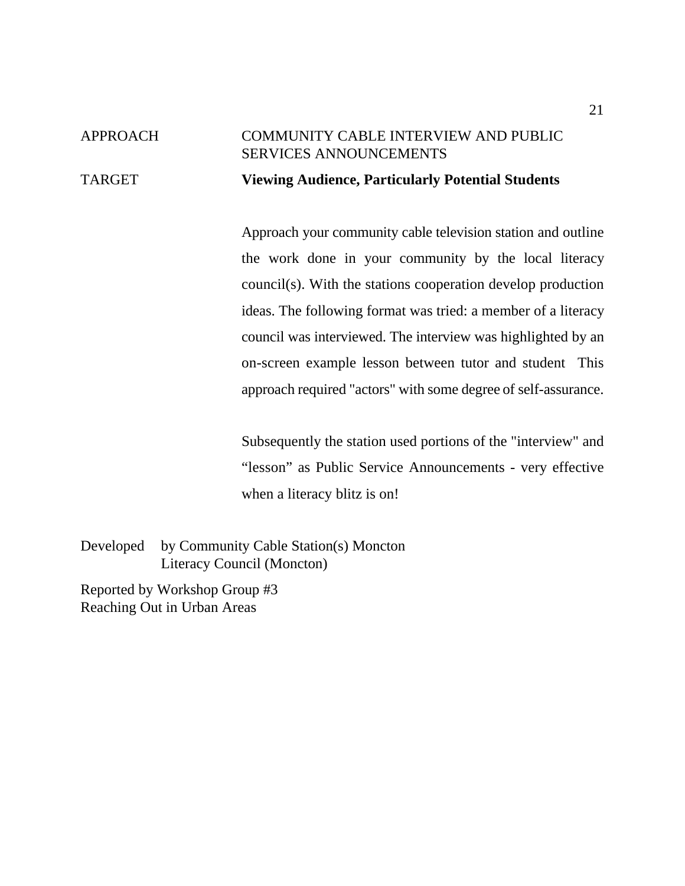APPROACH COMMUNITY CABLE INTERVIEW AND PUBLIC SERVICES ANNOUNCEMENTS

TARGET **Viewing Audience, Particularly Potential Students**

Approach your community cable television station and outline the work done in your community by the local literacy council(s). With the stations cooperation develop production ideas. The following format was tried: a member of a literacy council was interviewed. The interview was highlighted by an on-screen example lesson between tutor and student This approach required "actors" with some degree of self-assurance.

Subsequently the station used portions of the "interview" and “lesson” as Public Service Announcements - very effective when a literacy blitz is on!

Developed by Community Cable Station(s) Moncton
Literacy Council (Moncton)

Reported by Workshop Group #3
Reaching Out in Urban Areas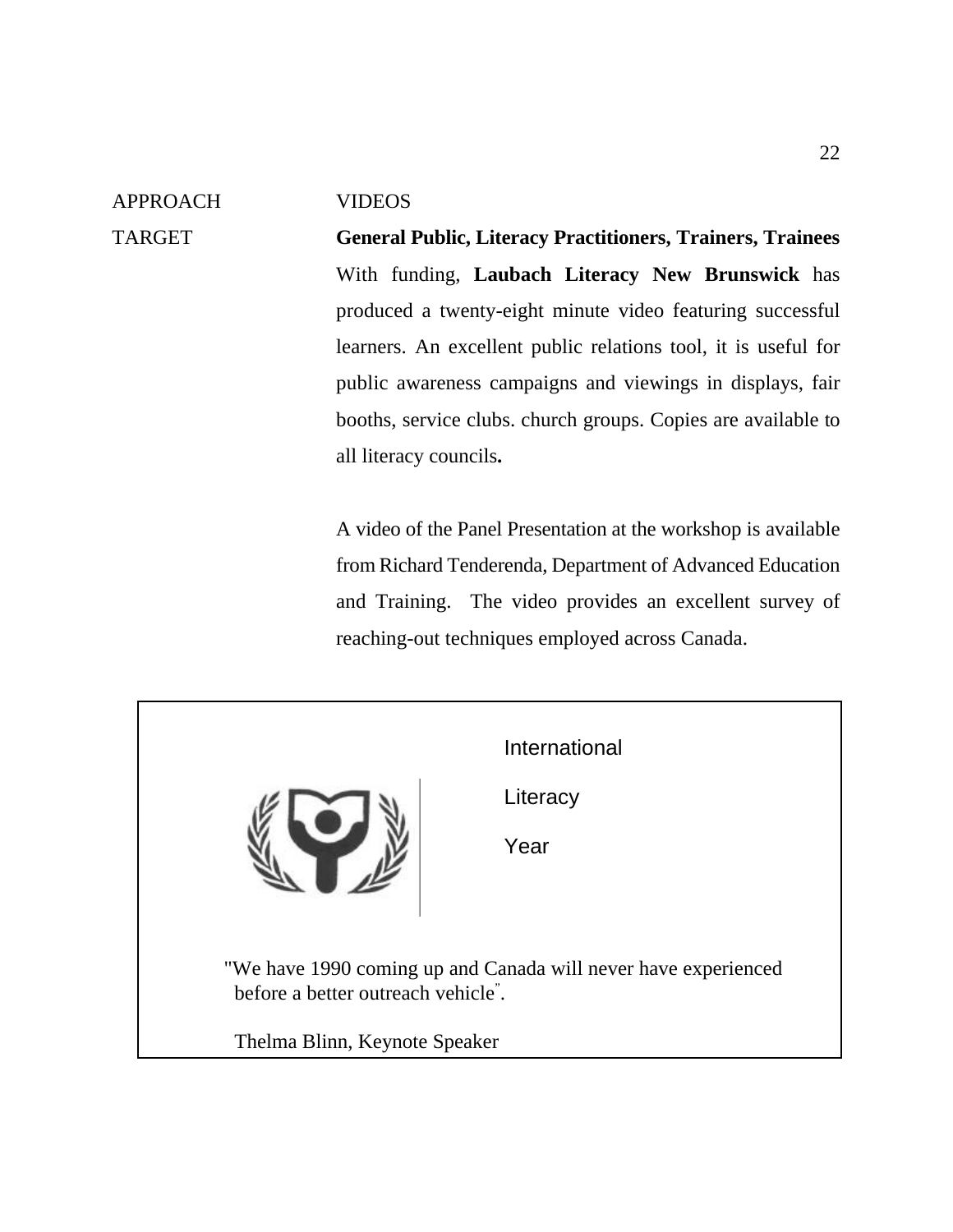APPROACH VIDEOS

TARGET **General Public, Literacy Practitioners, Trainers, Trainees**

With funding, **Laubach Literacy New Brunswick** has produced a twenty-eight minute video featuring successful learners. An excellent public relations tool, it is useful for public awareness campaigns and viewings in displays, fair booths, service clubs. church groups. Copies are available to all literacy councils**.**

A video of the Panel Presentation at the workshop is available from Richard Tenderenda, Department of Advanced Education and Training. The video provides an excellent survey of reaching-out techniques employed across Canada.

International

Literacy

Year

"We have 1990 coming up and Canada will never have experienced before a better outreach vehicle".

Thelma Blinn, Keynote Speaker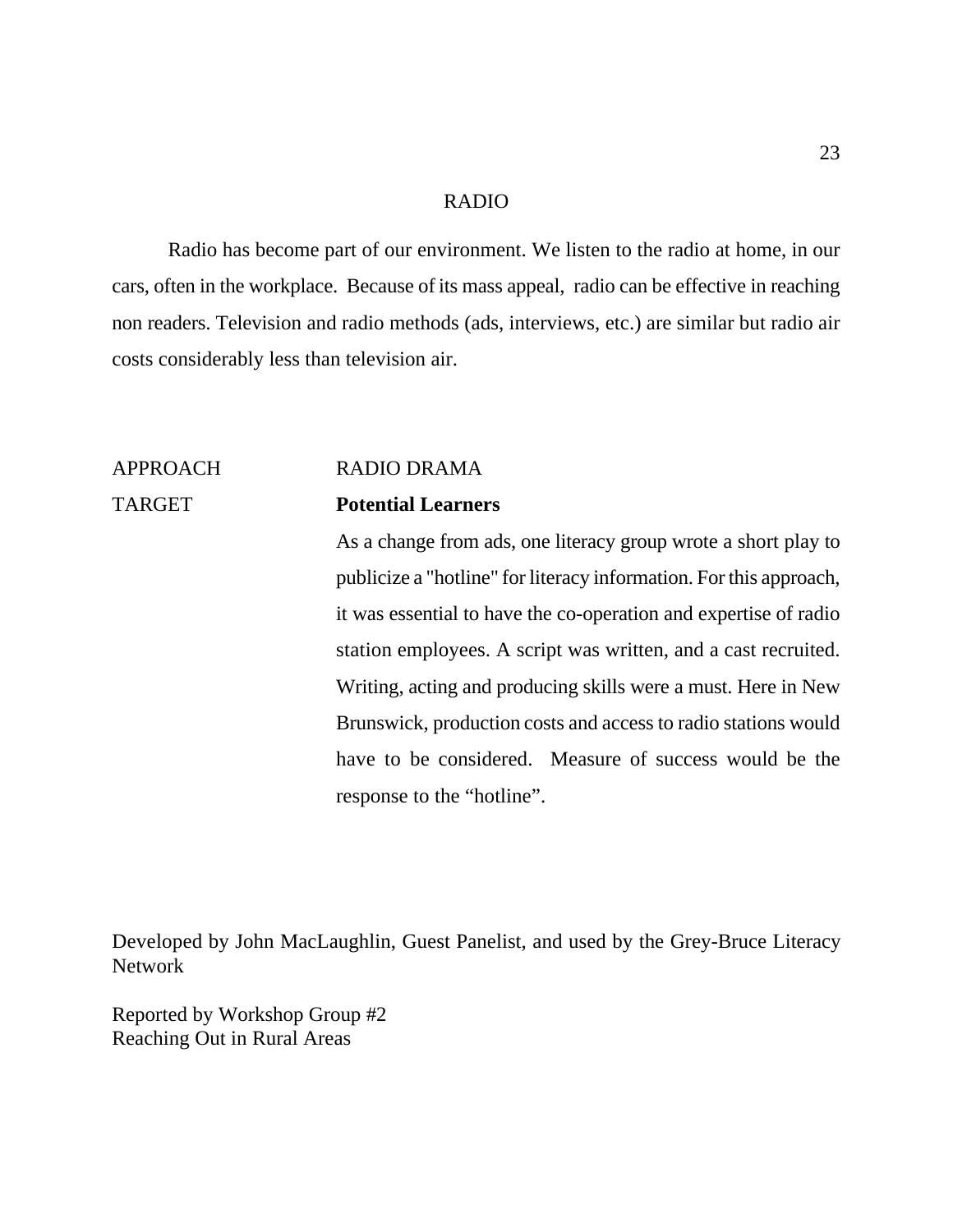## RADIO

Radio has become part of our environment. We listen to the radio at home, in our cars, often in the workplace. Because of its mass appeal, radio can be effective in reaching non readers. Television and radio methods (ads, interviews, etc.) are similar but radio air costs considerably less than television air.

APPROACH RADIO DRAMA

TARGET **Potential Learners**

As a change from ads, one literacy group wrote a short play to publicize a "hotline" for literacy information. For this approach, it was essential to have the co-operation and expertise of radio station employees. A script was written, and a cast recruited. Writing, acting and producing skills were a must. Here in New Brunswick, production costs and access to radio stations would have to be considered. Measure of success would be the response to the "hotline".

Developed by John MacLaughlin, Guest Panelist, and used by the Grey-Bruce Literacy Network

Reported by Workshop Group #2
Reaching Out in Rural Areas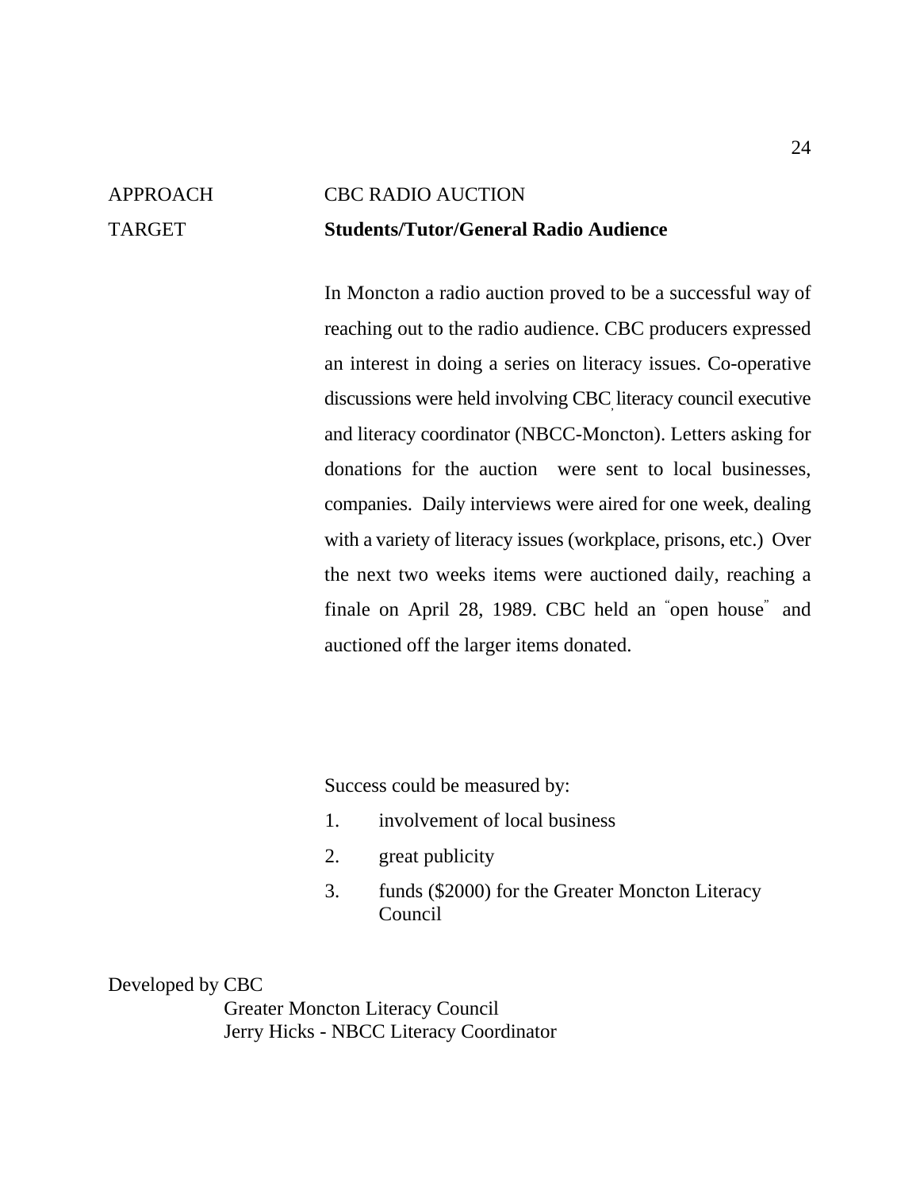APPROACH CBC RADIO AUCTION

TARGET **Students/Tutor/General Radio Audience**

In Moncton a radio auction proved to be a successful way of reaching out to the radio audience. CBC producers expressed an interest in doing a series on literacy issues. Co-operative discussions were held involving CBC, literacy council executive and literacy coordinator (NBCC-Moncton). Letters asking for donations for the auction were sent to local businesses, companies. Daily interviews were aired for one week, dealing with a variety of literacy issues (workplace, prisons, etc.) Over the next two weeks items were auctioned daily, reaching a finale on April 28, 1989. CBC held an "open house" and auctioned off the larger items donated.

Success could be measured by:

1. involvement of local business
2. great publicity
3. funds ($2000) for the Greater Moncton Literacy Council

Developed by CBC
Greater Moncton Literacy Council
Jerry Hicks - NBCC Literacy Coordinator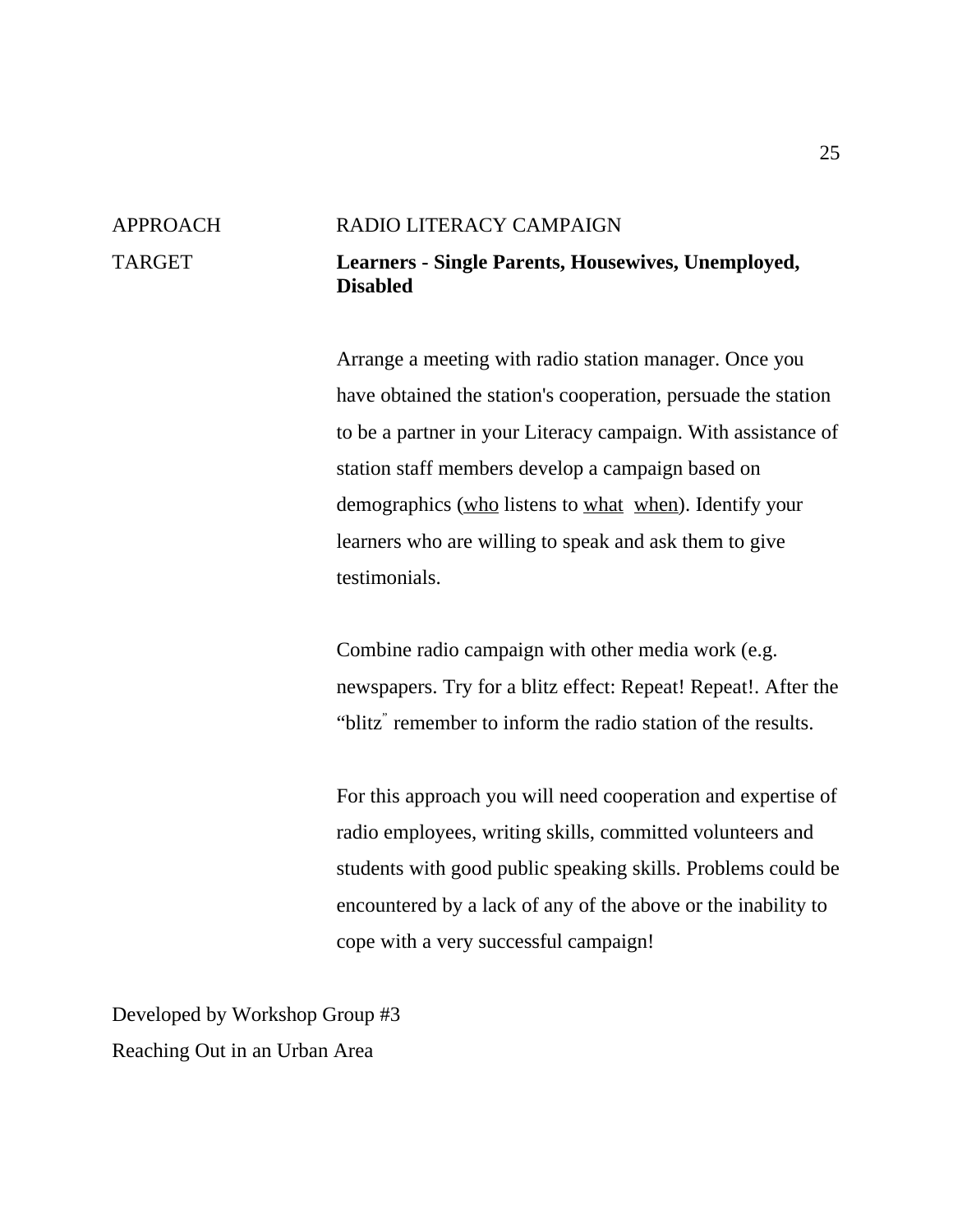APPROACH RADIO LITERACY CAMPAIGN

TARGET **Learners - Single Parents, Housewives, Unemployed, Disabled**

Arrange a meeting with radio station manager. Once you have obtained the station's cooperation, persuade the station to be a partner in your Literacy campaign. With assistance of station staff members develop a campaign based on demographics (<u>who</u> listens to <u>what</u> <u>when</u>). Identify your learners who are willing to speak and ask them to give testimonials.

Combine radio campaign with other media work (e.g. newspapers. Try for a blitz effect: Repeat! Repeat!. After the "blitz" remember to inform the radio station of the results.

For this approach you will need cooperation and expertise of radio employees, writing skills, committed volunteers and students with good public speaking skills. Problems could be encountered by a lack of any of the above or the inability to cope with a very successful campaign!

Developed by Workshop Group #3
Reaching Out in an Urban Area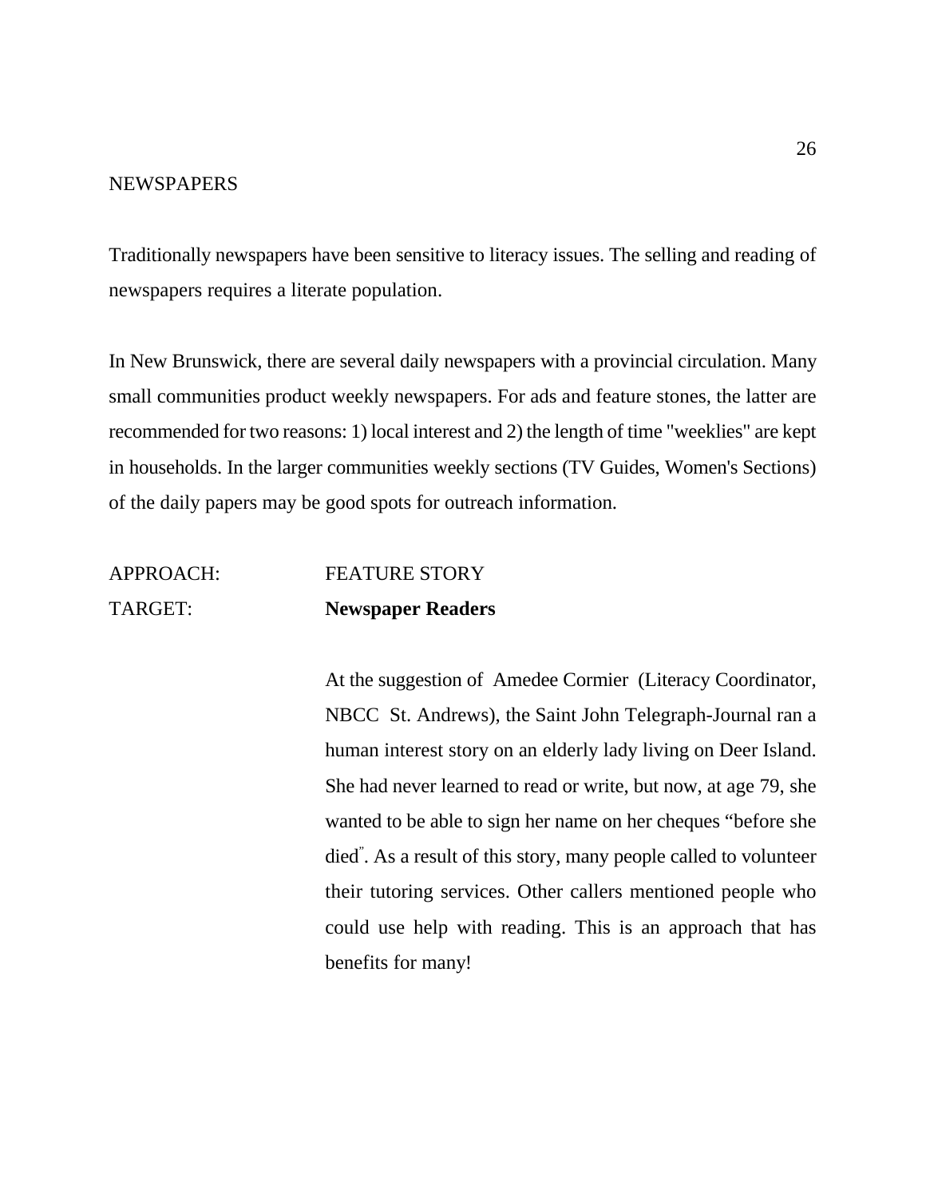## NEWSPAPERS

Traditionally newspapers have been sensitive to literacy issues. The selling and reading of newspapers requires a literate population.

In New Brunswick, there are several daily newspapers with a provincial circulation. Many small communities product weekly newspapers. For ads and feature stones, the latter are recommended for two reasons: 1) local interest and 2) the length of time "weeklies" are kept in households. In the larger communities weekly sections (TV Guides, Women's Sections) of the daily papers may be good spots for outreach information.

APPROACH: FEATURE STORY

TARGET: **Newspaper Readers**

At the suggestion of Amedee Cormier (Literacy Coordinator, NBCC St. Andrews), the Saint John Telegraph-Journal ran a human interest story on an elderly lady living on Deer Island. She had never learned to read or write, but now, at age 79, she wanted to be able to sign her name on her cheques "before she died". As a result of this story, many people called to volunteer their tutoring services. Other callers mentioned people who could use help with reading. This is an approach that has benefits for many!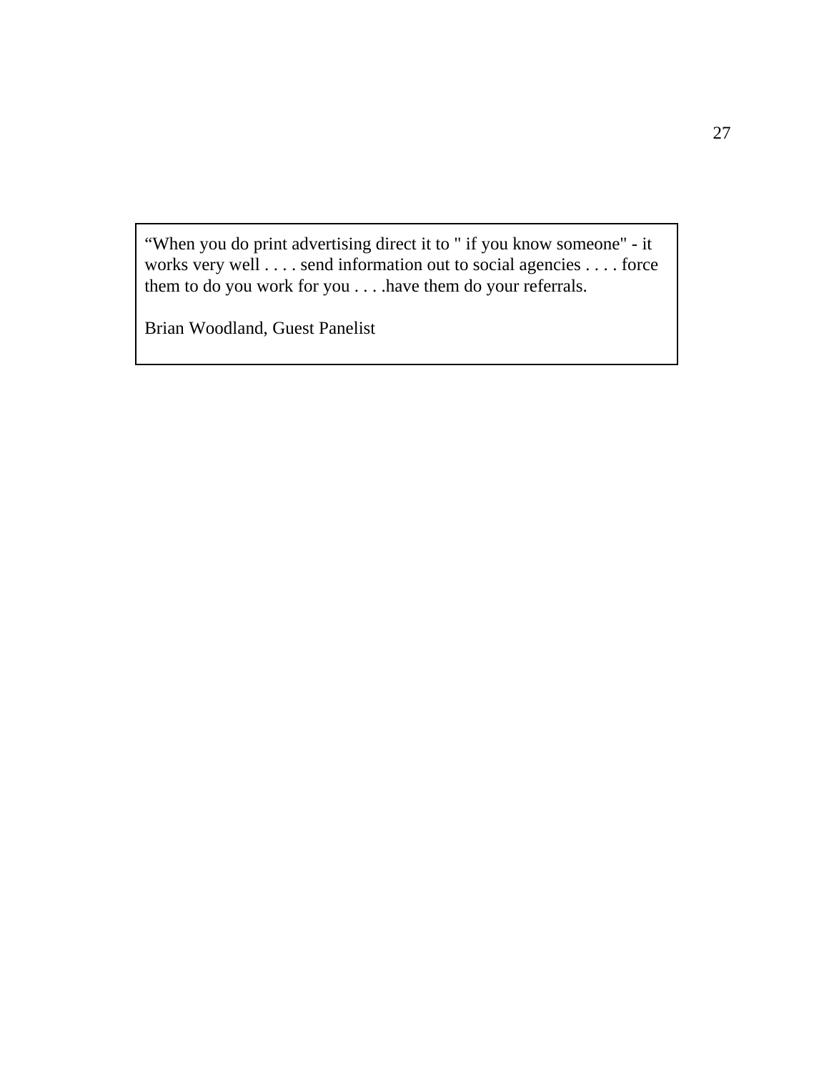> "When you do print advertising direct it to " if you know someone" - it works very well . . . . send information out to social agencies . . . . force them to do you work for you . . . .have them do your referrals.
>
> Brian Woodland, Guest Panelist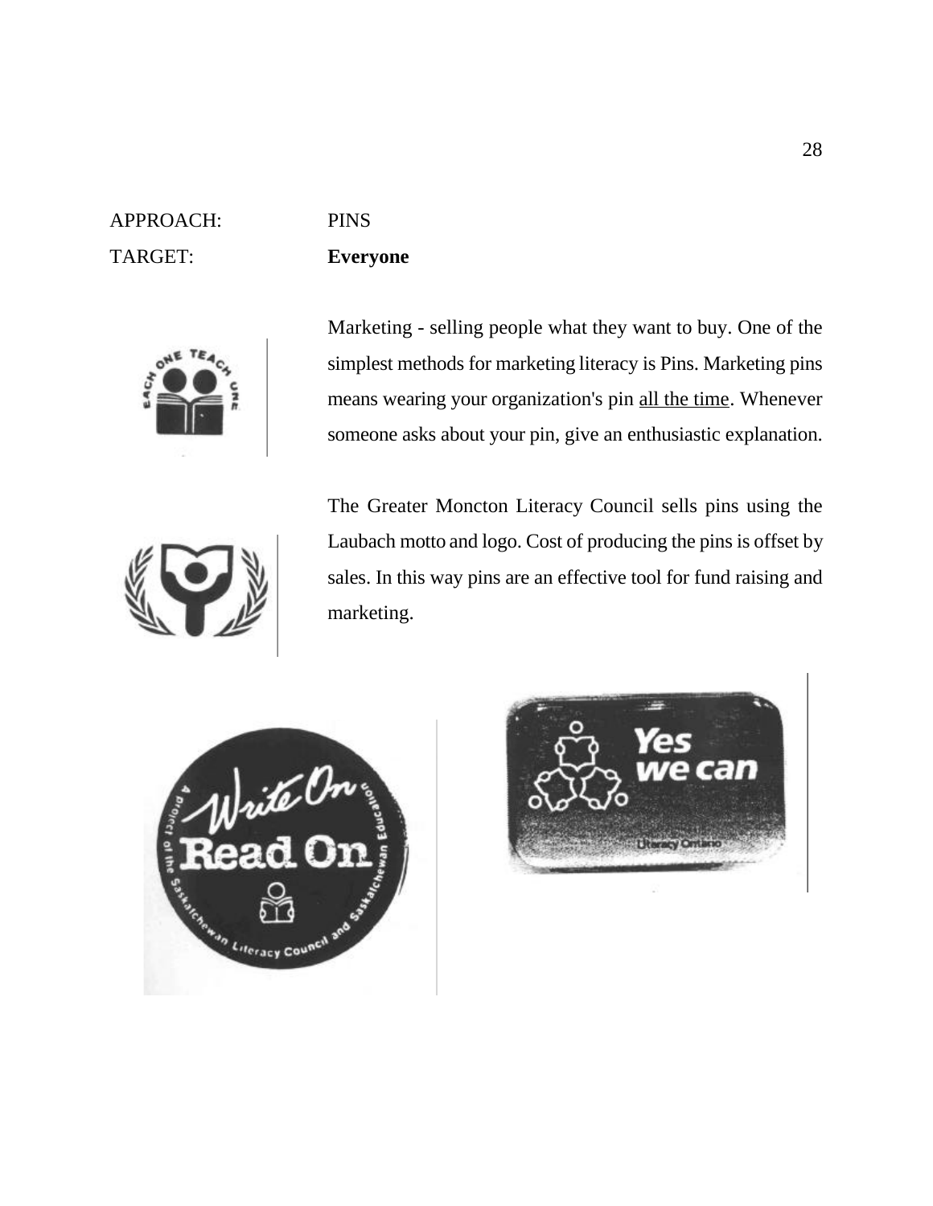APPROACH: PINS

TARGET: **Everyone**

Marketing - selling people what they want to buy. One of the simplest methods for marketing literacy is Pins. Marketing pins means wearing your organization's pin all the time. Whenever someone asks about your pin, give an enthusiastic explanation.

The Greater Moncton Literacy Council sells pins using the Laubach motto and logo. Cost of producing the pins is offset by sales. In this way pins are an effective tool for fund raising and marketing.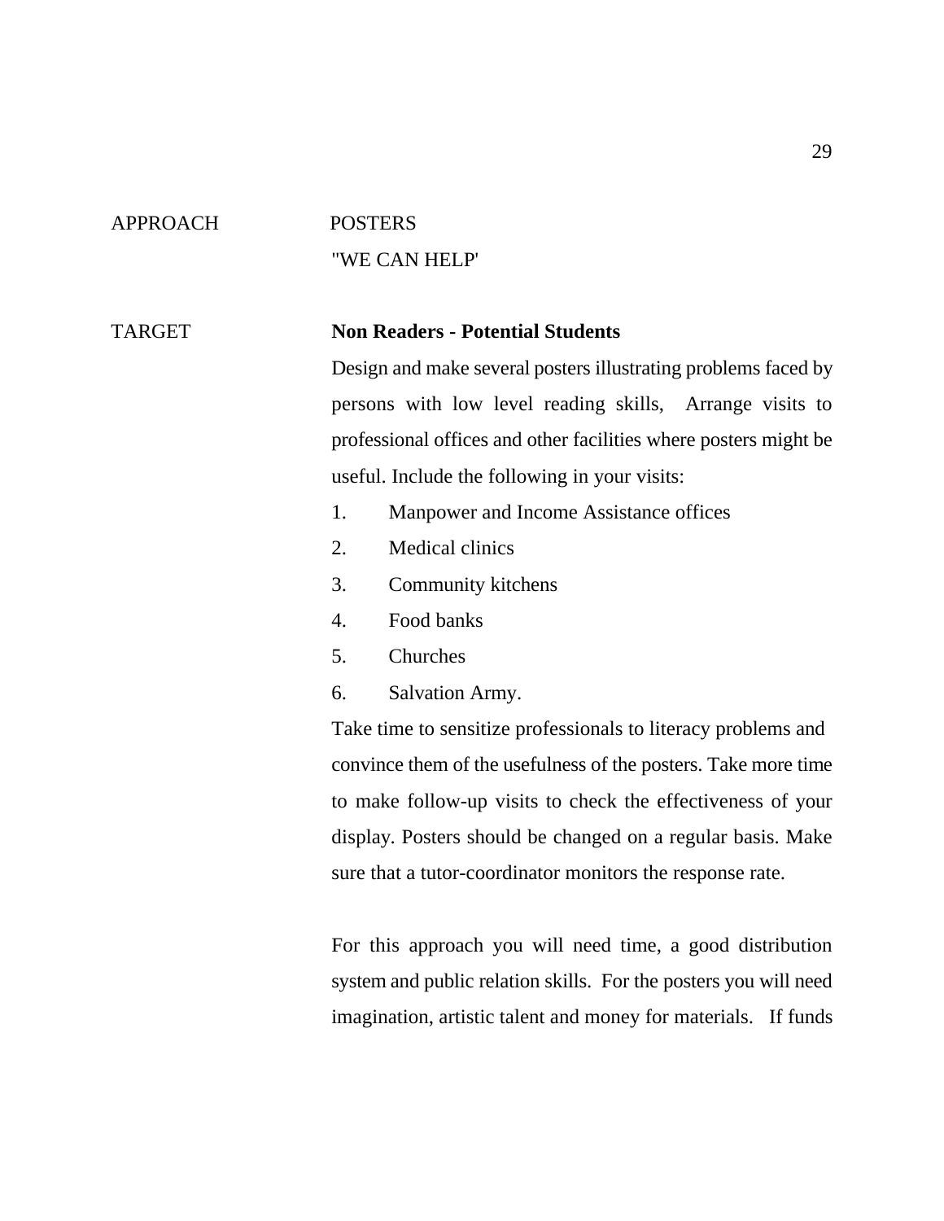APPROACH POSTERS
"WE CAN HELP'

TARGET **Non Readers - Potential Students**

Design and make several posters illustrating problems faced by persons with low level reading skills, Arrange visits to professional offices and other facilities where posters might be useful. Include the following in your visits:

1. Manpower and Income Assistance offices
2. Medical clinics
3. Community kitchens
4. Food banks
5. Churches
6. Salvation Army.

Take time to sensitize professionals to literacy problems and convince them of the usefulness of the posters. Take more time to make follow-up visits to check the effectiveness of your display. Posters should be changed on a regular basis. Make sure that a tutor-coordinator monitors the response rate.

For this approach you will need time, a good distribution system and public relation skills. For the posters you will need imagination, artistic talent and money for materials. If funds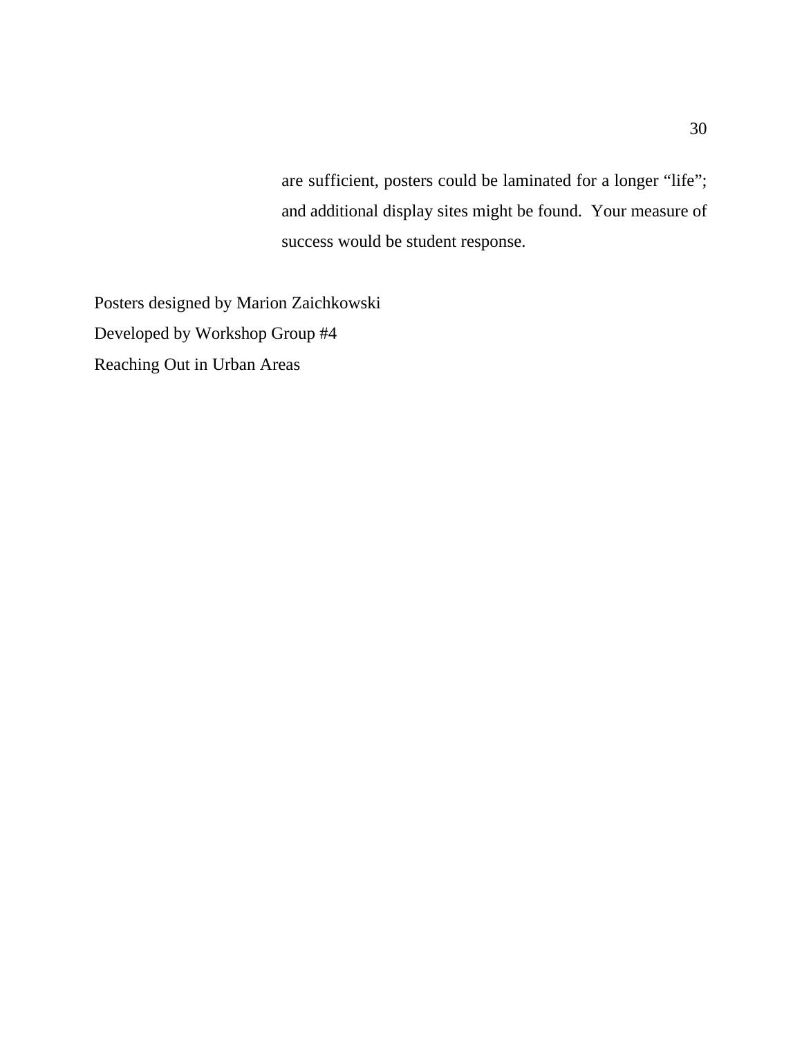are sufficient, posters could be laminated for a longer "life"; and additional display sites might be found. Your measure of success would be student response.

Posters designed by Marion Zaichkowski
Developed by Workshop Group #4
Reaching Out in Urban Areas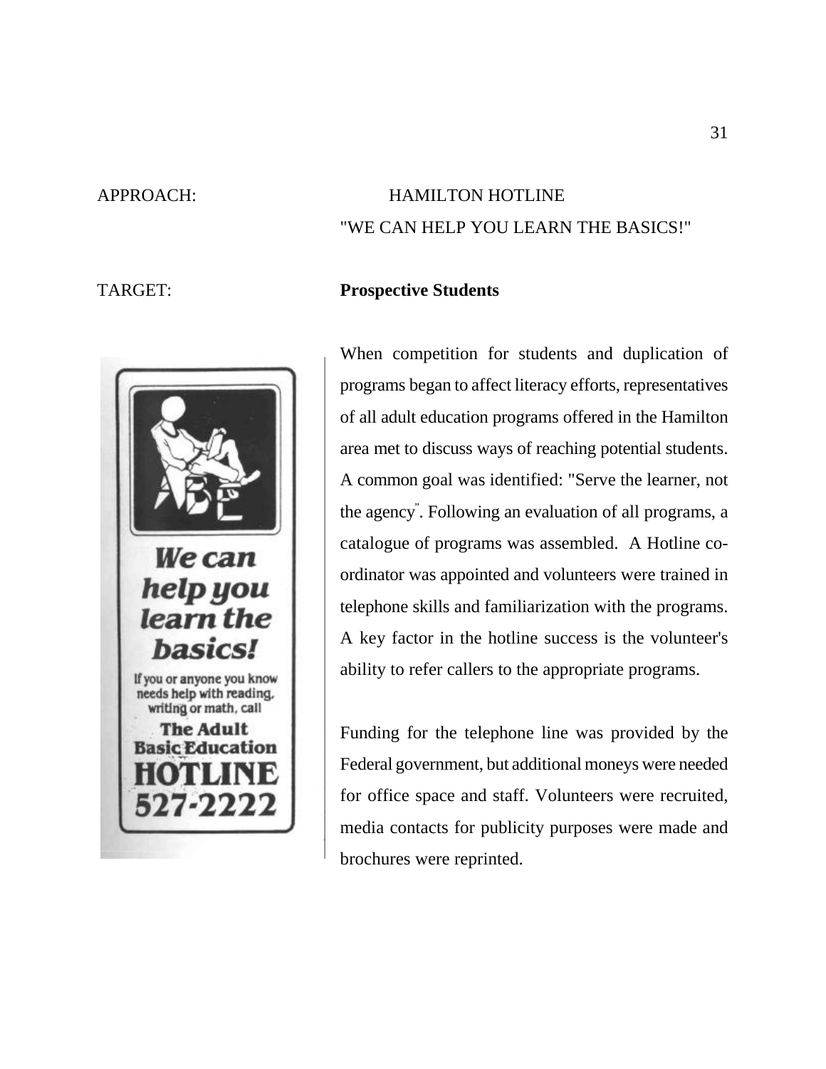APPROACH: HAMILTON HOTLINE

"WE CAN HELP YOU LEARN THE BASICS!"

TARGET: **Prospective Students**

ABE

**We can help you learn the basics!**

If you or anyone you know needs help with reading, writing or math, call

**The Adult Basic Education HOTLINE 527-2222**

When competition for students and duplication of programs began to affect literacy efforts, representatives of all adult education programs offered in the Hamilton area met to discuss ways of reaching potential students. A common goal was identified: "Serve the learner, not the agency". Following an evaluation of all programs, a catalogue of programs was assembled. A Hotline co-ordinator was appointed and volunteers were trained in telephone skills and familiarization with the programs. A key factor in the hotline success is the volunteer's ability to refer callers to the appropriate programs.

Funding for the telephone line was provided by the Federal government, but additional moneys were needed for office space and staff. Volunteers were recruited, media contacts for publicity purposes were made and brochures were reprinted.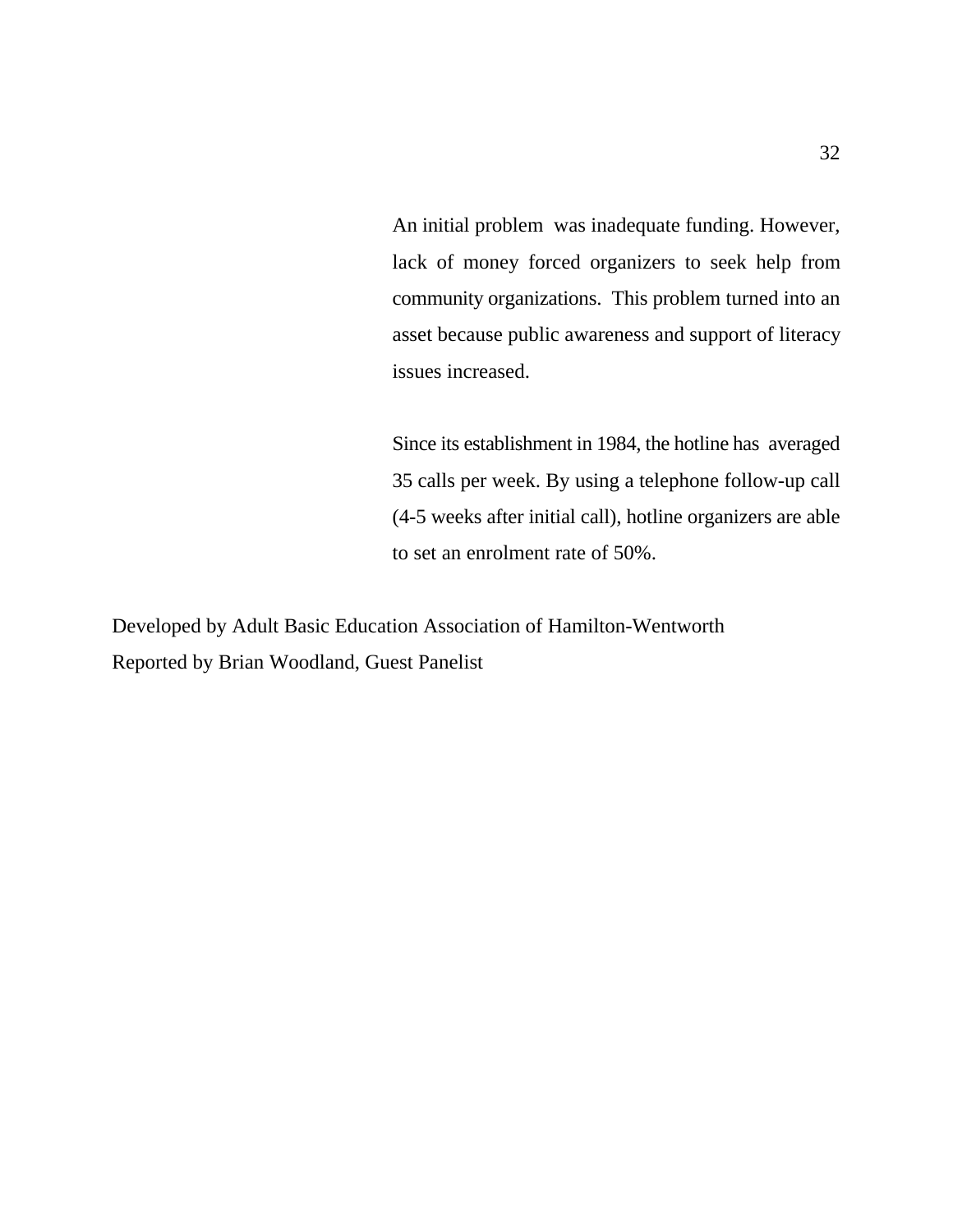An initial problem was inadequate funding. However, lack of money forced organizers to seek help from community organizations. This problem turned into an asset because public awareness and support of literacy issues increased.

Since its establishment in 1984, the hotline has averaged 35 calls per week. By using a telephone follow-up call (4-5 weeks after initial call), hotline organizers are able to set an enrolment rate of 50%.

Developed by Adult Basic Education Association of Hamilton-Wentworth
Reported by Brian Woodland, Guest Panelist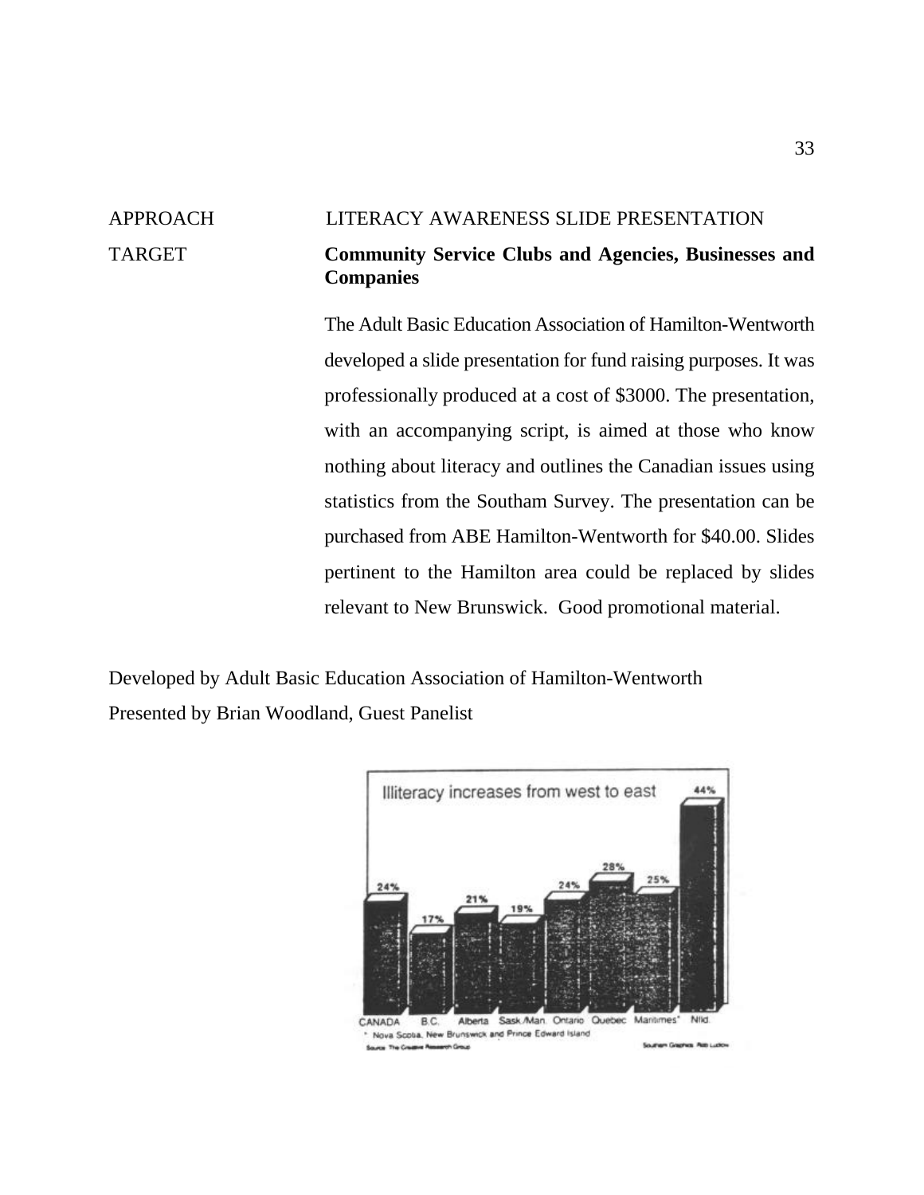APPROACH LITERACY AWARENESS SLIDE PRESENTATION

TARGET **Community Service Clubs and Agencies, Businesses and Companies**

The Adult Basic Education Association of Hamilton-Wentworth developed a slide presentation for fund raising purposes. It was professionally produced at a cost of $3000. The presentation, with an accompanying script, is aimed at those who know nothing about literacy and outlines the Canadian issues using statistics from the Southam Survey. The presentation can be purchased from ABE Hamilton-Wentworth for $40.00. Slides pertinent to the Hamilton area could be replaced by slides relevant to New Brunswick. Good promotional material.

Developed by Adult Basic Education Association of Hamilton-Wentworth
Presented by Brian Woodland, Guest Panelist

Illiteracy increases from west to east

| CANADA | B.C. | Alberta | Sask./Man. | Ontario | Quebec | Maritimes* | Nfld. |
|---|---|---|---|---|---|---|---|
| 24% | 17% | 21% | 19% | 24% | 28% | 25% | 44% |

\* Nova Scotia, New Brunswick and Prince Edward Island

Source: The Creative Research Group

Southam Graphics: Rob Ludlow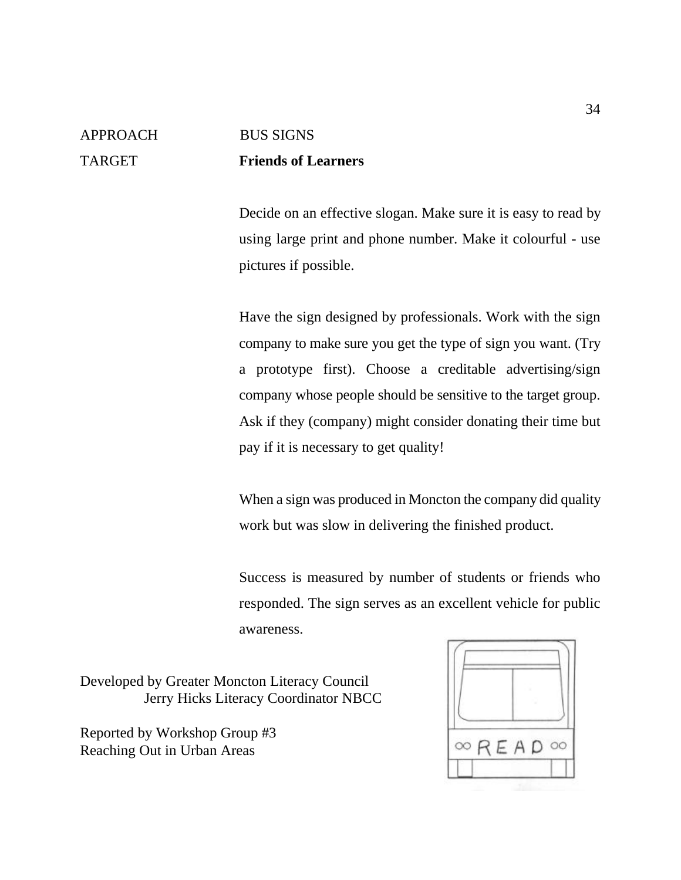APPROACH BUS SIGNS

TARGET **Friends of Learners**

Decide on an effective slogan. Make sure it is easy to read by using large print and phone number. Make it colourful - use pictures if possible.

Have the sign designed by professionals. Work with the sign company to make sure you get the type of sign you want. (Try a prototype first). Choose a creditable advertising/sign company whose people should be sensitive to the target group. Ask if they (company) might consider donating their time but pay if it is necessary to get quality!

When a sign was produced in Moncton the company did quality work but was slow in delivering the finished product.

Success is measured by number of students or friends who responded. The sign serves as an excellent vehicle for public awareness.

Developed by Greater Moncton Literacy Council
Jerry Hicks Literacy Coordinator NBCC

Reported by Workshop Group #3
Reaching Out in Urban Areas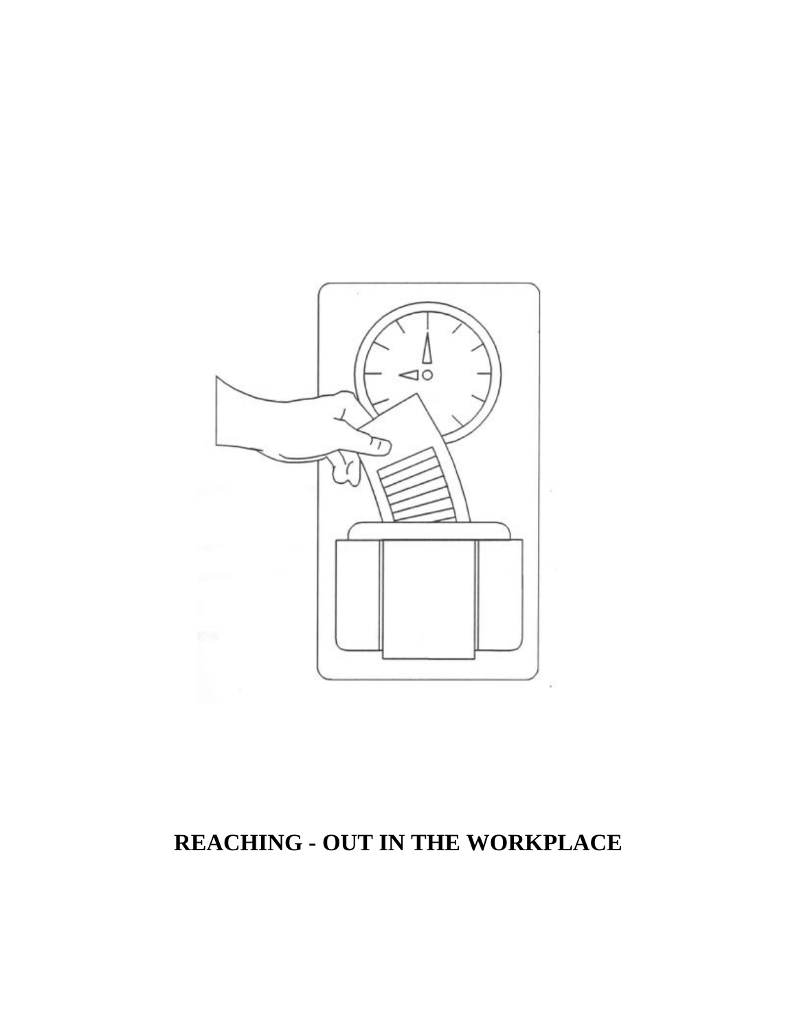**REACHING - OUT IN THE WORKPLACE**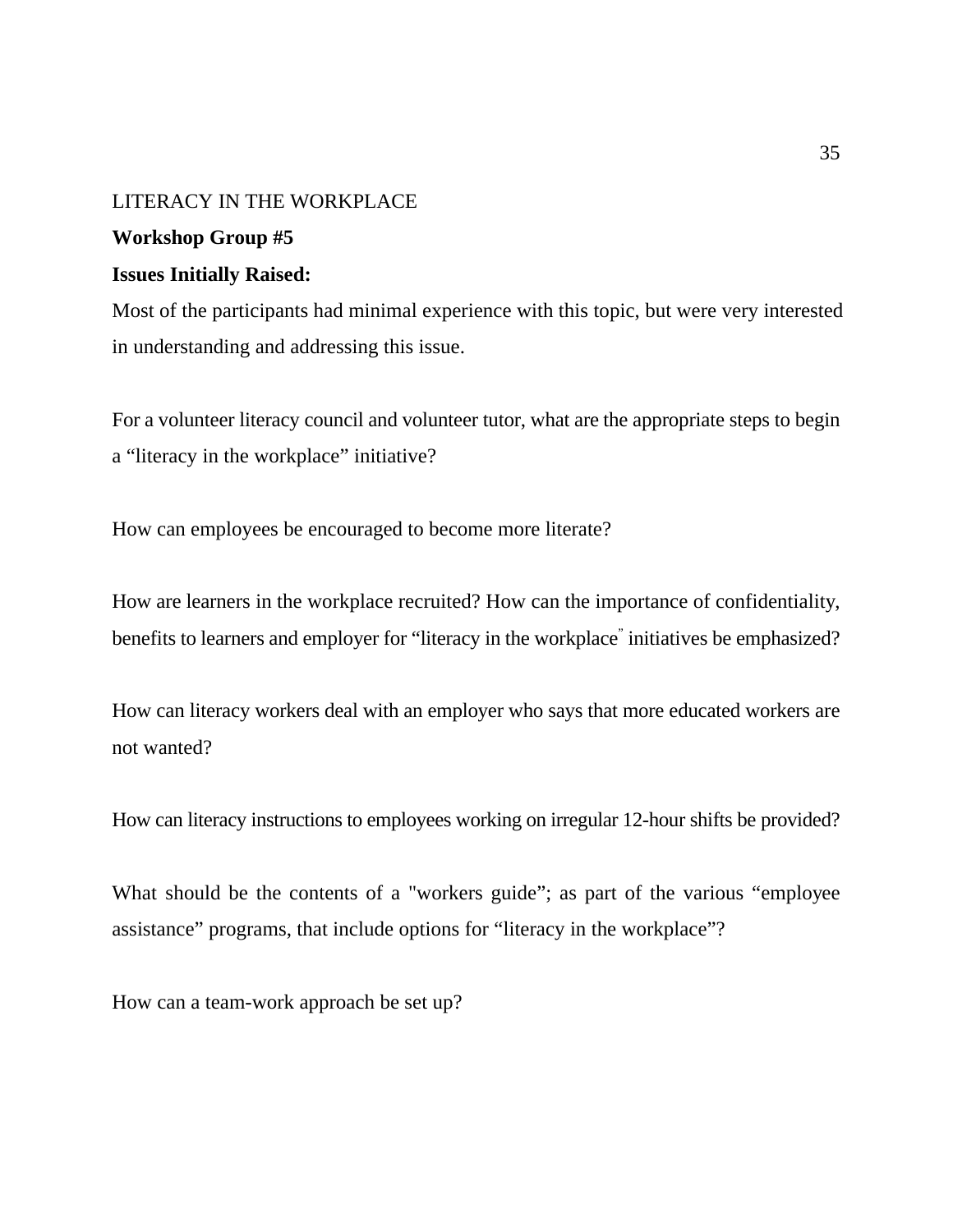LITERACY IN THE WORKPLACE

**Workshop Group #5**

**Issues Initially Raised:**

Most of the participants had minimal experience with this topic, but were very interested in understanding and addressing this issue.

For a volunteer literacy council and volunteer tutor, what are the appropriate steps to begin a "literacy in the workplace" initiative?

How can employees be encouraged to become more literate?

How are learners in the workplace recruited? How can the importance of confidentiality, benefits to learners and employer for "literacy in the workplace" initiatives be emphasized?

How can literacy workers deal with an employer who says that more educated workers are not wanted?

How can literacy instructions to employees working on irregular 12-hour shifts be provided?

What should be the contents of a "workers guide"; as part of the various "employee assistance" programs, that include options for "literacy in the workplace"?

How can a team-work approach be set up?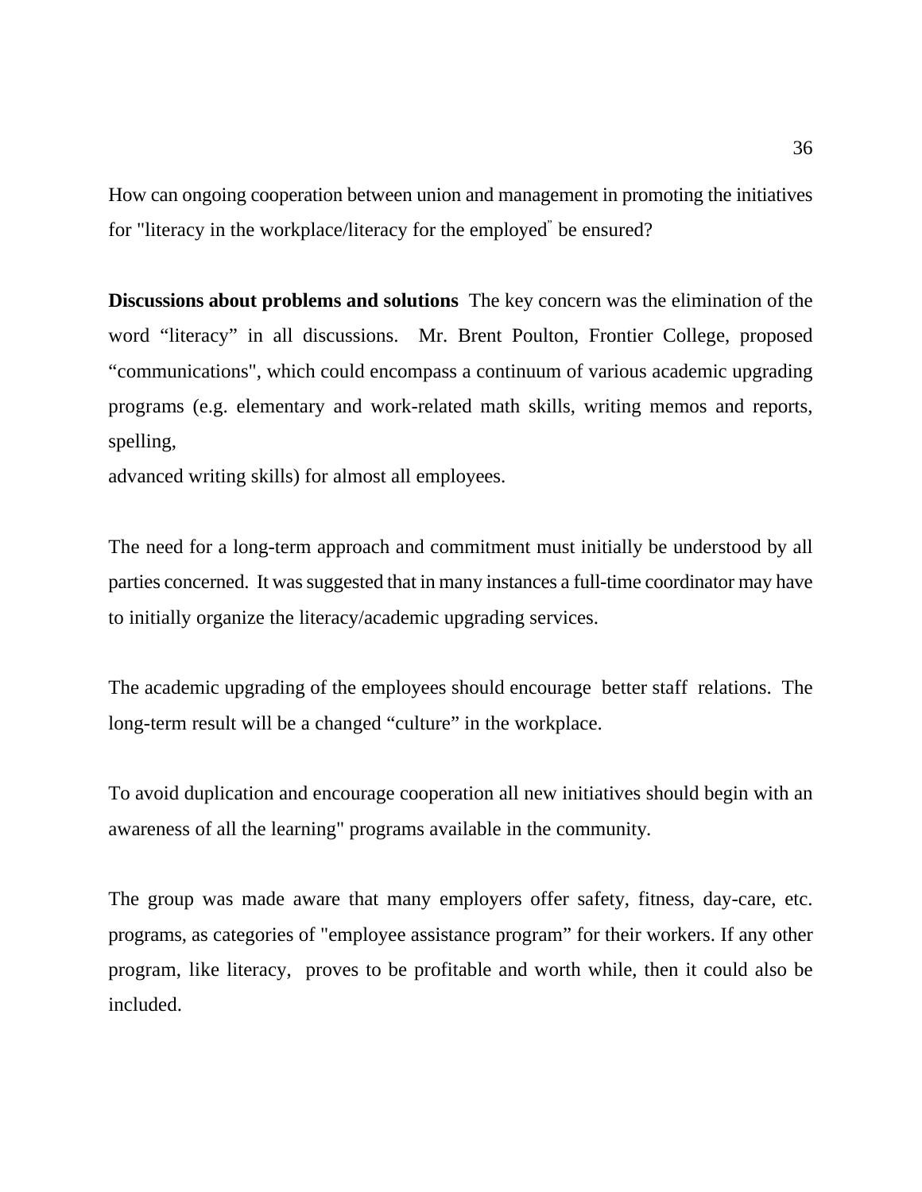How can ongoing cooperation between union and management in promoting the initiatives for "literacy in the workplace/literacy for the employed" be ensured?

**Discussions about problems and solutions** The key concern was the elimination of the word “literacy” in all discussions. Mr. Brent Poulton, Frontier College, proposed “communications", which could encompass a continuum of various academic upgrading programs (e.g. elementary and work-related math skills, writing memos and reports, spelling, advanced writing skills) for almost all employees.

The need for a long-term approach and commitment must initially be understood by all parties concerned. It was suggested that in many instances a full-time coordinator may have to initially organize the literacy/academic upgrading services.

The academic upgrading of the employees should encourage better staff relations. The long-term result will be a changed “culture” in the workplace.

To avoid duplication and encourage cooperation all new initiatives should begin with an awareness of all the learning" programs available in the community.

The group was made aware that many employers offer safety, fitness, day-care, etc. programs, as categories of "employee assistance program” for their workers. If any other program, like literacy, proves to be profitable and worth while, then it could also be included.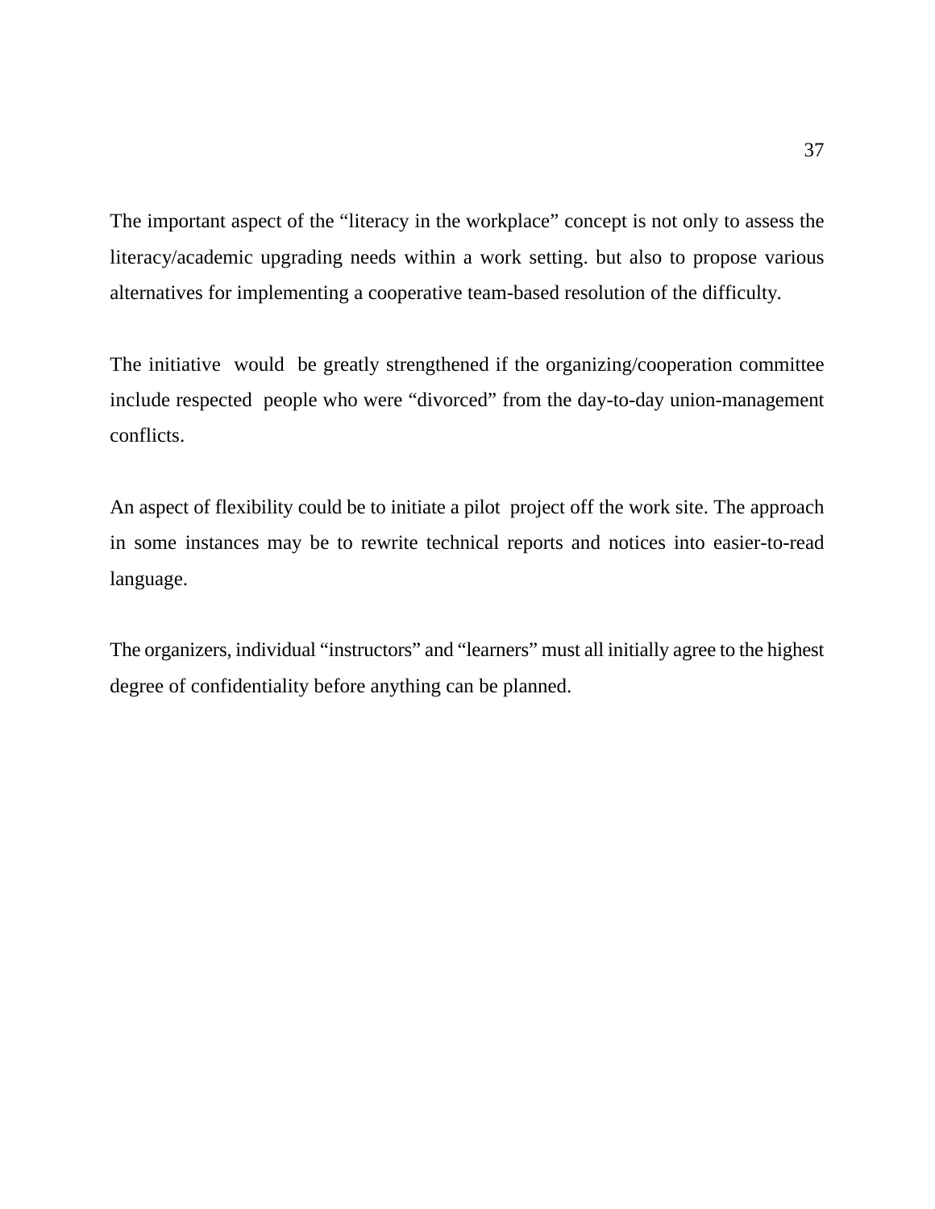The important aspect of the “literacy in the workplace” concept is not only to assess the literacy/academic upgrading needs within a work setting. but also to propose various alternatives for implementing a cooperative team-based resolution of the difficulty.

The initiative would be greatly strengthened if the organizing/cooperation committee include respected people who were “divorced” from the day-to-day union-management conflicts.

An aspect of flexibility could be to initiate a pilot project off the work site. The approach in some instances may be to rewrite technical reports and notices into easier-to-read language.

The organizers, individual “instructors” and “learners” must all initially agree to the highest degree of confidentiality before anything can be planned.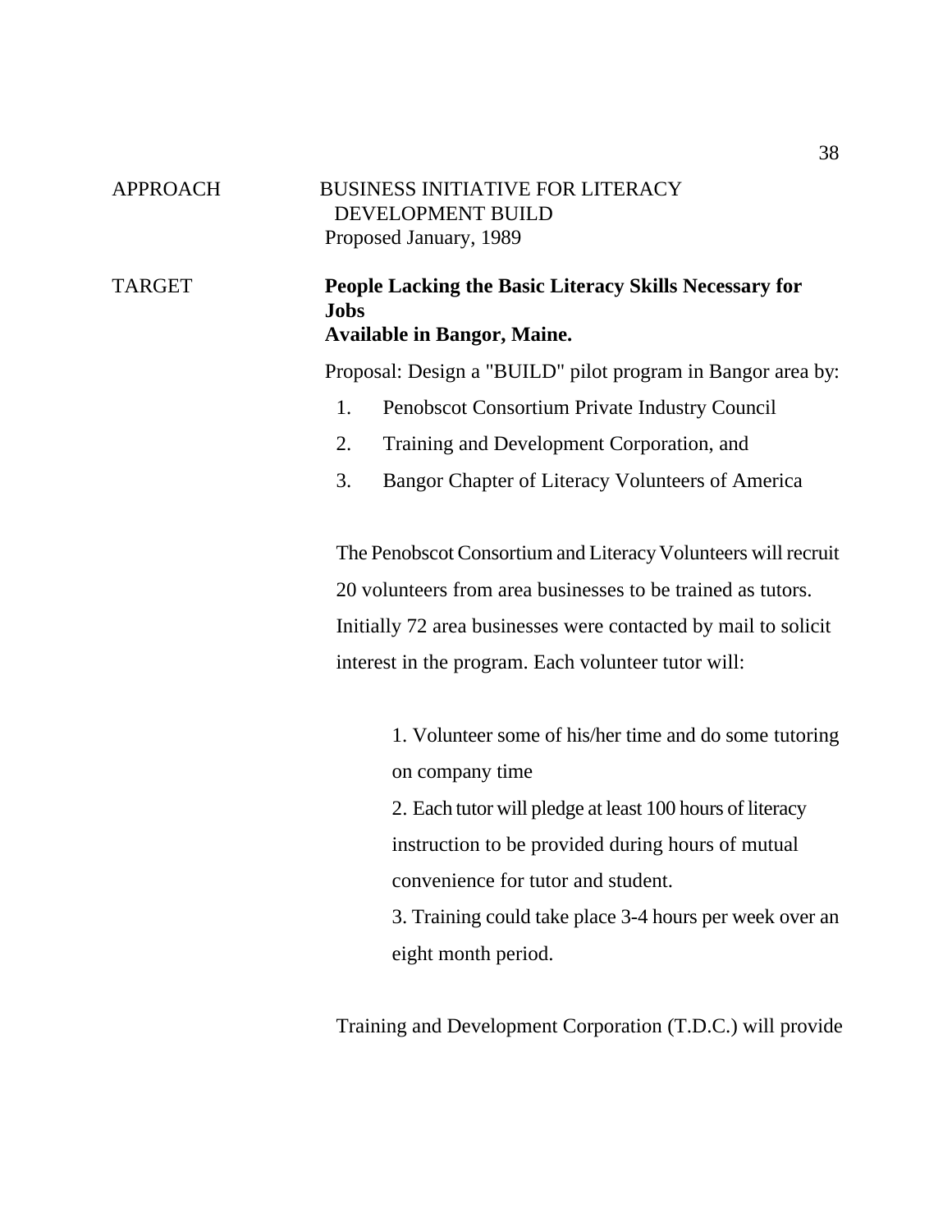APPROACH — BUSINESS INITIATIVE FOR LITERACY DEVELOPMENT BUILD
Proposed January, 1989

TARGET — **People Lacking the Basic Literacy Skills Necessary for Jobs Available in Bangor, Maine.**

Proposal: Design a "BUILD" pilot program in Bangor area by:

1. Penobscot Consortium Private Industry Council
2. Training and Development Corporation, and
3. Bangor Chapter of Literacy Volunteers of America

The Penobscot Consortium and Literacy Volunteers will recruit 20 volunteers from area businesses to be trained as tutors. Initially 72 area businesses were contacted by mail to solicit interest in the program. Each volunteer tutor will:

1. Volunteer some of his/her time and do some tutoring on company time
2. Each tutor will pledge at least 100 hours of literacy instruction to be provided during hours of mutual convenience for tutor and student.
3. Training could take place 3-4 hours per week over an eight month period.

Training and Development Corporation (T.D.C.) will provide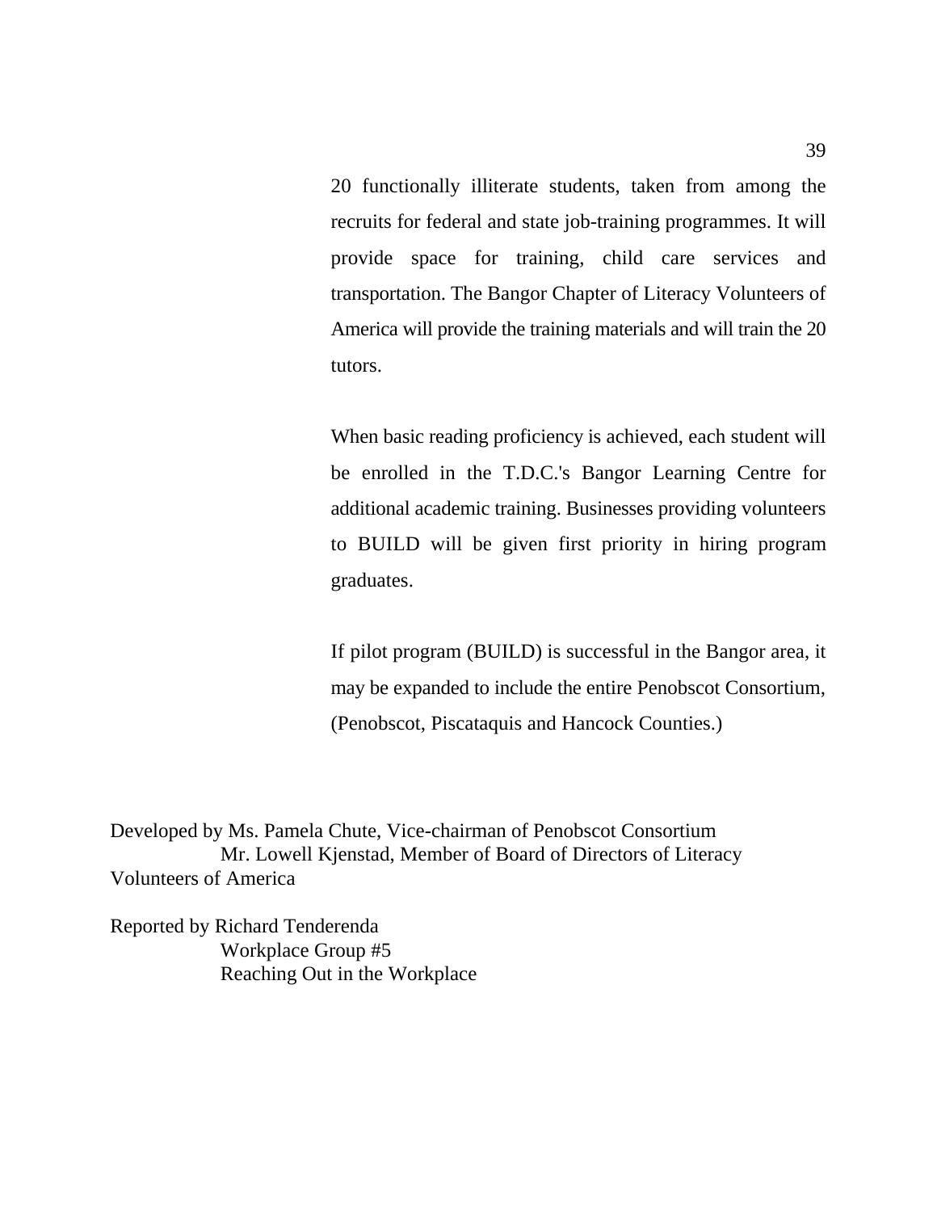20 functionally illiterate students, taken from among the recruits for federal and state job-training programmes. It will provide space for training, child care services and transportation. The Bangor Chapter of Literacy Volunteers of America will provide the training materials and will train the 20 tutors.

When basic reading proficiency is achieved, each student will be enrolled in the T.D.C.'s Bangor Learning Centre for additional academic training. Businesses providing volunteers to BUILD will be given first priority in hiring program graduates.

If pilot program (BUILD) is successful in the Bangor area, it may be expanded to include the entire Penobscot Consortium, (Penobscot, Piscataquis and Hancock Counties.)

Developed by Ms. Pamela Chute, Vice-chairman of Penobscot Consortium
Mr. Lowell Kjenstad, Member of Board of Directors of Literacy Volunteers of America

Reported by Richard Tenderenda
Workplace Group #5
Reaching Out in the Workplace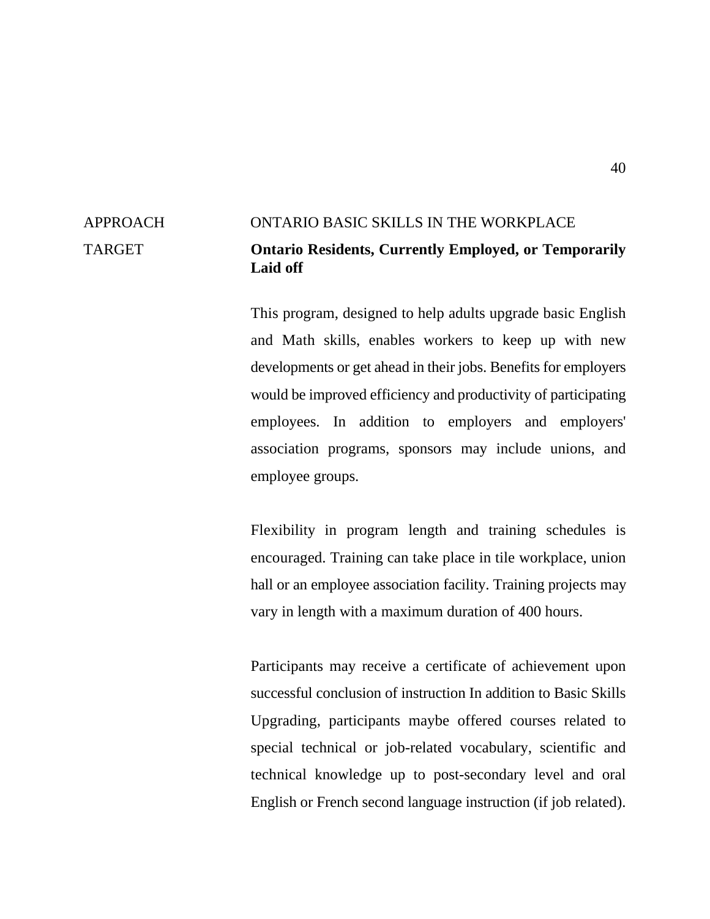APPROACH ONTARIO BASIC SKILLS IN THE WORKPLACE

TARGET **Ontario Residents, Currently Employed, or Temporarily Laid off**

This program, designed to help adults upgrade basic English and Math skills, enables workers to keep up with new developments or get ahead in their jobs. Benefits for employers would be improved efficiency and productivity of participating employees. In addition to employers and employers' association programs, sponsors may include unions, and employee groups.

Flexibility in program length and training schedules is encouraged. Training can take place in tile workplace, union hall or an employee association facility. Training projects may vary in length with a maximum duration of 400 hours.

Participants may receive a certificate of achievement upon successful conclusion of instruction In addition to Basic Skills Upgrading, participants maybe offered courses related to special technical or job-related vocabulary, scientific and technical knowledge up to post-secondary level and oral English or French second language instruction (if job related).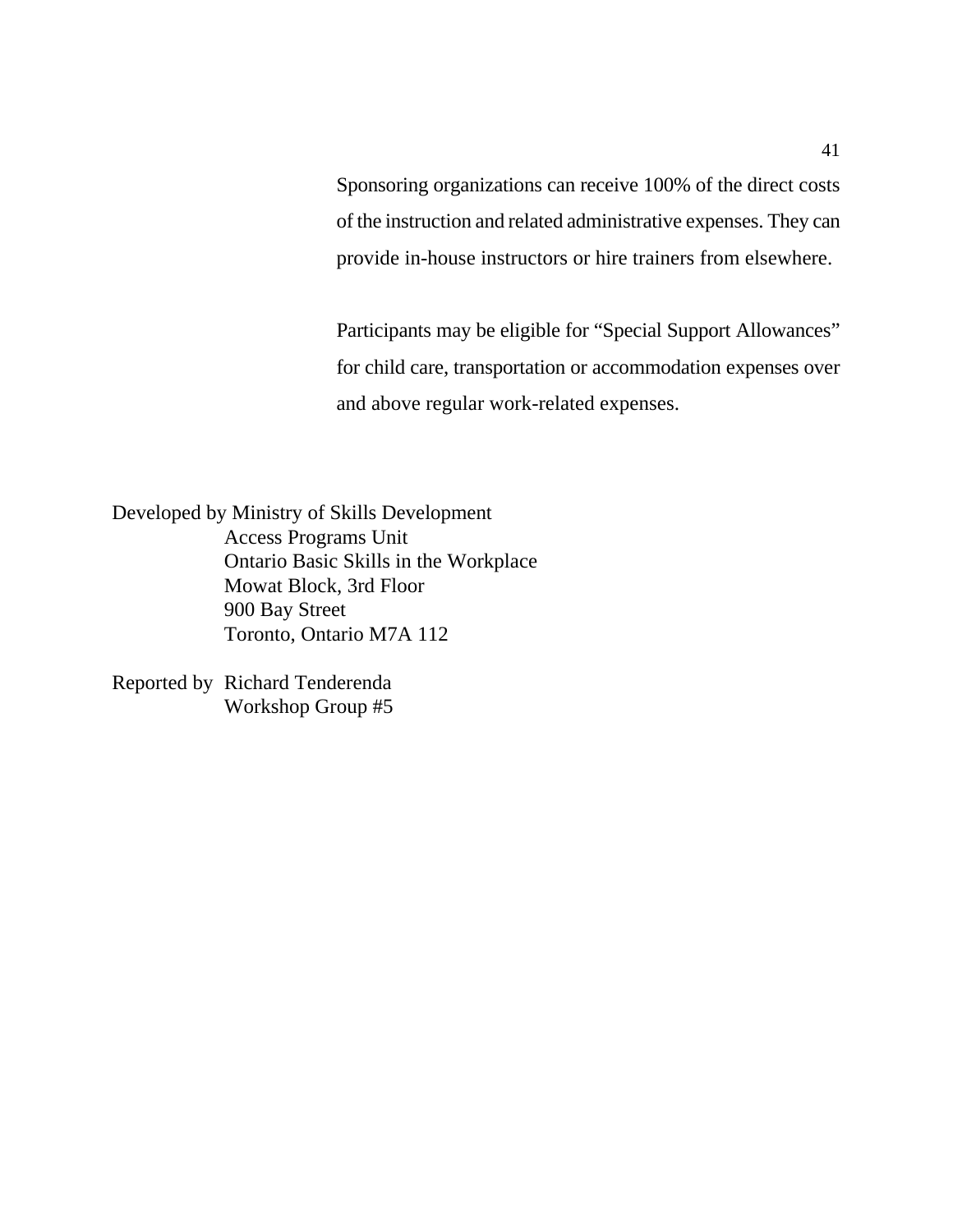Sponsoring organizations can receive 100% of the direct costs of the instruction and related administrative expenses. They can provide in-house instructors or hire trainers from elsewhere.

Participants may be eligible for "Special Support Allowances" for child care, transportation or accommodation expenses over and above regular work-related expenses.

Developed by Ministry of Skills Development  
Access Programs Unit  
Ontario Basic Skills in the Workplace  
Mowat Block, 3rd Floor  
900 Bay Street  
Toronto, Ontario M7A 112

Reported by Richard Tenderenda  
Workshop Group #5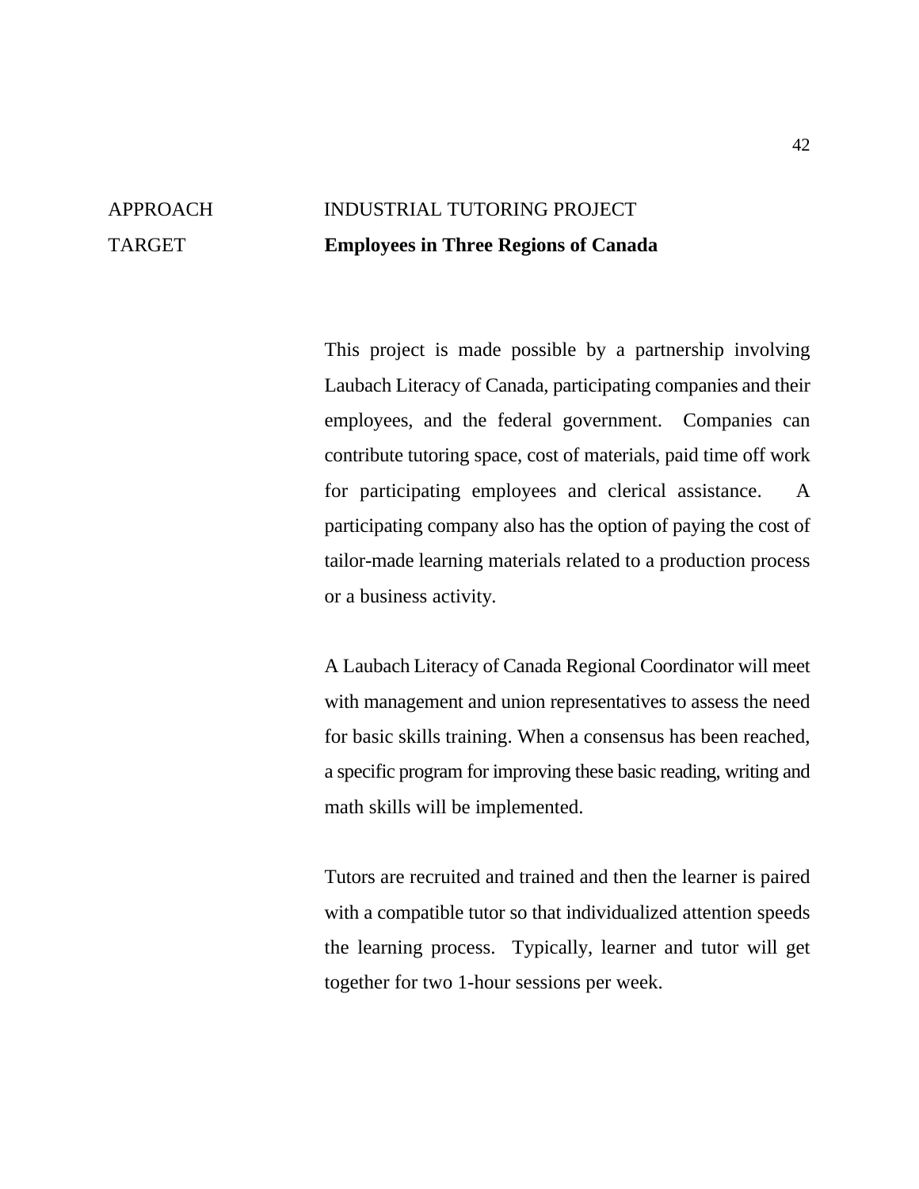APPROACH INDUSTRIAL TUTORING PROJECT

TARGET **Employees in Three Regions of Canada**

This project is made possible by a partnership involving Laubach Literacy of Canada, participating companies and their employees, and the federal government. Companies can contribute tutoring space, cost of materials, paid time off work for participating employees and clerical assistance. A participating company also has the option of paying the cost of tailor-made learning materials related to a production process or a business activity.

A Laubach Literacy of Canada Regional Coordinator will meet with management and union representatives to assess the need for basic skills training. When a consensus has been reached, a specific program for improving these basic reading, writing and math skills will be implemented.

Tutors are recruited and trained and then the learner is paired with a compatible tutor so that individualized attention speeds the learning process. Typically, learner and tutor will get together for two 1-hour sessions per week.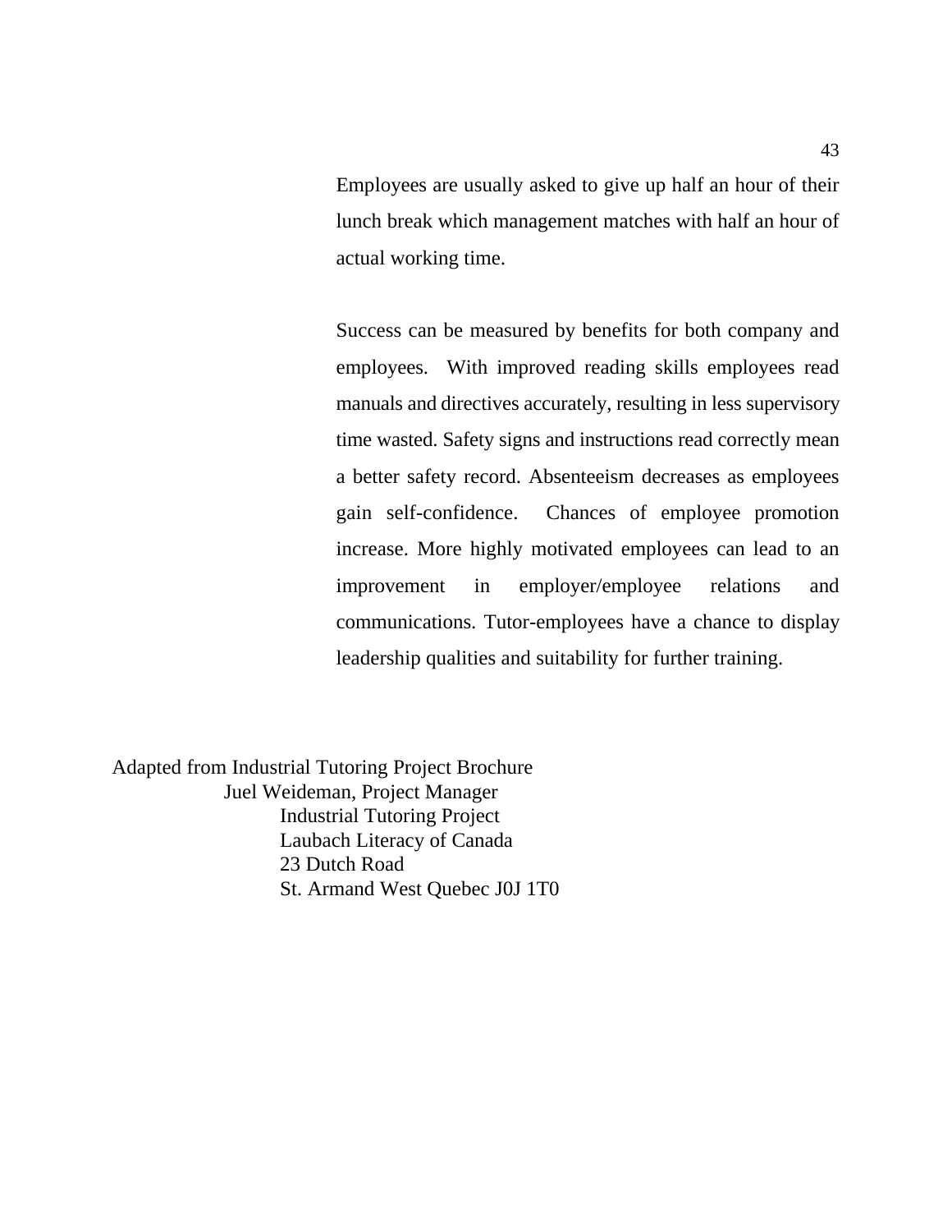Employees are usually asked to give up half an hour of their lunch break which management matches with half an hour of actual working time.

Success can be measured by benefits for both company and employees. With improved reading skills employees read manuals and directives accurately, resulting in less supervisory time wasted. Safety signs and instructions read correctly mean a better safety record. Absenteeism decreases as employees gain self-confidence. Chances of employee promotion increase. More highly motivated employees can lead to an improvement in employer/employee relations and communications. Tutor-employees have a chance to display leadership qualities and suitability for further training.

Adapted from Industrial Tutoring Project Brochure
Juel Weideman, Project Manager
Industrial Tutoring Project
Laubach Literacy of Canada
23 Dutch Road
St. Armand West Quebec J0J 1T0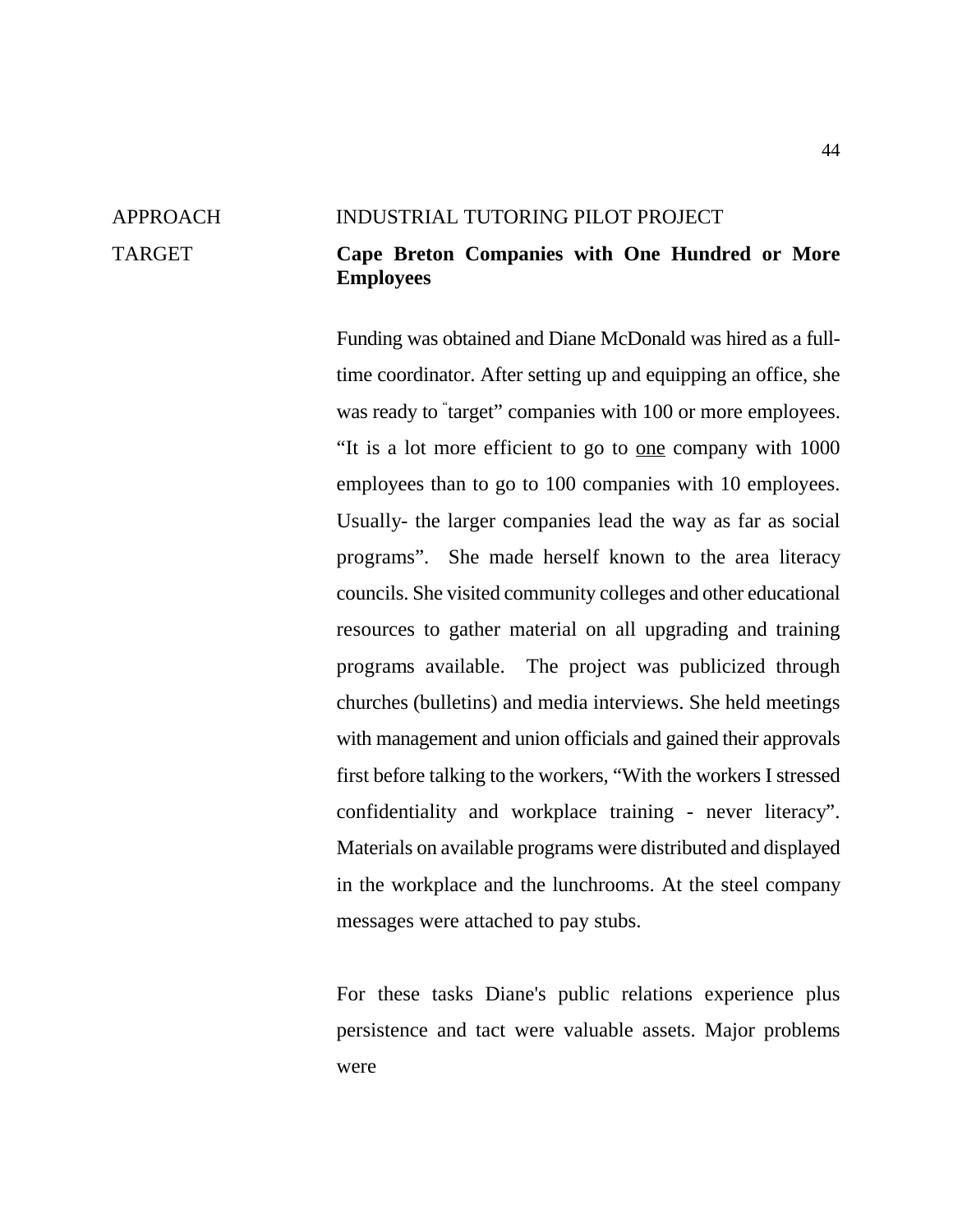APPROACH INDUSTRIAL TUTORING PILOT PROJECT

TARGET **Cape Breton Companies with One Hundred or More Employees**

Funding was obtained and Diane McDonald was hired as a full-time coordinator. After setting up and equipping an office, she was ready to "target" companies with 100 or more employees. "It is a lot more efficient to go to <u>one</u> company with 1000 employees than to go to 100 companies with 10 employees. Usually- the larger companies lead the way as far as social programs". She made herself known to the area literacy councils. She visited community colleges and other educational resources to gather material on all upgrading and training programs available. The project was publicized through churches (bulletins) and media interviews. She held meetings with management and union officials and gained their approvals first before talking to the workers, "With the workers I stressed confidentiality and workplace training - never literacy". Materials on available programs were distributed and displayed in the workplace and the lunchrooms. At the steel company messages were attached to pay stubs.

For these tasks Diane's public relations experience plus persistence and tact were valuable assets. Major problems were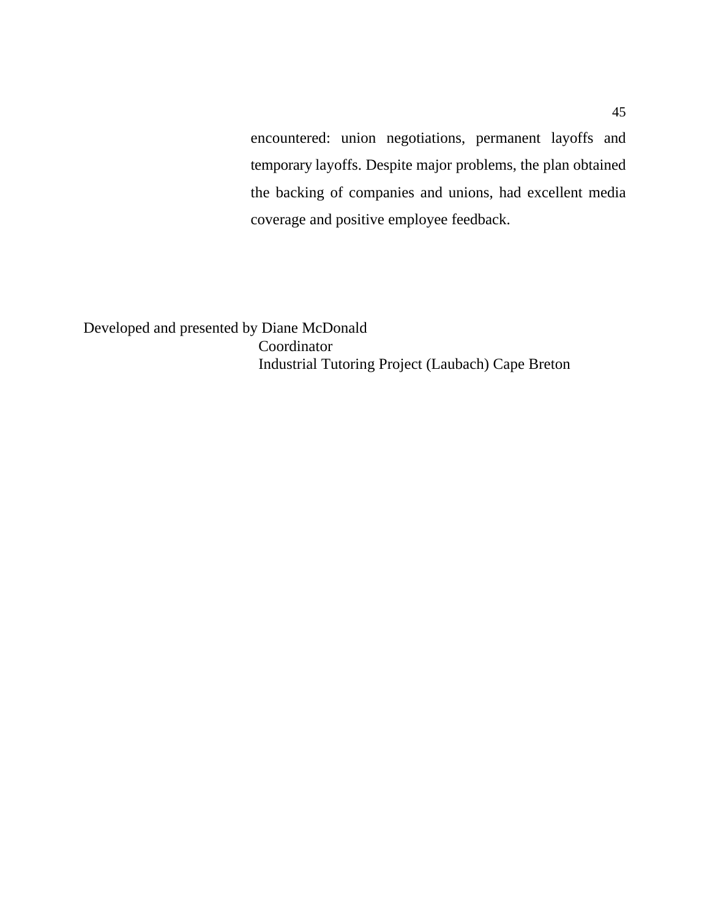encountered: union negotiations, permanent layoffs and temporary layoffs. Despite major problems, the plan obtained the backing of companies and unions, had excellent media coverage and positive employee feedback.

Developed and presented by Diane McDonald
Coordinator
Industrial Tutoring Project (Laubach) Cape Breton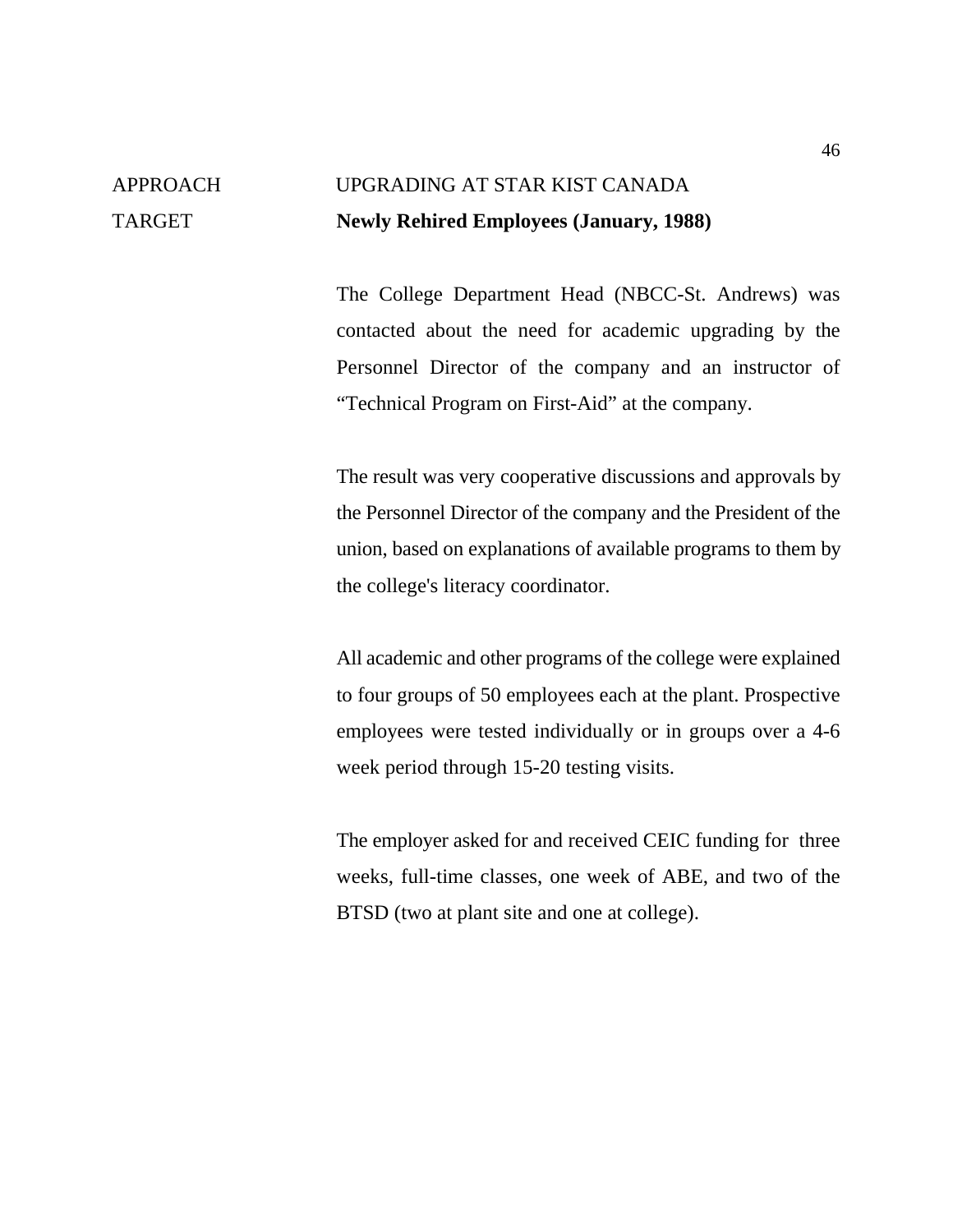APPROACH UPGRADING AT STAR KIST CANADA

TARGET **Newly Rehired Employees (January, 1988)**

The College Department Head (NBCC-St. Andrews) was contacted about the need for academic upgrading by the Personnel Director of the company and an instructor of "Technical Program on First-Aid" at the company.

The result was very cooperative discussions and approvals by the Personnel Director of the company and the President of the union, based on explanations of available programs to them by the college's literacy coordinator.

All academic and other programs of the college were explained to four groups of 50 employees each at the plant. Prospective employees were tested individually or in groups over a 4-6 week period through 15-20 testing visits.

The employer asked for and received CEIC funding for three weeks, full-time classes, one week of ABE, and two of the BTSD (two at plant site and one at college).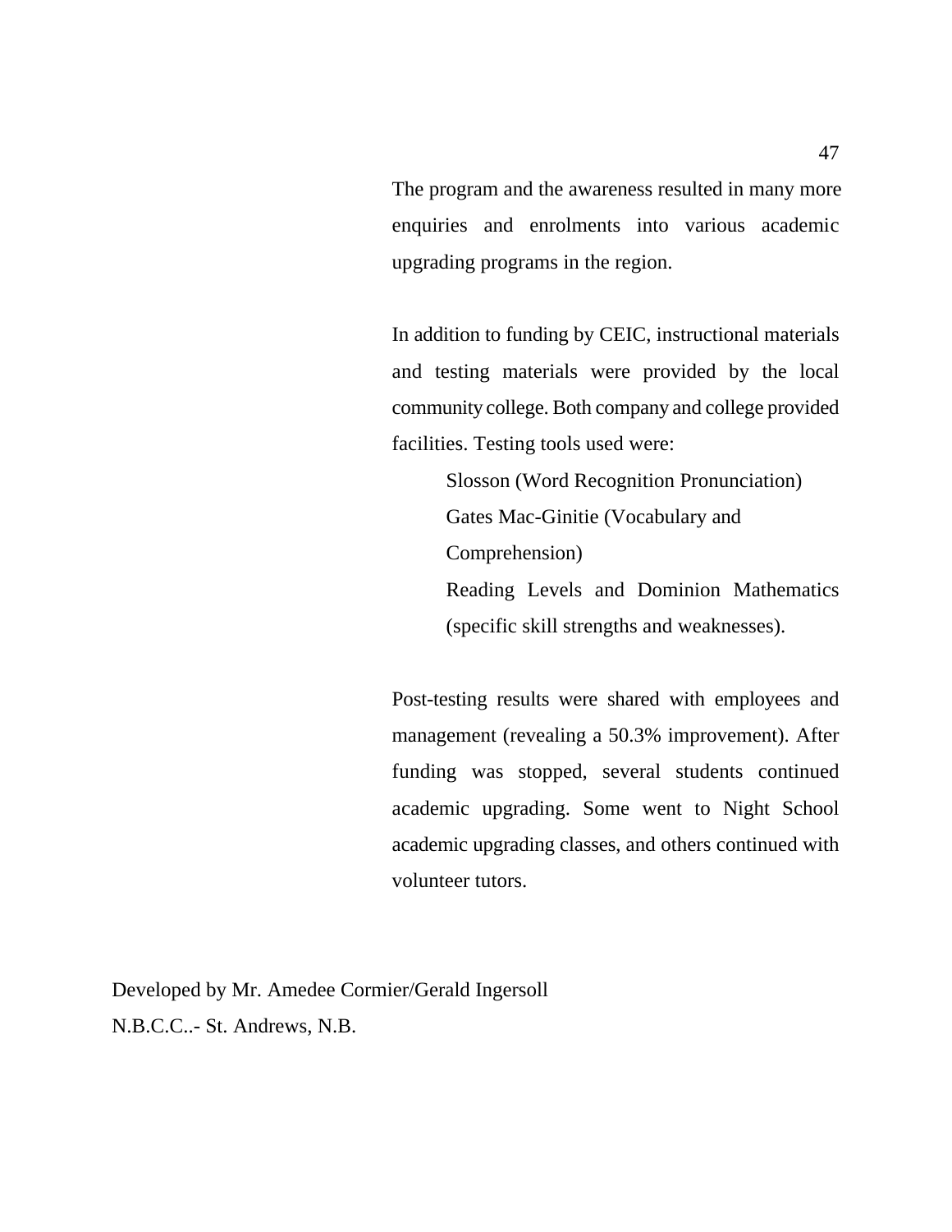The program and the awareness resulted in many more enquiries and enrolments into various academic upgrading programs in the region.

In addition to funding by CEIC, instructional materials and testing materials were provided by the local community college. Both company and college provided facilities. Testing tools used were:

> Slosson (Word Recognition Pronunciation)
> Gates Mac-Ginitie (Vocabulary and Comprehension)
> Reading Levels and Dominion Mathematics (specific skill strengths and weaknesses).

Post-testing results were shared with employees and management (revealing a 50.3% improvement). After funding was stopped, several students continued academic upgrading. Some went to Night School academic upgrading classes, and others continued with volunteer tutors.

Developed by Mr. Amedee Cormier/Gerald Ingersoll
N.B.C.C..- St. Andrews, N.B.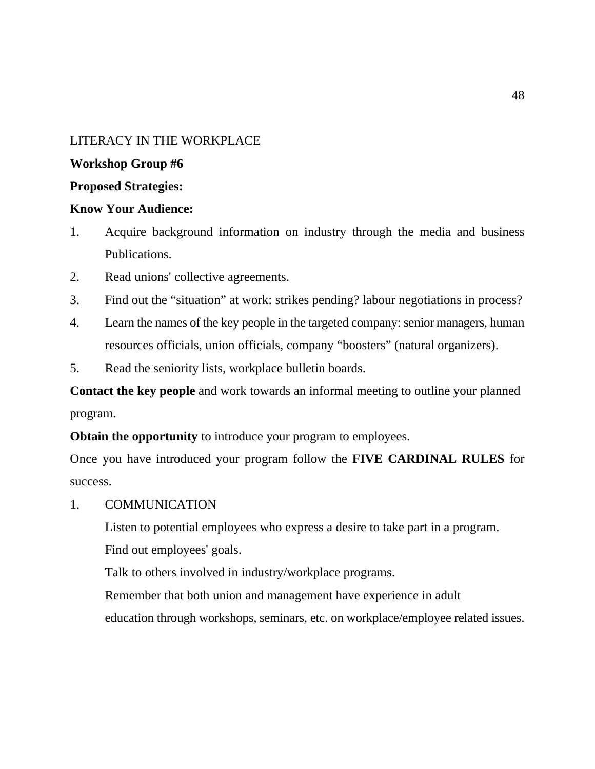LITERACY IN THE WORKPLACE

**Workshop Group #6**

**Proposed Strategies:**

**Know Your Audience:**

1. Acquire background information on industry through the media and business Publications.
2. Read unions' collective agreements.
3. Find out the "situation" at work: strikes pending? labour negotiations in process?
4. Learn the names of the key people in the targeted company: senior managers, human resources officials, union officials, company "boosters" (natural organizers).
5. Read the seniority lists, workplace bulletin boards.

**Contact the key people** and work towards an informal meeting to outline your planned program.

**Obtain the opportunity** to introduce your program to employees.

Once you have introduced your program follow the **FIVE CARDINAL RULES** for success.

1. COMMUNICATION

   Listen to potential employees who express a desire to take part in a program.

   Find out employees' goals.

   Talk to others involved in industry/workplace programs.

   Remember that both union and management have experience in adult education through workshops, seminars, etc. on workplace/employee related issues.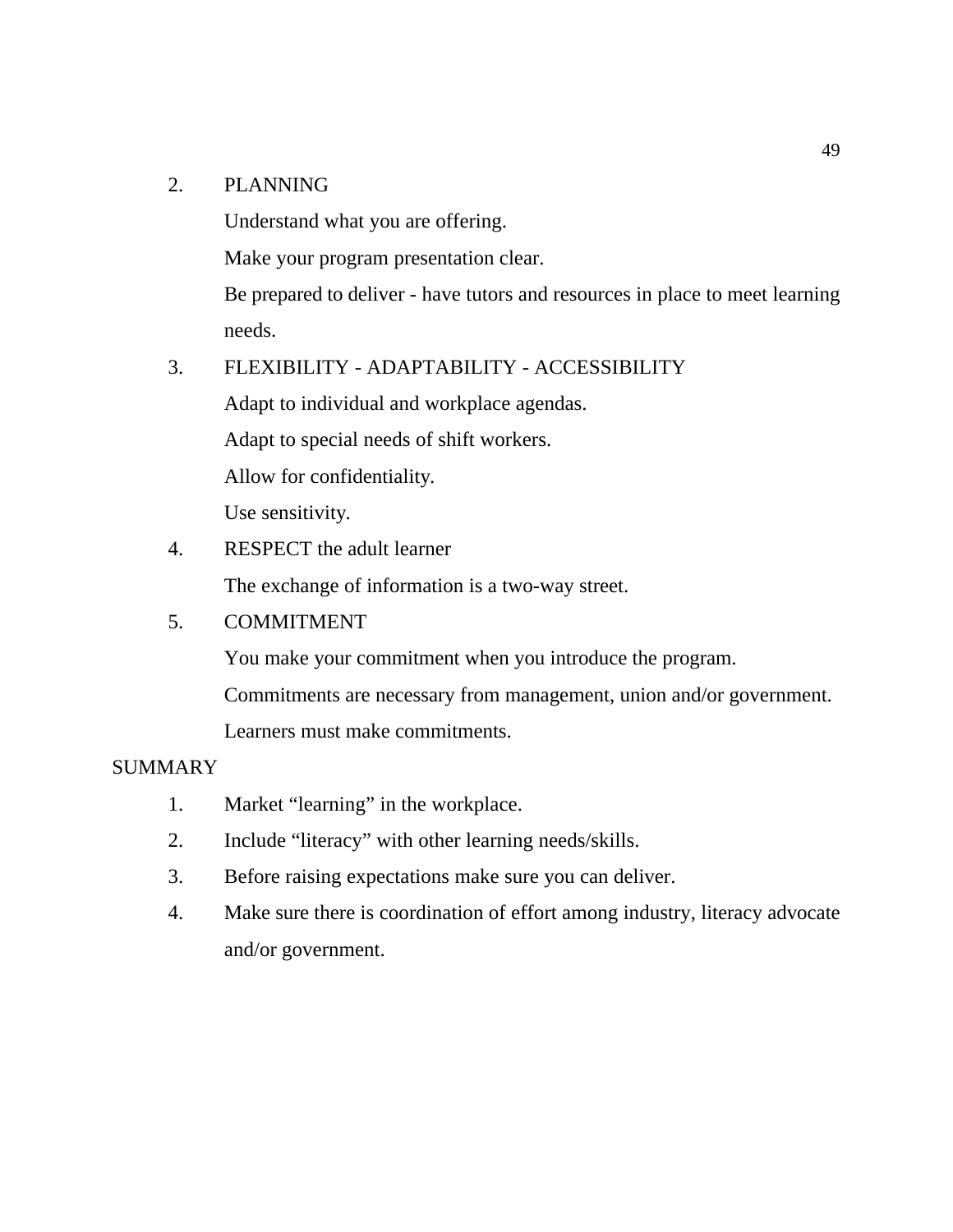2. PLANNING

   Understand what you are offering.

   Make your program presentation clear.

   Be prepared to deliver - have tutors and resources in place to meet learning needs.

3. FLEXIBILITY - ADAPTABILITY - ACCESSIBILITY

   Adapt to individual and workplace agendas.

   Adapt to special needs of shift workers.

   Allow for confidentiality.

   Use sensitivity.

4. RESPECT the adult learner

   The exchange of information is a two-way street.

5. COMMITMENT

   You make your commitment when you introduce the program.

   Commitments are necessary from management, union and/or government.

   Learners must make commitments.

SUMMARY

1. Market “learning” in the workplace.
2. Include “literacy” with other learning needs/skills.
3. Before raising expectations make sure you can deliver.
4. Make sure there is coordination of effort among industry, literacy advocate and/or government.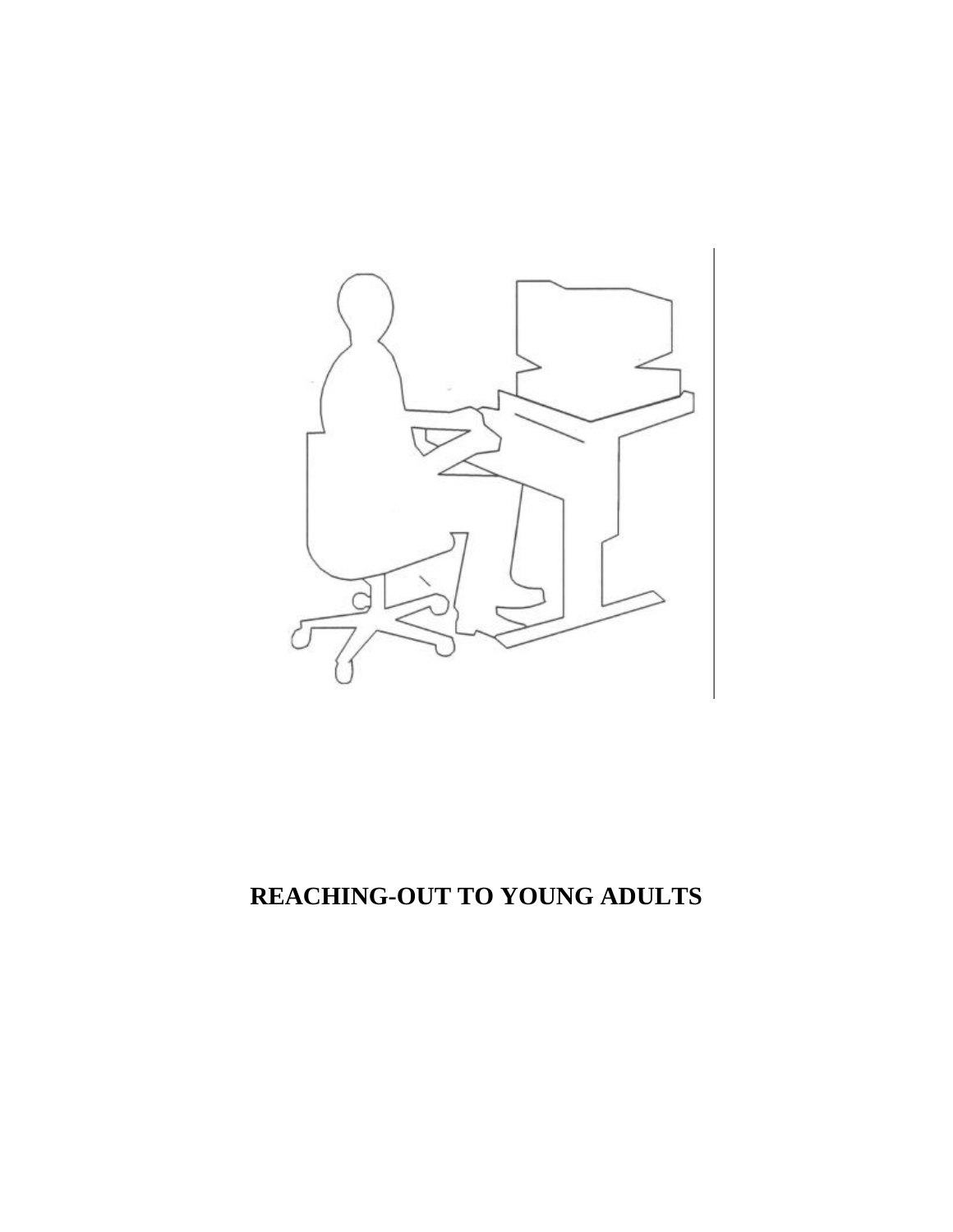# REACHING-OUT TO YOUNG ADULTS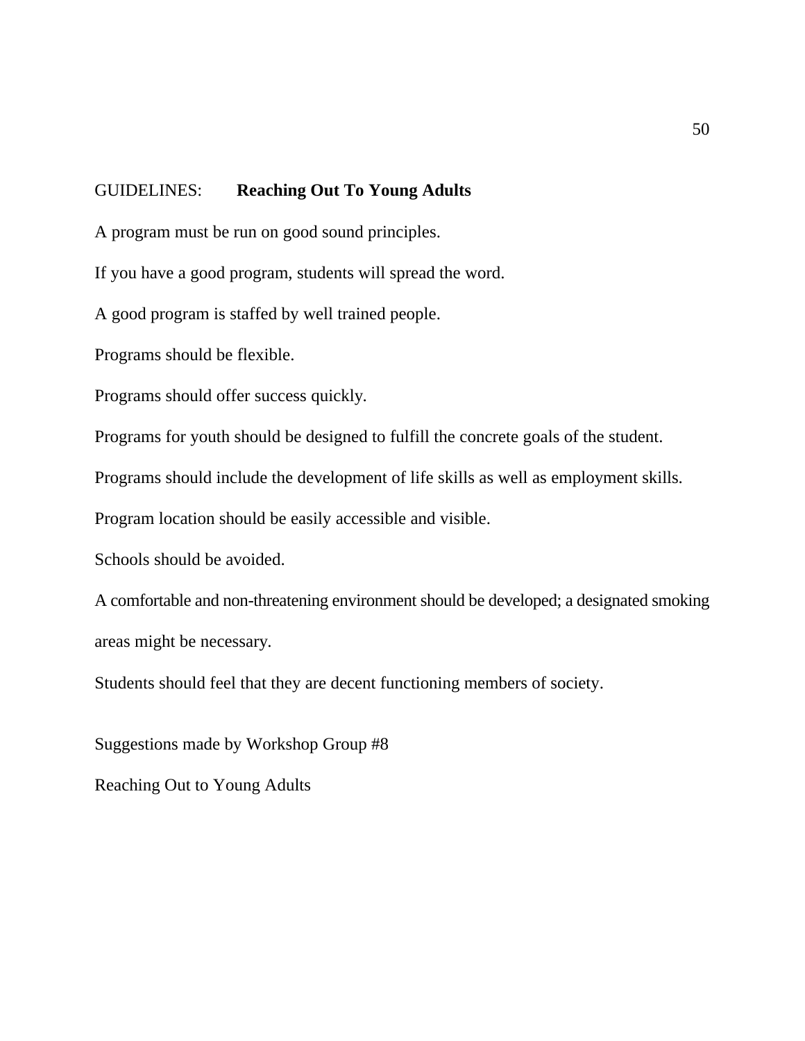GUIDELINES: **Reaching Out To Young Adults**

A program must be run on good sound principles.

If you have a good program, students will spread the word.

A good program is staffed by well trained people.

Programs should be flexible.

Programs should offer success quickly.

Programs for youth should be designed to fulfill the concrete goals of the student.

Programs should include the development of life skills as well as employment skills.

Program location should be easily accessible and visible.

Schools should be avoided.

A comfortable and non-threatening environment should be developed; a designated smoking areas might be necessary.

Students should feel that they are decent functioning members of society.

Suggestions made by Workshop Group #8

Reaching Out to Young Adults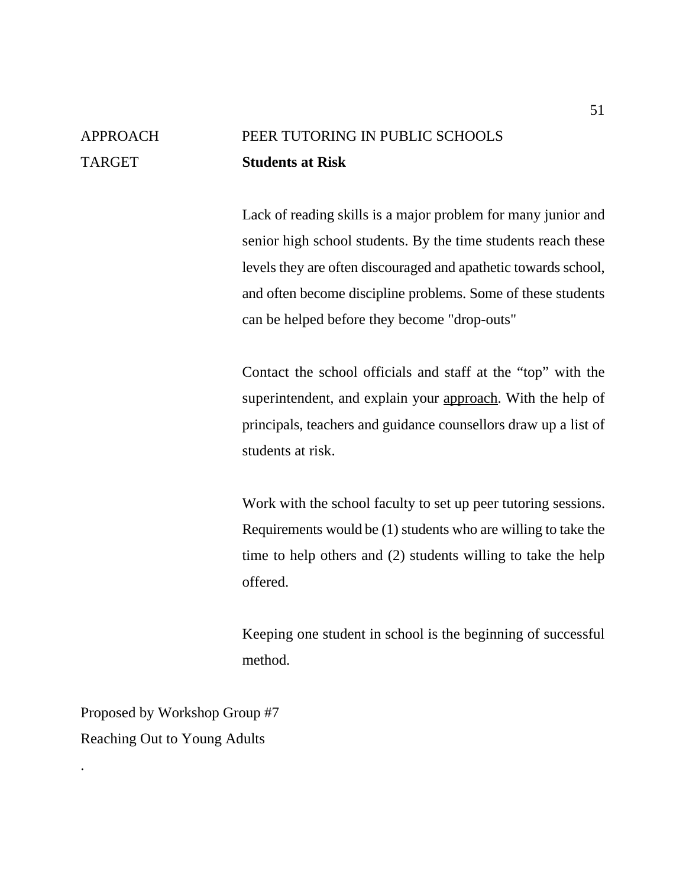APPROACH PEER TUTORING IN PUBLIC SCHOOLS

TARGET **Students at Risk**

Lack of reading skills is a major problem for many junior and senior high school students. By the time students reach these levels they are often discouraged and apathetic towards school, and often become discipline problems. Some of these students can be helped before they become "drop-outs"

Contact the school officials and staff at the “top” with the superintendent, and explain your approach. With the help of principals, teachers and guidance counsellors draw up a list of students at risk.

Work with the school faculty to set up peer tutoring sessions. Requirements would be (1) students who are willing to take the time to help others and (2) students willing to take the help offered.

Keeping one student in school is the beginning of successful method.

Proposed by Workshop Group #7

Reaching Out to Young Adults

.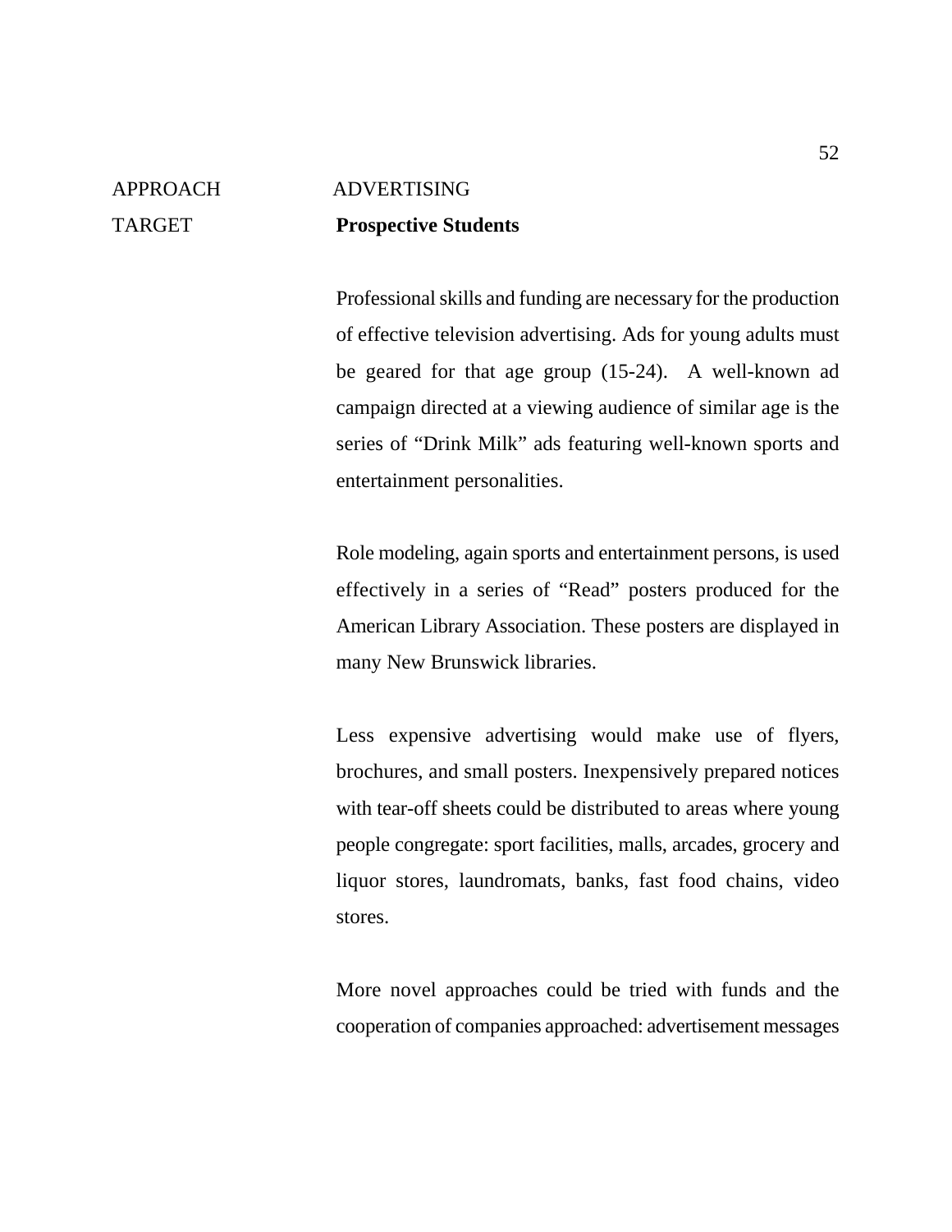APPROACH ADVERTISING

TARGET **Prospective Students**

Professional skills and funding are necessary for the production of effective television advertising. Ads for young adults must be geared for that age group (15-24). A well-known ad campaign directed at a viewing audience of similar age is the series of “Drink Milk” ads featuring well-known sports and entertainment personalities.

Role modeling, again sports and entertainment persons, is used effectively in a series of “Read” posters produced for the American Library Association. These posters are displayed in many New Brunswick libraries.

Less expensive advertising would make use of flyers, brochures, and small posters. Inexpensively prepared notices with tear-off sheets could be distributed to areas where young people congregate: sport facilities, malls, arcades, grocery and liquor stores, laundromats, banks, fast food chains, video stores.

More novel approaches could be tried with funds and the cooperation of companies approached: advertisement messages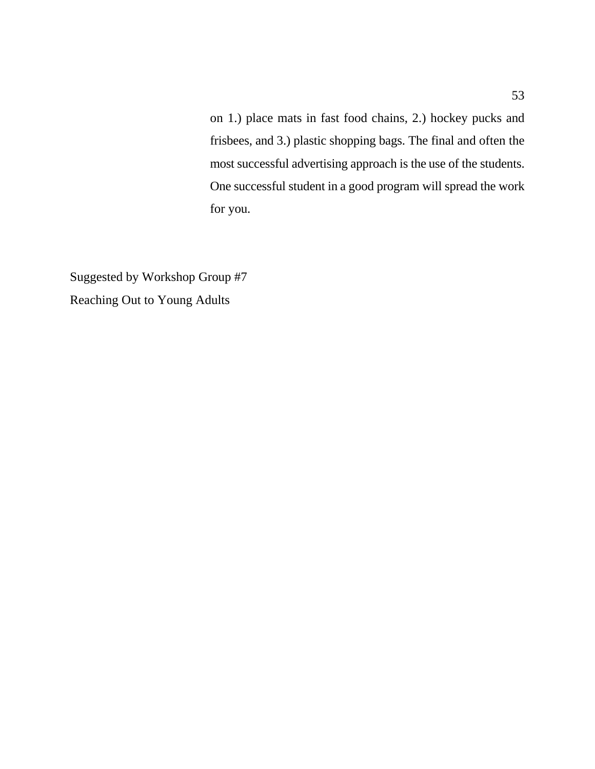on 1.) place mats in fast food chains, 2.) hockey pucks and frisbees, and 3.) plastic shopping bags. The final and often the most successful advertising approach is the use of the students. One successful student in a good program will spread the work for you.

Suggested by Workshop Group #7
Reaching Out to Young Adults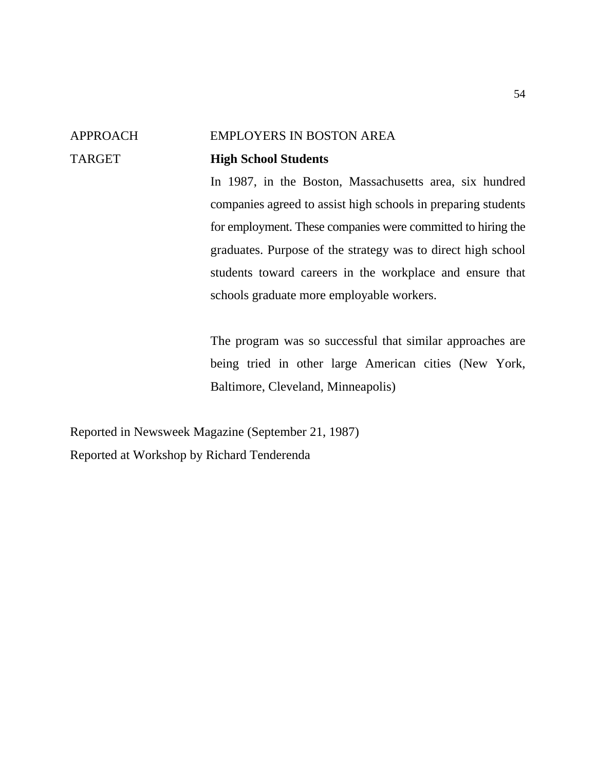APPROACH EMPLOYERS IN BOSTON AREA

TARGET **High School Students**

In 1987, in the Boston, Massachusetts area, six hundred companies agreed to assist high schools in preparing students for employment. These companies were committed to hiring the graduates. Purpose of the strategy was to direct high school students toward careers in the workplace and ensure that schools graduate more employable workers.

The program was so successful that similar approaches are being tried in other large American cities (New York, Baltimore, Cleveland, Minneapolis)

Reported in Newsweek Magazine (September 21, 1987)
Reported at Workshop by Richard Tenderenda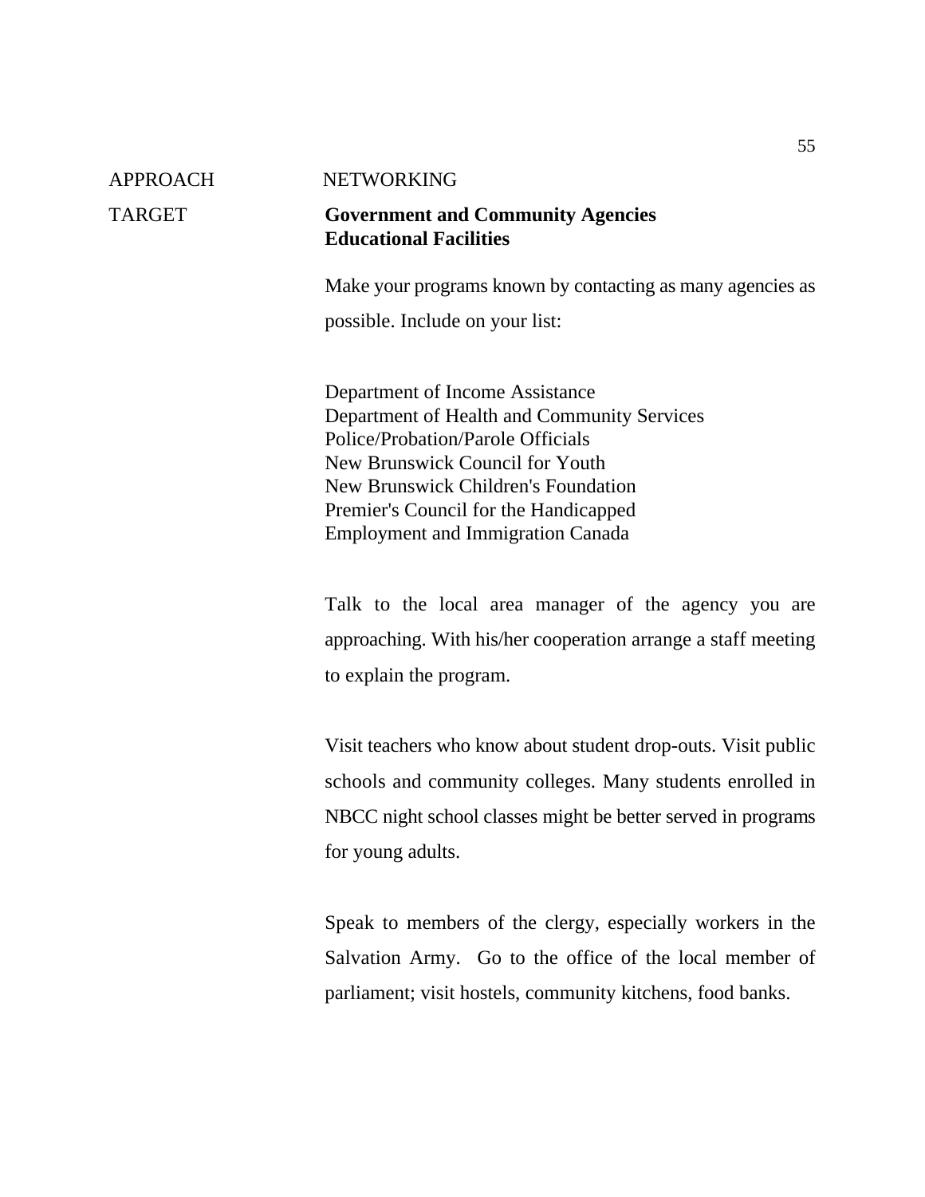APPROACH NETWORKING

TARGET **Government and Community Agencies**
**Educational Facilities**

Make your programs known by contacting as many agencies as possible. Include on your list:

Department of Income Assistance
Department of Health and Community Services
Police/Probation/Parole Officials
New Brunswick Council for Youth
New Brunswick Children's Foundation
Premier's Council for the Handicapped
Employment and Immigration Canada

Talk to the local area manager of the agency you are approaching. With his/her cooperation arrange a staff meeting to explain the program.

Visit teachers who know about student drop-outs. Visit public schools and community colleges. Many students enrolled in NBCC night school classes might be better served in programs for young adults.

Speak to members of the clergy, especially workers in the Salvation Army. Go to the office of the local member of parliament; visit hostels, community kitchens, food banks.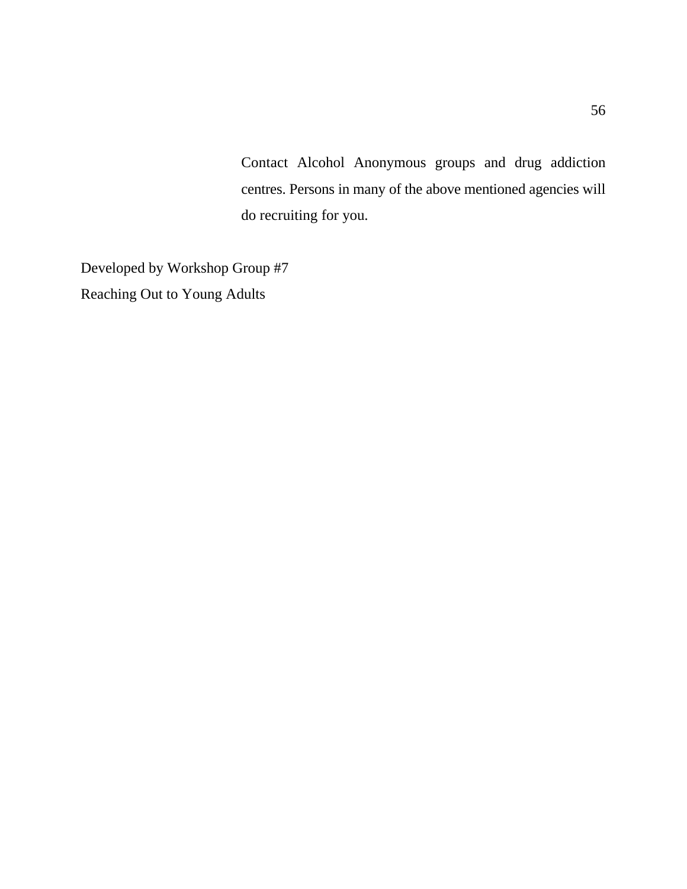Contact Alcohol Anonymous groups and drug addiction centres. Persons in many of the above mentioned agencies will do recruiting for you.

Developed by Workshop Group #7
Reaching Out to Young Adults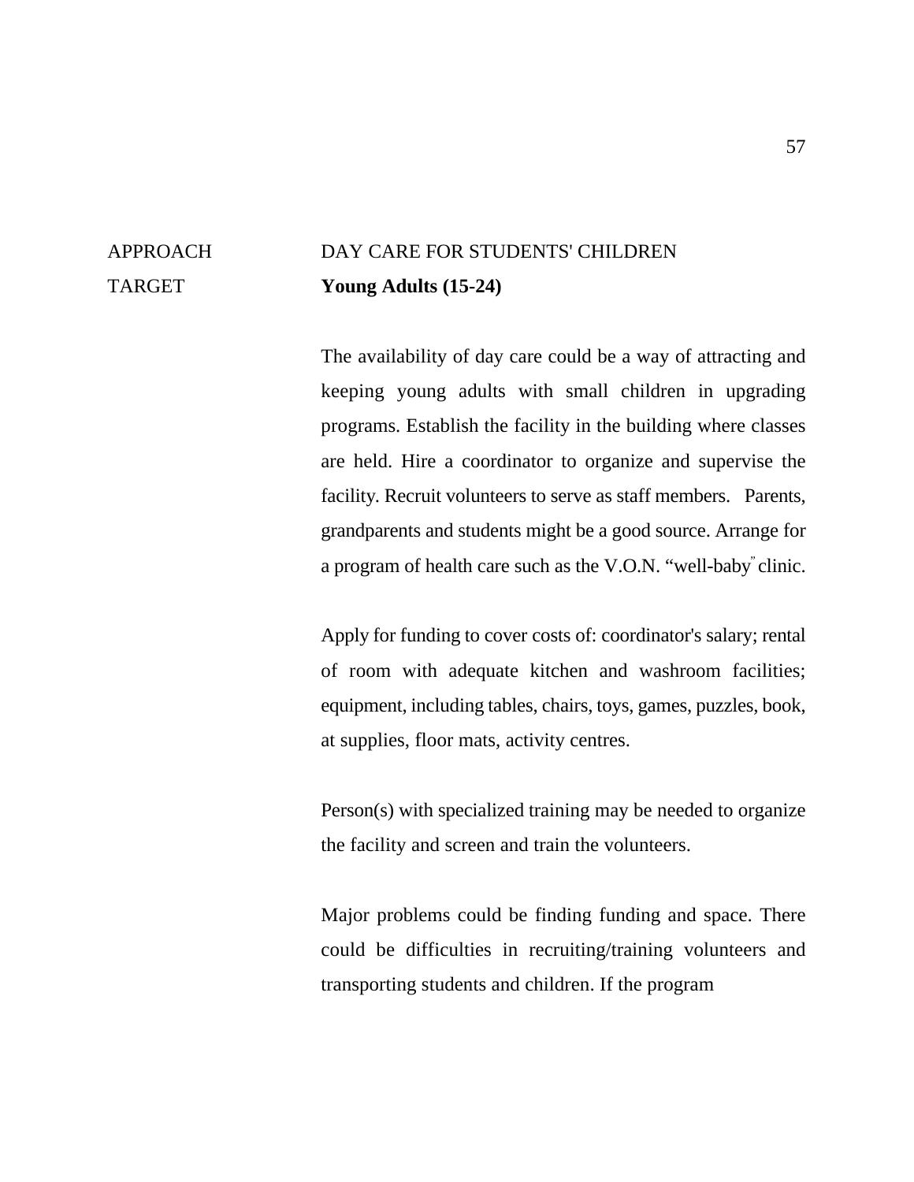APPROACH DAY CARE FOR STUDENTS' CHILDREN

TARGET **Young Adults (15-24)**

The availability of day care could be a way of attracting and keeping young adults with small children in upgrading programs. Establish the facility in the building where classes are held. Hire a coordinator to organize and supervise the facility. Recruit volunteers to serve as staff members. Parents, grandparents and students might be a good source. Arrange for a program of health care such as the V.O.N. “well-baby” clinic.

Apply for funding to cover costs of: coordinator's salary; rental of room with adequate kitchen and washroom facilities; equipment, including tables, chairs, toys, games, puzzles, book, at supplies, floor mats, activity centres.

Person(s) with specialized training may be needed to organize the facility and screen and train the volunteers.

Major problems could be finding funding and space. There could be difficulties in recruiting/training volunteers and transporting students and children. If the program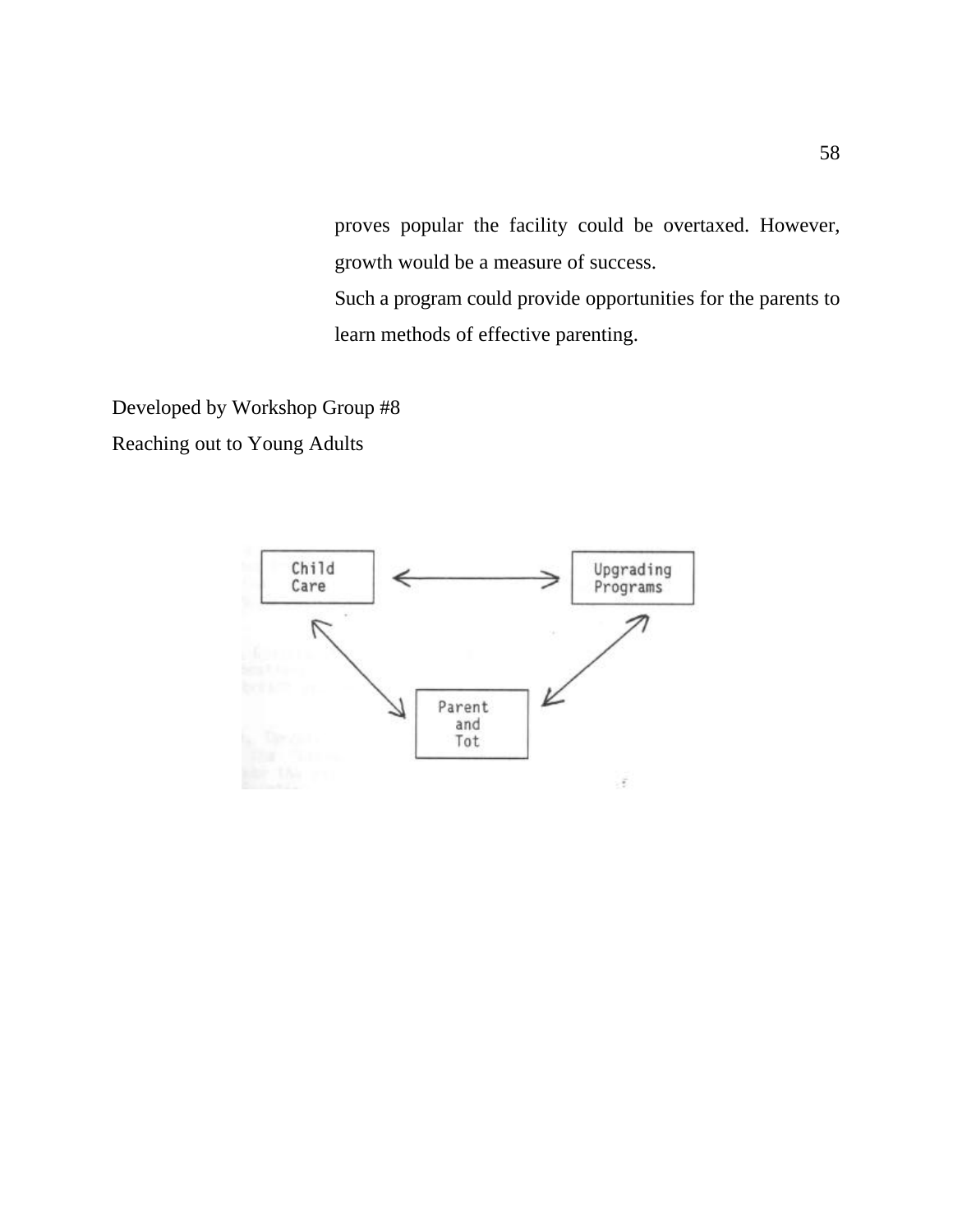proves popular the facility could be overtaxed. However, growth would be a measure of success.

Such a program could provide opportunities for the parents to learn methods of effective parenting.

Developed by Workshop Group #8
Reaching out to Young Adults

Child Care ⟷ Upgrading Programs

Child Care ⟷ Parent and Tot

Upgrading Programs ⟷ Parent and Tot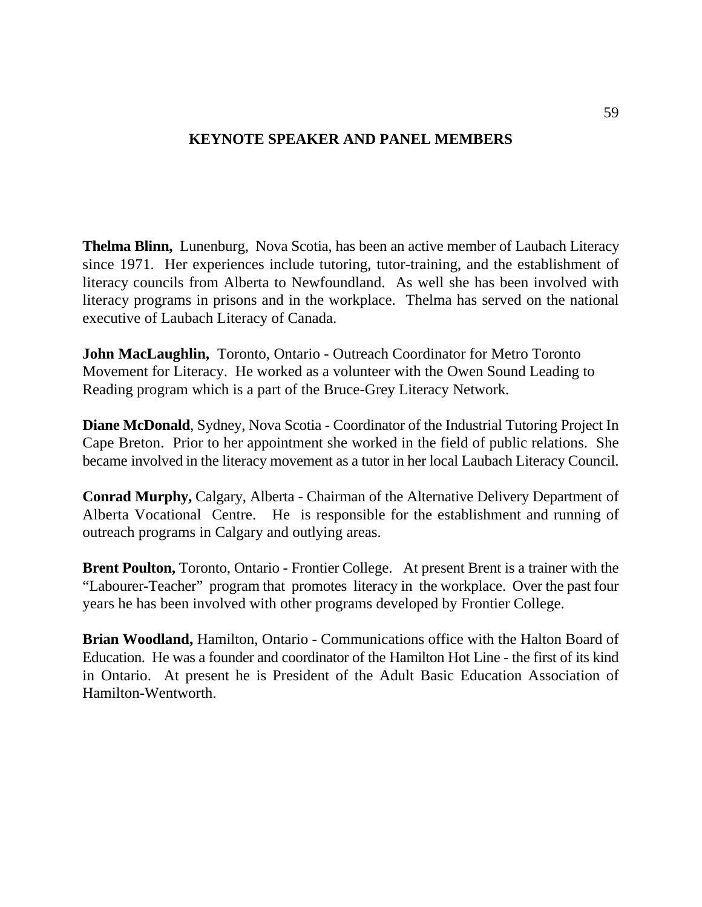## KEYNOTE SPEAKER AND PANEL MEMBERS

**Thelma Blinn,** Lunenburg, Nova Scotia, has been an active member of Laubach Literacy since 1971. Her experiences include tutoring, tutor-training, and the establishment of literacy councils from Alberta to Newfoundland. As well she has been involved with literacy programs in prisons and in the workplace. Thelma has served on the national executive of Laubach Literacy of Canada.

**John MacLaughlin,** Toronto, Ontario - Outreach Coordinator for Metro Toronto Movement for Literacy. He worked as a volunteer with the Owen Sound Leading to Reading program which is a part of the Bruce-Grey Literacy Network.

**Diane McDonald**, Sydney, Nova Scotia - Coordinator of the Industrial Tutoring Project In Cape Breton. Prior to her appointment she worked in the field of public relations. She became involved in the literacy movement as a tutor in her local Laubach Literacy Council.

**Conrad Murphy,** Calgary, Alberta - Chairman of the Alternative Delivery Department of Alberta Vocational Centre. He is responsible for the establishment and running of outreach programs in Calgary and outlying areas.

**Brent Poulton,** Toronto, Ontario - Frontier College. At present Brent is a trainer with the "Labourer-Teacher" program that promotes literacy in the workplace. Over the past four years he has been involved with other programs developed by Frontier College.

**Brian Woodland,** Hamilton, Ontario - Communications office with the Halton Board of Education. He was a founder and coordinator of the Hamilton Hot Line - the first of its kind in Ontario. At present he is President of the Adult Basic Education Association of Hamilton-Wentworth.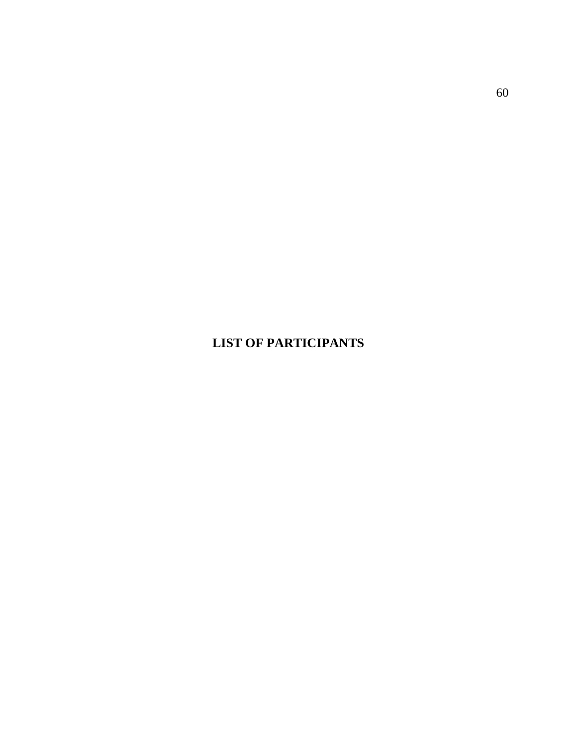# LIST OF PARTICIPANTS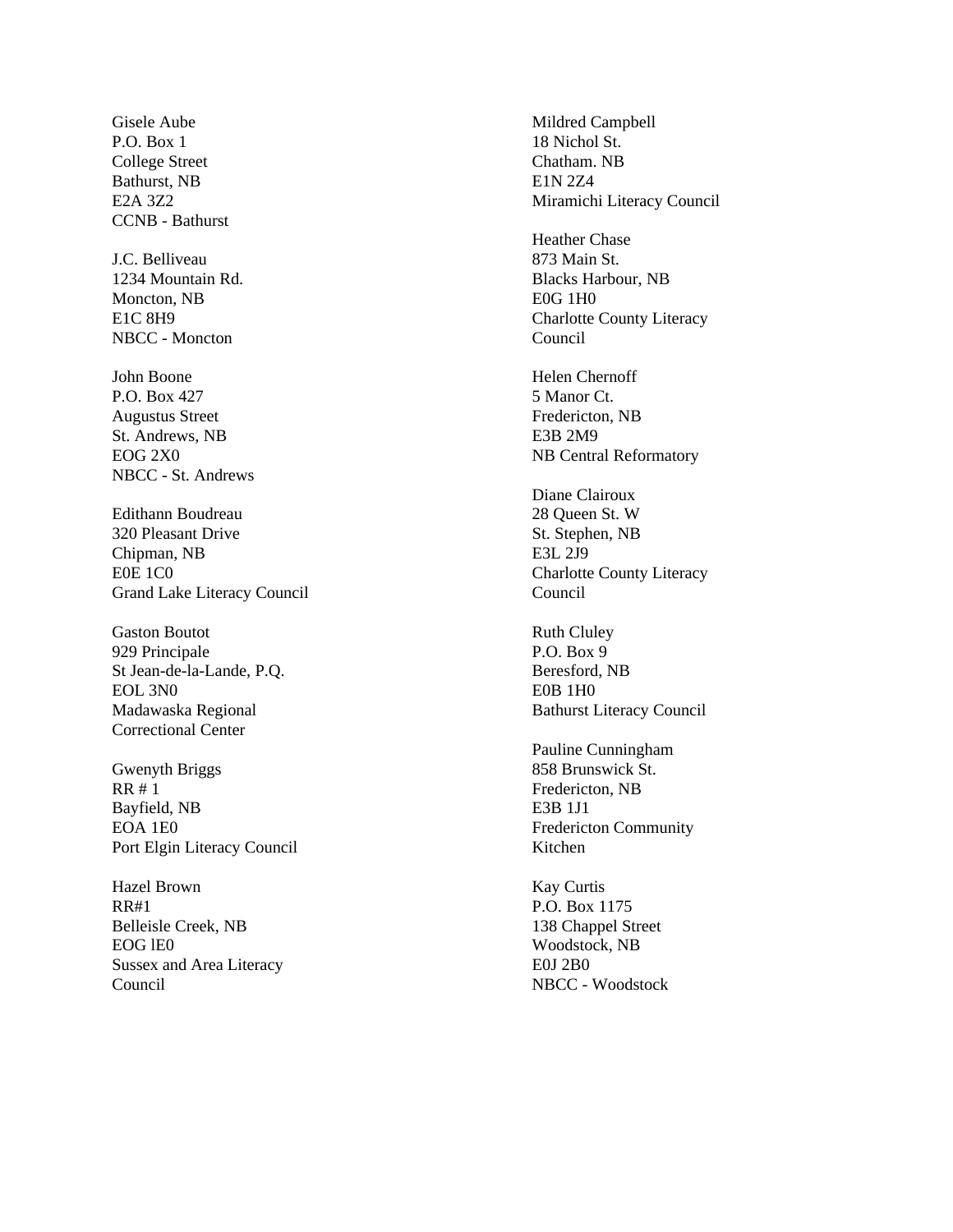Gisele Aube
P.O. Box 1
College Street
Bathurst, NB
E2A 3Z2
CCNB - Bathurst

J.C. Belliveau
1234 Mountain Rd.
Moncton, NB
E1C 8H9
NBCC - Moncton

John Boone
P.O. Box 427
Augustus Street
St. Andrews, NB
EOG 2X0
NBCC - St. Andrews

Edithann Boudreau
320 Pleasant Drive
Chipman, NB
E0E 1C0
Grand Lake Literacy Council

Gaston Boutot
929 Principale
St Jean-de-la-Lande, P.Q.
EOL 3N0
Madawaska Regional
Correctional Center

Gwenyth Briggs
RR # 1
Bayfield, NB
EOA 1E0
Port Elgin Literacy Council

Hazel Brown
RR#1
Belleisle Creek, NB
EOG lE0
Sussex and Area Literacy
Council

Mildred Campbell
18 Nichol St.
Chatham. NB
E1N 2Z4
Miramichi Literacy Council

Heather Chase
873 Main St.
Blacks Harbour, NB
E0G 1H0
Charlotte County Literacy
Council

Helen Chernoff
5 Manor Ct.
Fredericton, NB
E3B 2M9
NB Central Reformatory

Diane Clairoux
28 Queen St. W
St. Stephen, NB
E3L 2J9
Charlotte County Literacy
Council

Ruth Cluley
P.O. Box 9
Beresford, NB
E0B 1H0
Bathurst Literacy Council

Pauline Cunningham
858 Brunswick St.
Fredericton, NB
E3B 1J1
Fredericton Community
Kitchen

Kay Curtis
P.O. Box 1175
138 Chappel Street
Woodstock, NB
E0J 2B0
NBCC - Woodstock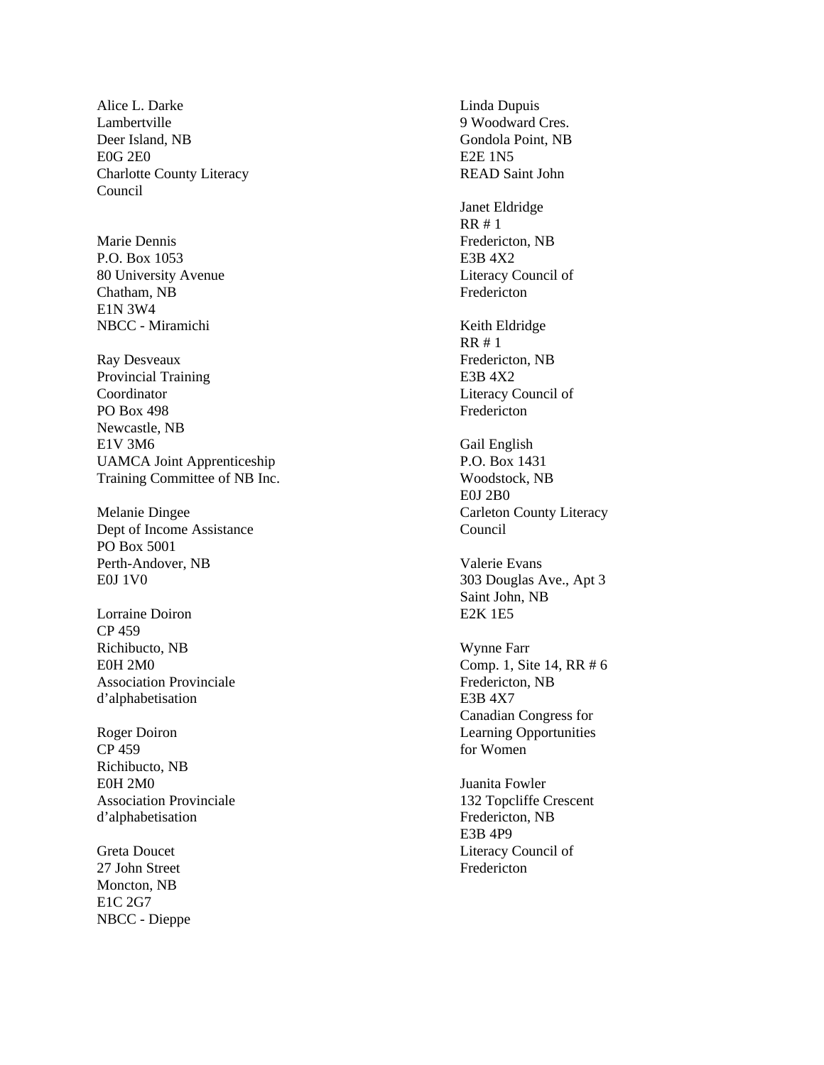Alice L. Darke
Lambertville
Deer Island, NB
E0G 2E0
Charlotte County Literacy Council

Marie Dennis
P.O. Box 1053
80 University Avenue
Chatham, NB
E1N 3W4
NBCC - Miramichi

Ray Desveaux
Provincial Training Coordinator
PO Box 498
Newcastle, NB
E1V 3M6
UAMCA Joint Apprenticeship Training Committee of NB Inc.

Melanie Dingee
Dept of Income Assistance
PO Box 5001
Perth-Andover, NB
E0J 1V0

Lorraine Doiron
CP 459
Richibucto, NB
E0H 2M0
Association Provinciale d'alphabetisation

Roger Doiron
CP 459
Richibucto, NB
E0H 2M0
Association Provinciale d'alphabetisation

Greta Doucet
27 John Street
Moncton, NB
E1C 2G7
NBCC - Dieppe

Linda Dupuis
9 Woodward Cres.
Gondola Point, NB
E2E 1N5
READ Saint John

Janet Eldridge
RR # 1
Fredericton, NB
E3B 4X2
Literacy Council of Fredericton

Keith Eldridge
RR # 1
Fredericton, NB
E3B 4X2
Literacy Council of Fredericton

Gail English
P.O. Box 1431
Woodstock, NB
E0J 2B0
Carleton County Literacy Council

Valerie Evans
303 Douglas Ave., Apt 3
Saint John, NB
E2K 1E5

Wynne Farr
Comp. 1, Site 14, RR # 6
Fredericton, NB
E3B 4X7
Canadian Congress for Learning Opportunities for Women

Juanita Fowler
132 Topcliffe Crescent
Fredericton, NB
E3B 4P9
Literacy Council of Fredericton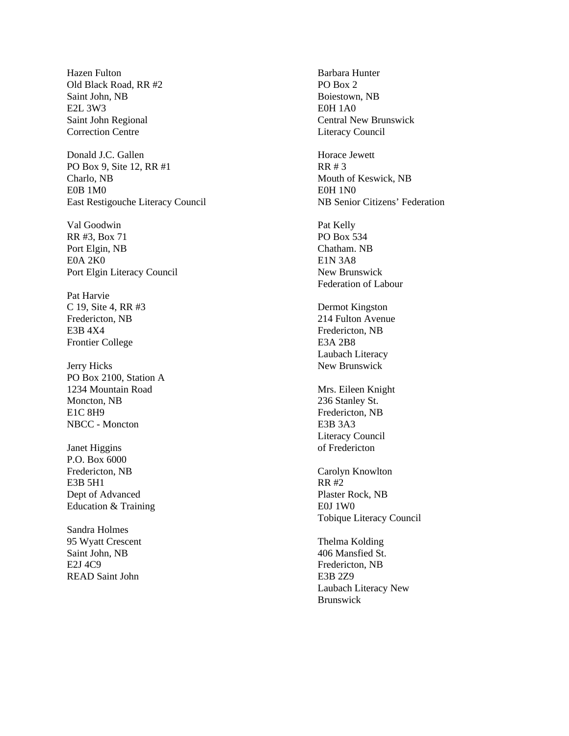Hazen Fulton
Old Black Road, RR #2
Saint John, NB
E2L 3W3
Saint John Regional
Correction Centre

Donald J.C. Gallen
PO Box 9, Site 12, RR #1
Charlo, NB
E0B 1M0
East Restigouche Literacy Council

Val Goodwin
RR #3, Box 71
Port Elgin, NB
E0A 2K0
Port Elgin Literacy Council

Pat Harvie
C 19, Site 4, RR #3
Fredericton, NB
E3B 4X4
Frontier College

Jerry Hicks
PO Box 2100, Station A
1234 Mountain Road
Moncton, NB
E1C 8H9
NBCC - Moncton

Janet Higgins
P.O. Box 6000
Fredericton, NB
E3B 5H1
Dept of Advanced
Education & Training

Sandra Holmes
95 Wyatt Crescent
Saint John, NB
E2J 4C9
READ Saint John

Barbara Hunter
PO Box 2
Boiestown, NB
E0H 1A0
Central New Brunswick
Literacy Council

Horace Jewett
RR # 3
Mouth of Keswick, NB
E0H 1N0
NB Senior Citizens' Federation

Pat Kelly
PO Box 534
Chatham. NB
E1N 3A8
New Brunswick
Federation of Labour

Dermot Kingston
214 Fulton Avenue
Fredericton, NB
E3A 2B8
Laubach Literacy
New Brunswick

Mrs. Eileen Knight
236 Stanley St.
Fredericton, NB
E3B 3A3
Literacy Council
of Fredericton

Carolyn Knowlton
RR #2
Plaster Rock, NB
E0J 1W0
Tobique Literacy Council

Thelma Kolding
406 Mansfied St.
Fredericton, NB
E3B 2Z9
Laubach Literacy New
Brunswick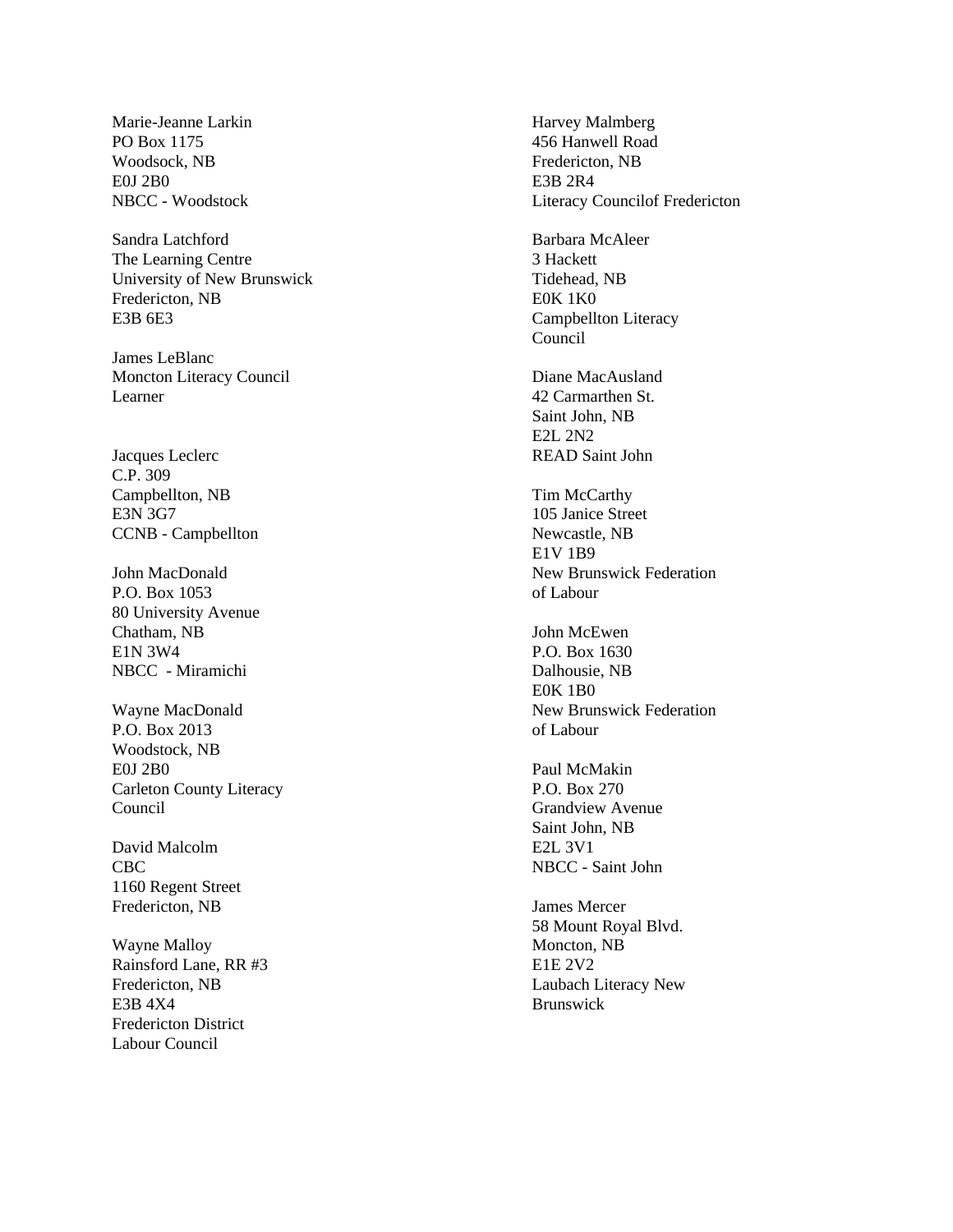Marie-Jeanne Larkin
PO Box 1175
Woodsock, NB
E0J 2B0
NBCC - Woodstock

Sandra Latchford
The Learning Centre
University of New Brunswick
Fredericton, NB
E3B 6E3

James LeBlanc
Moncton Literacy Council
Learner

Jacques Leclerc
C.P. 309
Campbellton, NB
E3N 3G7
CCNB - Campbellton

John MacDonald
P.O. Box 1053
80 University Avenue
Chatham, NB
E1N 3W4
NBCC - Miramichi

Wayne MacDonald
P.O. Box 2013
Woodstock, NB
E0J 2B0
Carleton County Literacy
Council

David Malcolm
CBC
1160 Regent Street
Fredericton, NB

Wayne Malloy
Rainsford Lane, RR #3
Fredericton, NB
E3B 4X4
Fredericton District
Labour Council

Harvey Malmberg
456 Hanwell Road
Fredericton, NB
E3B 2R4
Literacy Councilof Fredericton

Barbara McAleer
3 Hackett
Tidehead, NB
E0K 1K0
Campbellton Literacy
Council

Diane MacAusland
42 Carmarthen St.
Saint John, NB
E2L 2N2
READ Saint John

Tim McCarthy
105 Janice Street
Newcastle, NB
E1V 1B9
New Brunswick Federation
of Labour

John McEwen
P.O. Box 1630
Dalhousie, NB
E0K 1B0
New Brunswick Federation
of Labour

Paul McMakin
P.O. Box 270
Grandview Avenue
Saint John, NB
E2L 3V1
NBCC - Saint John

James Mercer
58 Mount Royal Blvd.
Moncton, NB
E1E 2V2
Laubach Literacy New
Brunswick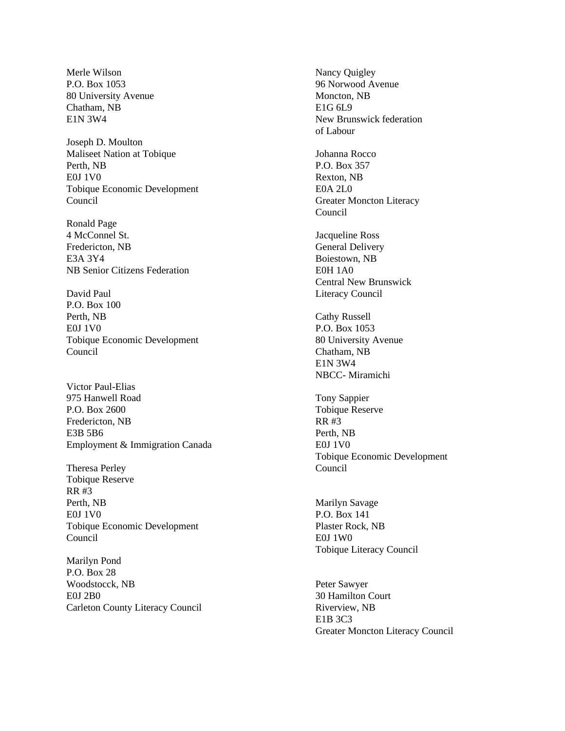Merle Wilson
P.O. Box 1053
80 University Avenue
Chatham, NB
E1N 3W4

Joseph D. Moulton
Maliseet Nation at Tobique
Perth, NB
E0J 1V0
Tobique Economic Development
Council

Ronald Page
4 McConnel St.
Fredericton, NB
E3A 3Y4
NB Senior Citizens Federation

David Paul
P.O. Box 100
Perth, NB
E0J 1V0
Tobique Economic Development
Council

Victor Paul-Elias
975 Hanwell Road
P.O. Box 2600
Fredericton, NB
E3B 5B6
Employment & Immigration Canada

Theresa Perley
Tobique Reserve
RR #3
Perth, NB
E0J 1V0
Tobique Economic Development
Council

Marilyn Pond
P.O. Box 28
Woodstocck, NB
E0J 2B0
Carleton County Literacy Council

Nancy Quigley
96 Norwood Avenue
Moncton, NB
E1G 6L9
New Brunswick federation
of Labour

Johanna Rocco
P.O. Box 357
Rexton, NB
E0A 2L0
Greater Moncton Literacy
Council

Jacqueline Ross
General Delivery
Boiestown, NB
E0H 1A0
Central New Brunswick
Literacy Council

Cathy Russell
P.O. Box 1053
80 University Avenue
Chatham, NB
E1N 3W4
NBCC- Miramichi

Tony Sappier
Tobique Reserve
RR #3
Perth, NB
E0J 1V0
Tobique Economic Development
Council

Marilyn Savage
P.O. Box 141
Plaster Rock, NB
E0J 1W0
Tobique Literacy Council

Peter Sawyer
30 Hamilton Court
Riverview, NB
E1B 3C3
Greater Moncton Literacy Council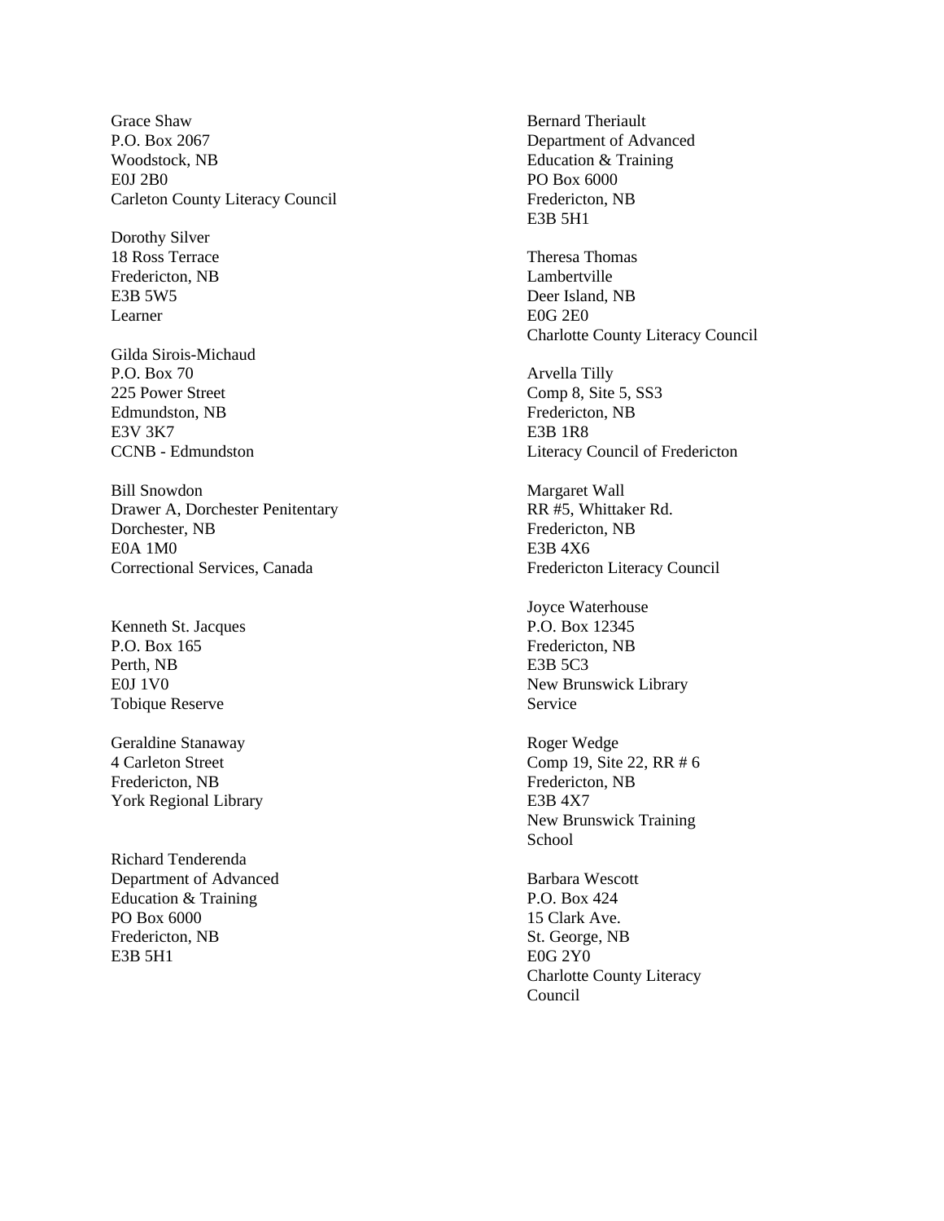Grace Shaw
P.O. Box 2067
Woodstock, NB
E0J 2B0
Carleton County Literacy Council

Dorothy Silver
18 Ross Terrace
Fredericton, NB
E3B 5W5
Learner

Gilda Sirois-Michaud
P.O. Box 70
225 Power Street
Edmundston, NB
E3V 3K7
CCNB - Edmundston

Bill Snowdon
Drawer A, Dorchester Penitentary
Dorchester, NB
E0A 1M0
Correctional Services, Canada

Kenneth St. Jacques
P.O. Box 165
Perth, NB
E0J 1V0
Tobique Reserve

Geraldine Stanaway
4 Carleton Street
Fredericton, NB
York Regional Library

Richard Tenderenda
Department of Advanced
Education & Training
PO Box 6000
Fredericton, NB
E3B 5H1

Bernard Theriault
Department of Advanced
Education & Training
PO Box 6000
Fredericton, NB
E3B 5H1

Theresa Thomas
Lambertville
Deer Island, NB
E0G 2E0
Charlotte County Literacy Council

Arvella Tilly
Comp 8, Site 5, SS3
Fredericton, NB
E3B 1R8
Literacy Council of Fredericton

Margaret Wall
RR #5, Whittaker Rd.
Fredericton, NB
E3B 4X6
Fredericton Literacy Council

Joyce Waterhouse
P.O. Box 12345
Fredericton, NB
E3B 5C3
New Brunswick Library
Service

Roger Wedge
Comp 19, Site 22, RR # 6
Fredericton, NB
E3B 4X7
New Brunswick Training
School

Barbara Wescott
P.O. Box 424
15 Clark Ave.
St. George, NB
E0G 2Y0
Charlotte County Literacy
Council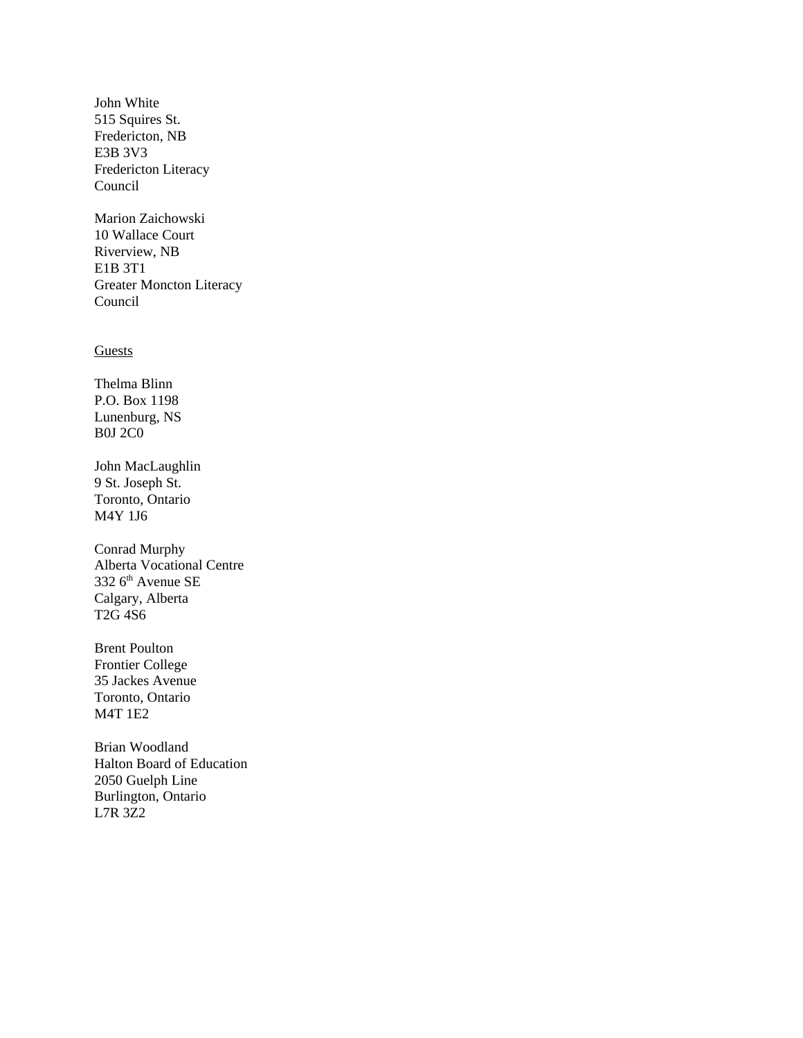John White
515 Squires St.
Fredericton, NB
E3B 3V3
Fredericton Literacy
Council

Marion Zaichowski
10 Wallace Court
Riverview, NB
E1B 3T1
Greater Moncton Literacy
Council

<u>Guests</u>

Thelma Blinn
P.O. Box 1198
Lunenburg, NS
B0J 2C0

John MacLaughlin
9 St. Joseph St.
Toronto, Ontario
M4Y 1J6

Conrad Murphy
Alberta Vocational Centre
332 6th Avenue SE
Calgary, Alberta
T2G 4S6

Brent Poulton
Frontier College
35 Jackes Avenue
Toronto, Ontario
M4T 1E2

Brian Woodland
Halton Board of Education
2050 Guelph Line
Burlington, Ontario
L7R 3Z2